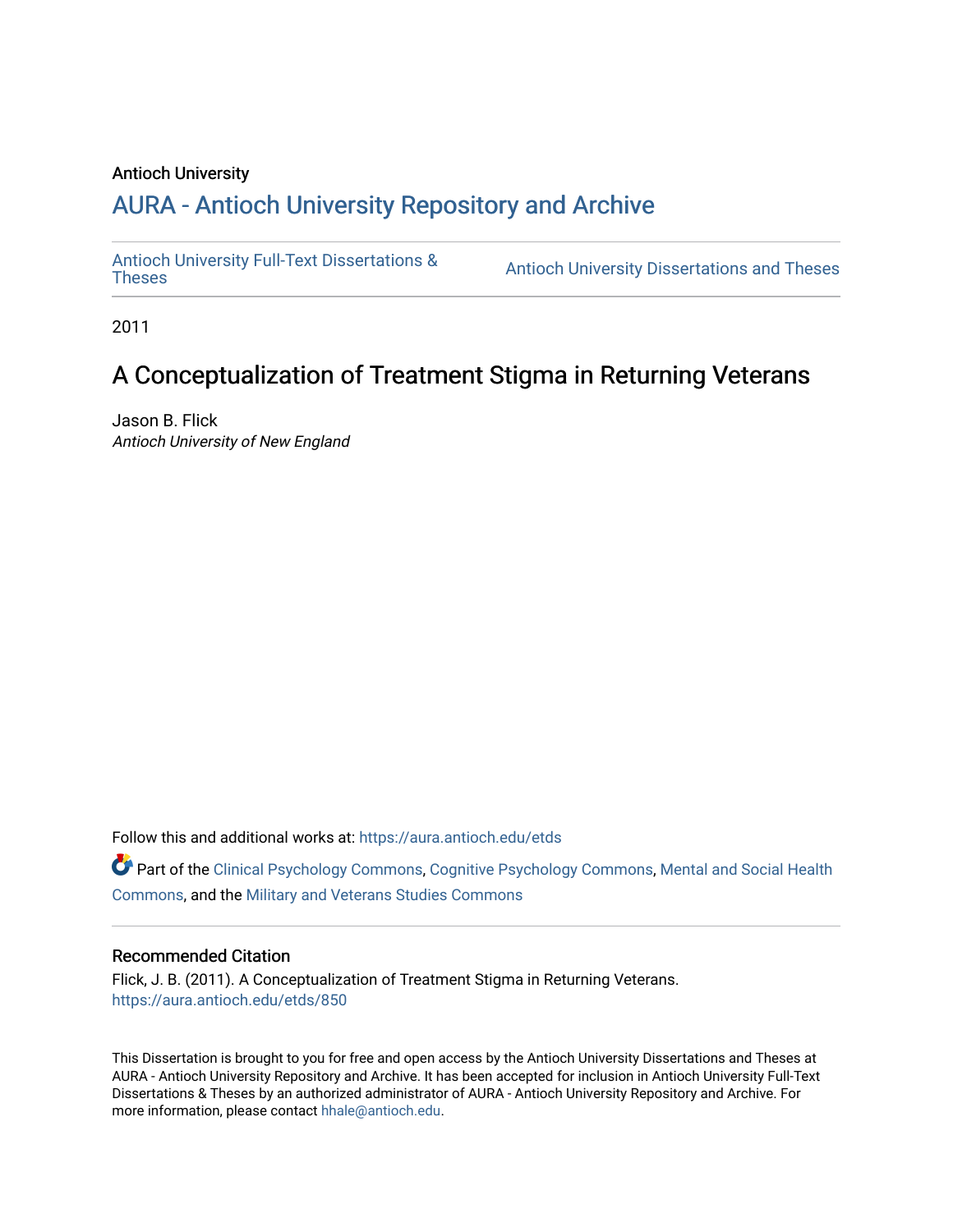Antioch University

## AURA - Antioch University Repository and Archive

Antioch University Full-Text Dissertations & Theses | Antioch University Dissertations and Theses

2011

# A Conceptualization of Treatment Stigma in Returning Veterans

Jason B. Flick
*Antioch University of New England*

Follow this and additional works at: https://aura.antioch.edu/etds

Part of the Clinical Psychology Commons, Cognitive Psychology Commons, Mental and Social Health Commons, and the Military and Veterans Studies Commons

### Recommended Citation

Flick, J. B. (2011). A Conceptualization of Treatment Stigma in Returning Veterans.
https://aura.antioch.edu/etds/850

This Dissertation is brought to you for free and open access by the Antioch University Dissertations and Theses at AURA - Antioch University Repository and Archive. It has been accepted for inclusion in Antioch University Full-Text Dissertations & Theses by an authorized administrator of AURA - Antioch University Repository and Archive. For more information, please contact hhale@antioch.edu.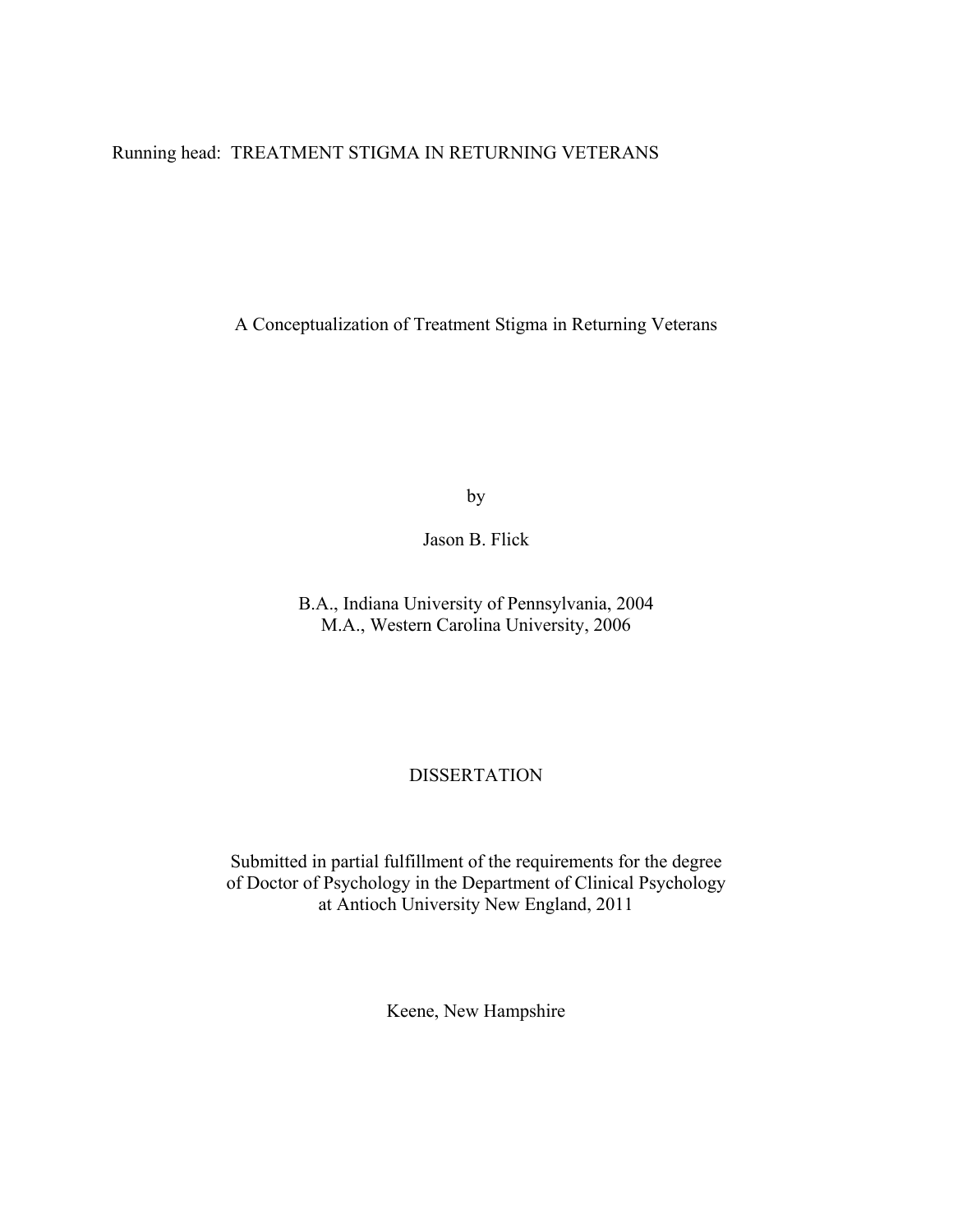A Conceptualization of Treatment Stigma in Returning Veterans

by

Jason B. Flick

B.A., Indiana University of Pennsylvania, 2004
M.A., Western Carolina University, 2006

DISSERTATION

Submitted in partial fulfillment of the requirements for the degree
of Doctor of Psychology in the Department of Clinical Psychology
at Antioch University New England, 2011

Keene, New Hampshire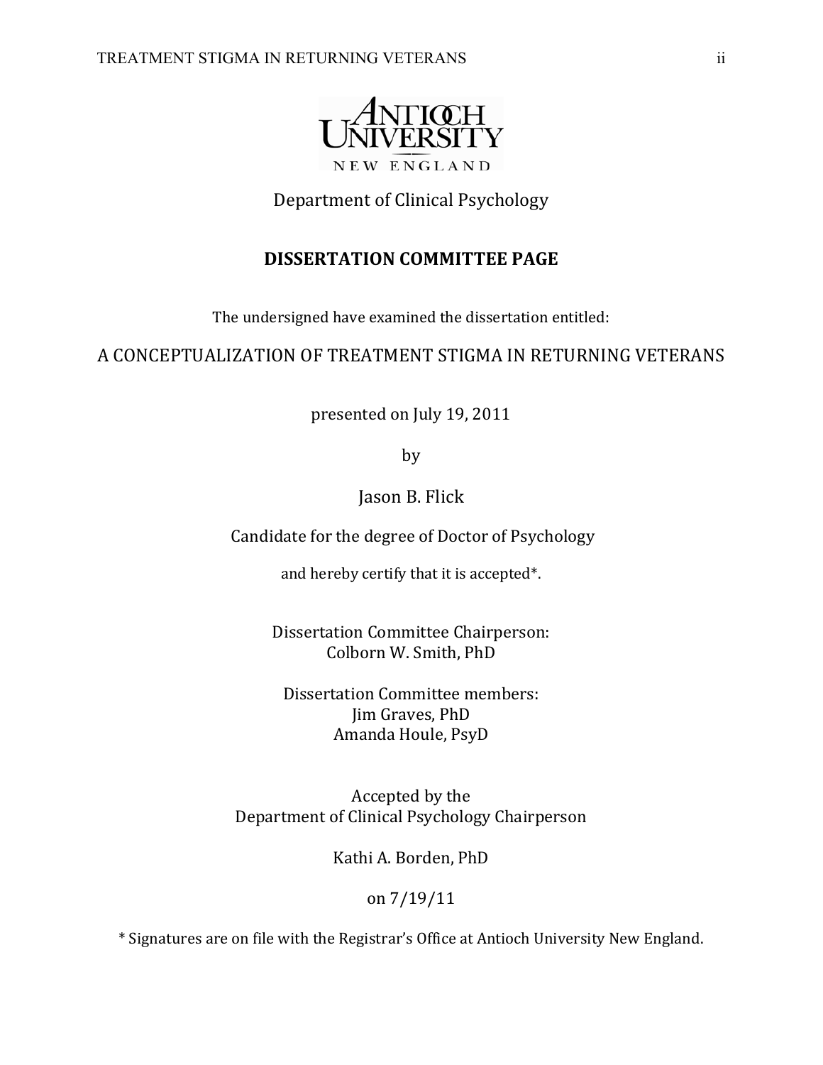Antioch University New England

Department of Clinical Psychology

## DISSERTATION COMMITTEE PAGE

The undersigned have examined the dissertation entitled:

A CONCEPTUALIZATION OF TREATMENT STIGMA IN RETURNING VETERANS

presented on July 19, 2011

by

Jason B. Flick

Candidate for the degree of Doctor of Psychology

and hereby certify that it is accepted*.

Dissertation Committee Chairperson:
Colborn W. Smith, PhD

Dissertation Committee members:
Jim Graves, PhD
Amanda Houle, PsyD

Accepted by the
Department of Clinical Psychology Chairperson

Kathi A. Borden, PhD

on 7/19/11

* Signatures are on file with the Registrar's Office at Antioch University New England.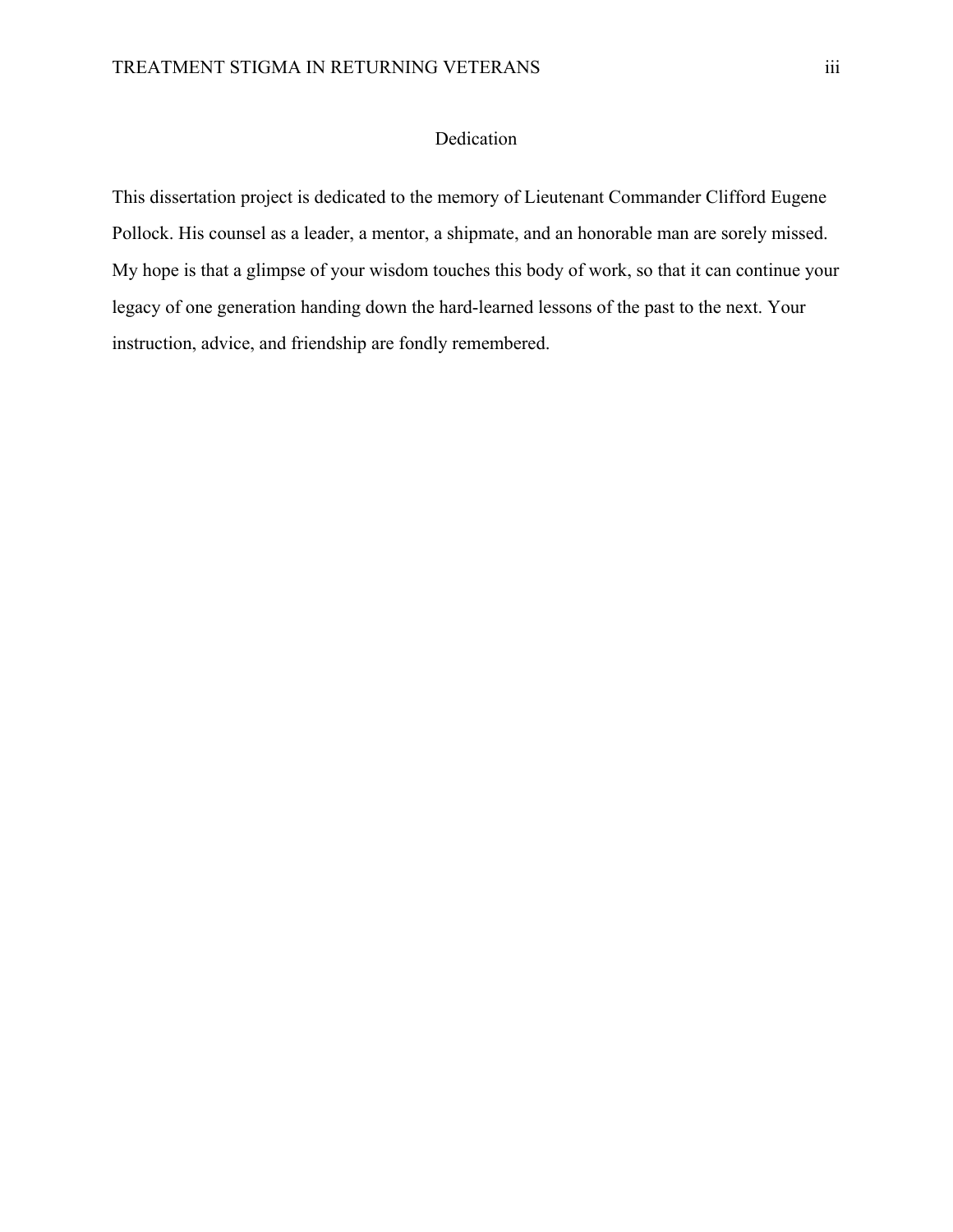# Dedication

This dissertation project is dedicated to the memory of Lieutenant Commander Clifford Eugene Pollock. His counsel as a leader, a mentor, a shipmate, and an honorable man are sorely missed. My hope is that a glimpse of your wisdom touches this body of work, so that it can continue your legacy of one generation handing down the hard-learned lessons of the past to the next. Your instruction, advice, and friendship are fondly remembered.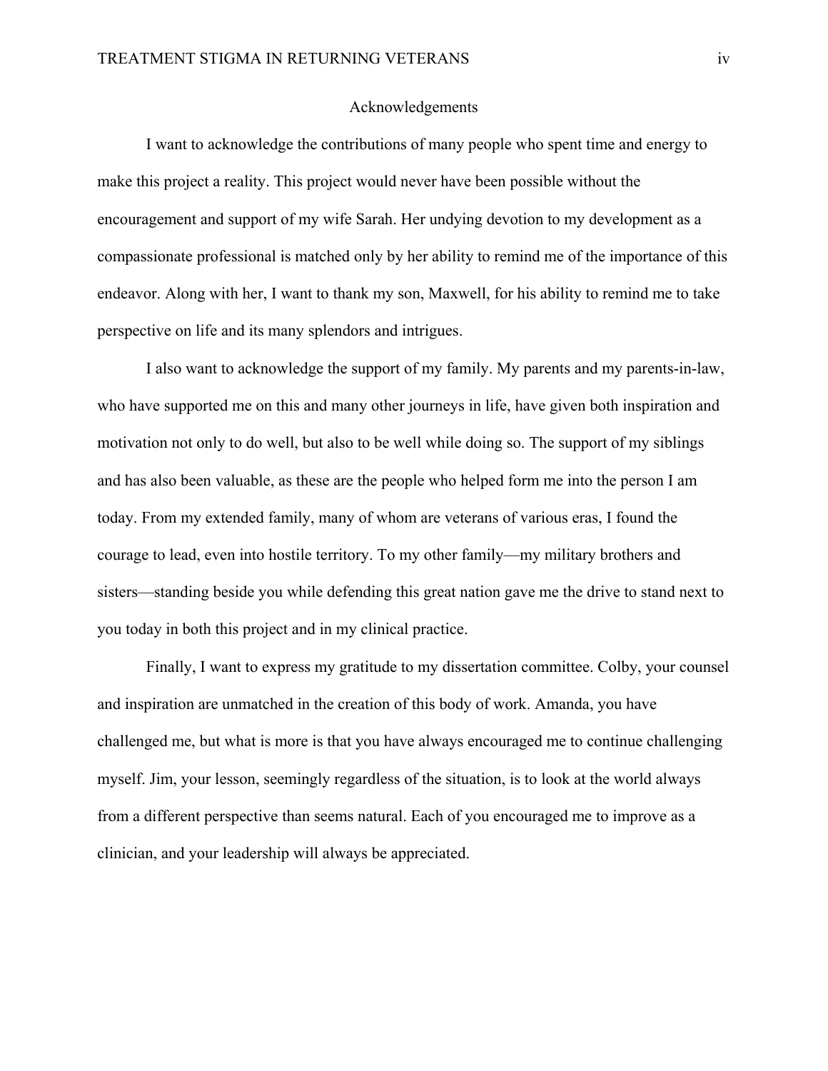# Acknowledgements

I want to acknowledge the contributions of many people who spent time and energy to make this project a reality. This project would never have been possible without the encouragement and support of my wife Sarah. Her undying devotion to my development as a compassionate professional is matched only by her ability to remind me of the importance of this endeavor. Along with her, I want to thank my son, Maxwell, for his ability to remind me to take perspective on life and its many splendors and intrigues.

I also want to acknowledge the support of my family. My parents and my parents-in-law, who have supported me on this and many other journeys in life, have given both inspiration and motivation not only to do well, but also to be well while doing so. The support of my siblings and has also been valuable, as these are the people who helped form me into the person I am today. From my extended family, many of whom are veterans of various eras, I found the courage to lead, even into hostile territory. To my other family—my military brothers and sisters—standing beside you while defending this great nation gave me the drive to stand next to you today in both this project and in my clinical practice.

Finally, I want to express my gratitude to my dissertation committee. Colby, your counsel and inspiration are unmatched in the creation of this body of work. Amanda, you have challenged me, but what is more is that you have always encouraged me to continue challenging myself. Jim, your lesson, seemingly regardless of the situation, is to look at the world always from a different perspective than seems natural. Each of you encouraged me to improve as a clinician, and your leadership will always be appreciated.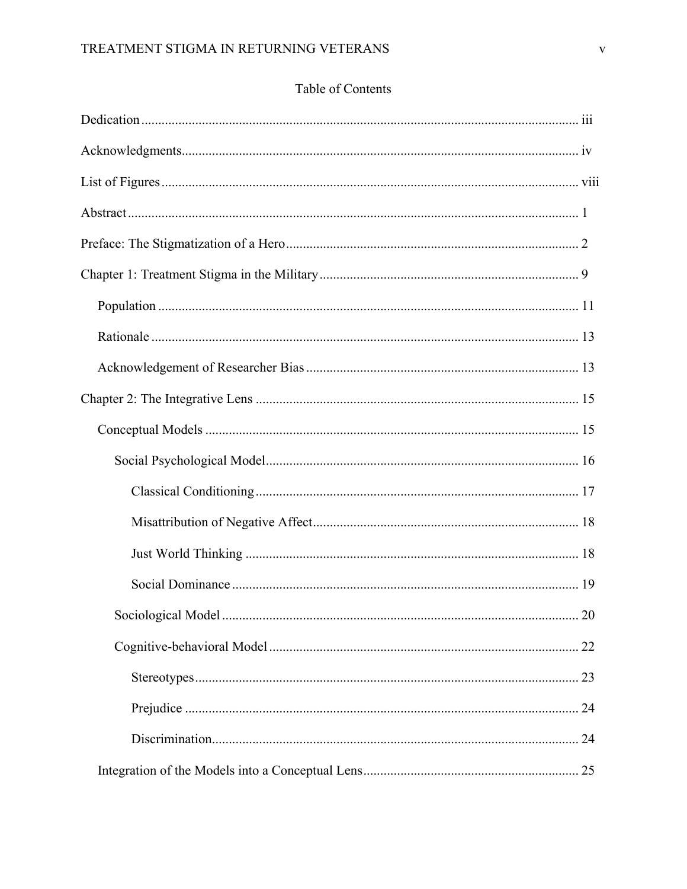# Table of Contents

Dedication ........................................................ iii

Acknowledgments ........................................................ iv

List of Figures ........................................................ viii

Abstract ........................................................ 1

Preface: The Stigmatization of a Hero ........................................................ 2

Chapter 1: Treatment Stigma in the Military ........................................................ 9

- Population ........................................................ 11
- Rationale ........................................................ 13
- Acknowledgement of Researcher Bias ........................................................ 13

Chapter 2: The Integrative Lens ........................................................ 15

- Conceptual Models ........................................................ 15
  - Social Psychological Model ........................................................ 16
    - Classical Conditioning ........................................................ 17
    - Misattribution of Negative Affect ........................................................ 18
    - Just World Thinking ........................................................ 18
    - Social Dominance ........................................................ 19
  - Sociological Model ........................................................ 20
  - Cognitive-behavioral Model ........................................................ 22
    - Stereotypes ........................................................ 23
    - Prejudice ........................................................ 24
    - Discrimination ........................................................ 24
- Integration of the Models into a Conceptual Lens ........................................................ 25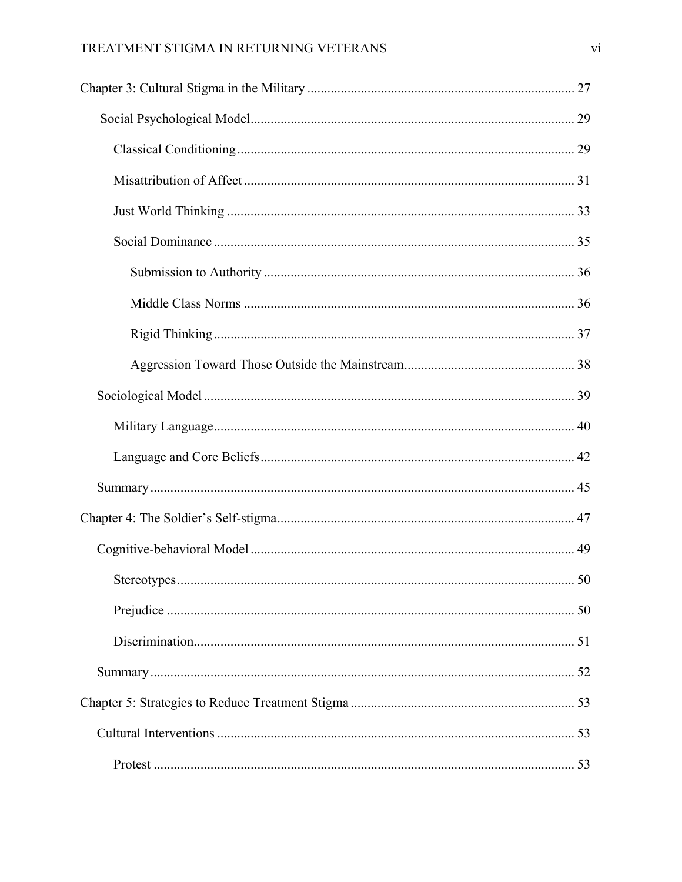Chapter 3: Cultural Stigma in the Military ........................................................................... 27

- Social Psychological Model ........................................................................................ 29
  - Classical Conditioning ........................................................................................ 29
  - Misattribution of Affect ...................................................................................... 31
  - Just World Thinking ............................................................................................ 33
  - Social Dominance ................................................................................................ 35
    - Submission to Authority ................................................................................ 36
    - Middle Class Norms ...................................................................................... 36
    - Rigid Thinking ............................................................................................... 37
    - Aggression Toward Those Outside the Mainstream ........................................ 38
- Sociological Model ..................................................................................................... 39
  - Military Language ............................................................................................... 40
  - Language and Core Beliefs .................................................................................. 42
- Summary ..................................................................................................................... 45

Chapter 4: The Soldier's Self-stigma ..................................................................................... 47

- Cognitive-behavioral Model ........................................................................................ 49
  - Stereotypes ........................................................................................................... 50
  - Prejudice .............................................................................................................. 50
  - Discrimination ...................................................................................................... 51
- Summary ..................................................................................................................... 52

Chapter 5: Strategies to Reduce Treatment Stigma ................................................................ 53

- Cultural Interventions .................................................................................................. 53
  - Protest .................................................................................................................. 53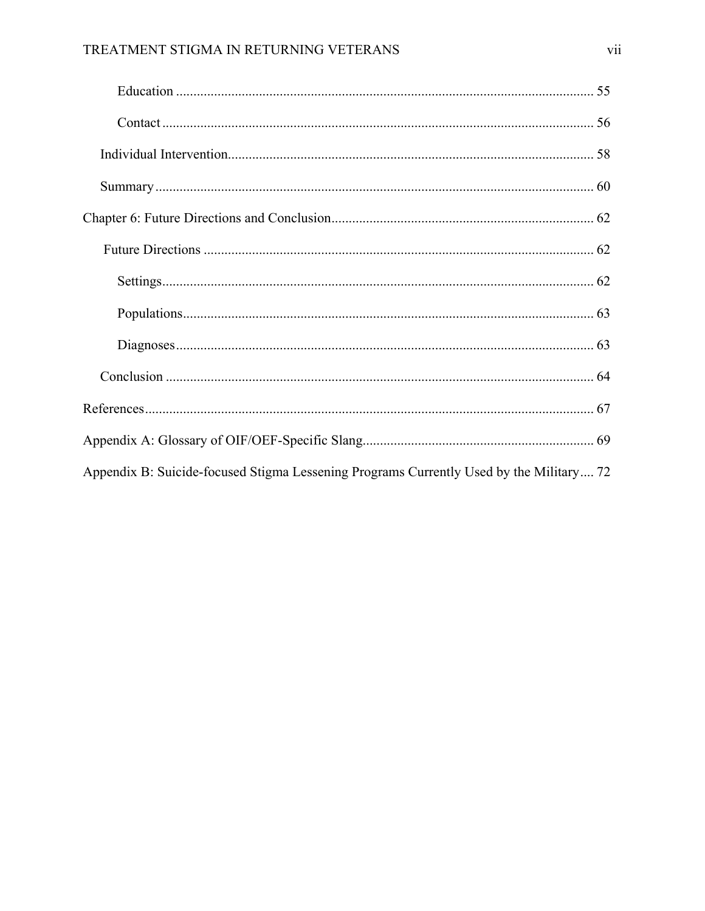Education ........................................................................................................................ 55

Contact ............................................................................................................................ 56

Individual Intervention........................................................................................................ 58

Summary .............................................................................................................................. 60

Chapter 6: Future Directions and Conclusion........................................................................... 62

Future Directions ................................................................................................................ 62

Settings............................................................................................................................ 62

Populations....................................................................................................................... 63

Diagnoses......................................................................................................................... 63

Conclusion ........................................................................................................................... 64

References................................................................................................................................. 67

Appendix A: Glossary of OIF/OEF-Specific Slang.................................................................. 69

Appendix B: Suicide-focused Stigma Lessening Programs Currently Used by the Military.... 72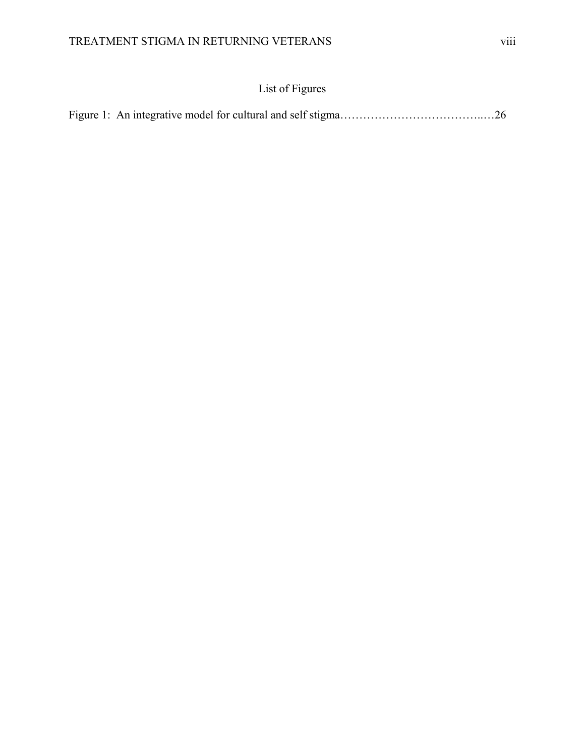# List of Figures

Figure 1: An integrative model for cultural and self stigma…………………………………..…26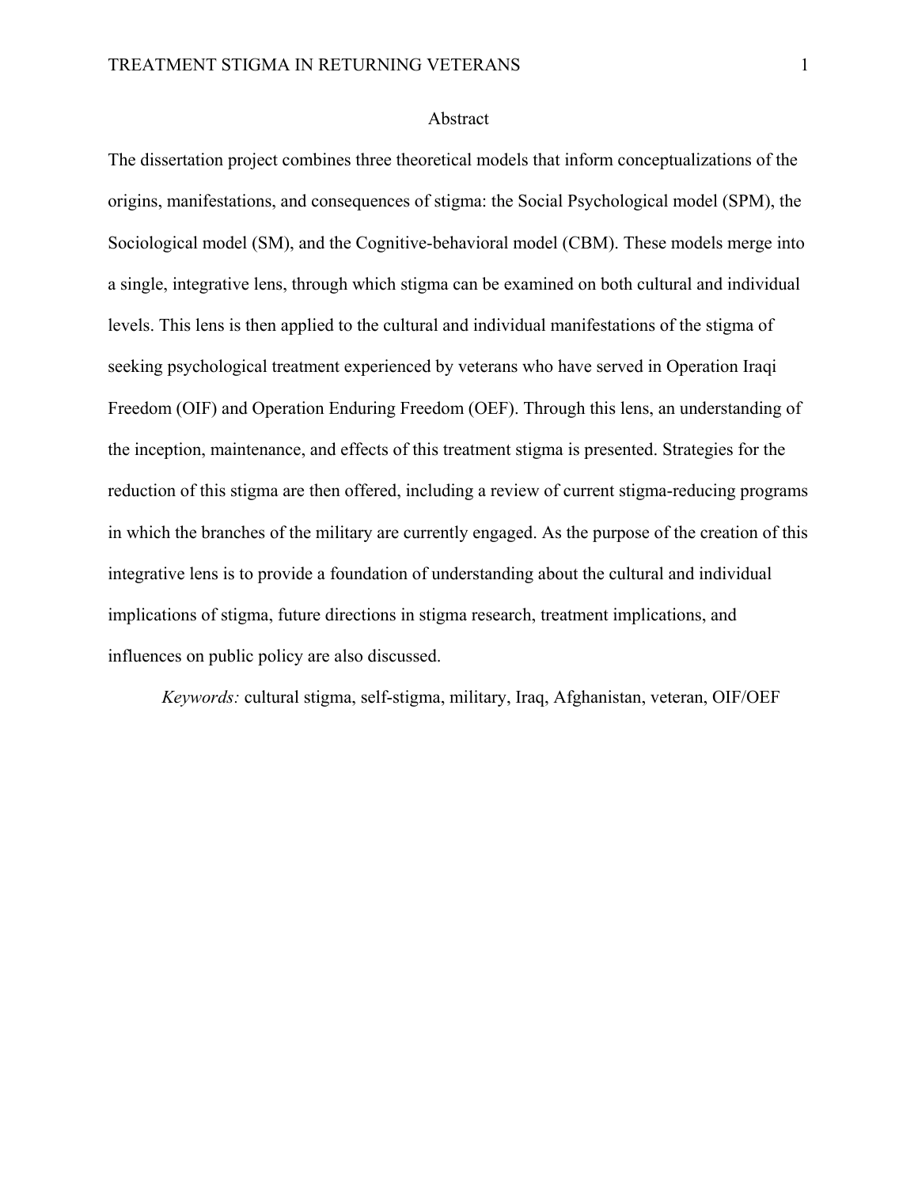# Abstract

The dissertation project combines three theoretical models that inform conceptualizations of the origins, manifestations, and consequences of stigma: the Social Psychological model (SPM), the Sociological model (SM), and the Cognitive-behavioral model (CBM). These models merge into a single, integrative lens, through which stigma can be examined on both cultural and individual levels. This lens is then applied to the cultural and individual manifestations of the stigma of seeking psychological treatment experienced by veterans who have served in Operation Iraqi Freedom (OIF) and Operation Enduring Freedom (OEF). Through this lens, an understanding of the inception, maintenance, and effects of this treatment stigma is presented. Strategies for the reduction of this stigma are then offered, including a review of current stigma-reducing programs in which the branches of the military are currently engaged. As the purpose of the creation of this integrative lens is to provide a foundation of understanding about the cultural and individual implications of stigma, future directions in stigma research, treatment implications, and influences on public policy are also discussed.

*Keywords:* cultural stigma, self-stigma, military, Iraq, Afghanistan, veteran, OIF/OEF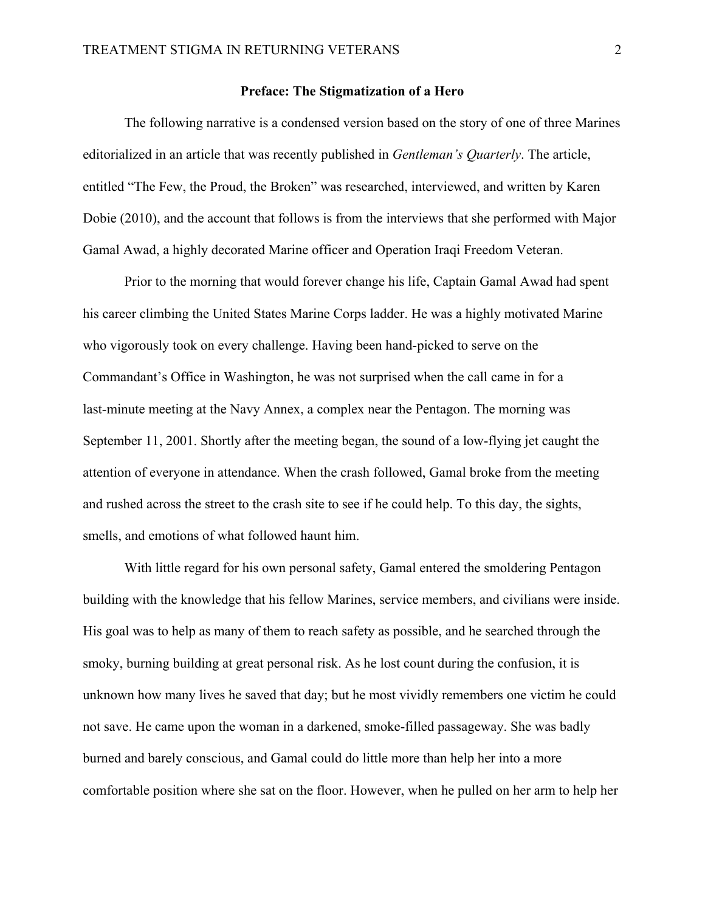## Preface: The Stigmatization of a Hero

The following narrative is a condensed version based on the story of one of three Marines editorialized in an article that was recently published in *Gentleman's Quarterly*. The article, entitled "The Few, the Proud, the Broken" was researched, interviewed, and written by Karen Dobie (2010), and the account that follows is from the interviews that she performed with Major Gamal Awad, a highly decorated Marine officer and Operation Iraqi Freedom Veteran.

Prior to the morning that would forever change his life, Captain Gamal Awad had spent his career climbing the United States Marine Corps ladder. He was a highly motivated Marine who vigorously took on every challenge. Having been hand-picked to serve on the Commandant's Office in Washington, he was not surprised when the call came in for a last-minute meeting at the Navy Annex, a complex near the Pentagon. The morning was September 11, 2001. Shortly after the meeting began, the sound of a low-flying jet caught the attention of everyone in attendance. When the crash followed, Gamal broke from the meeting and rushed across the street to the crash site to see if he could help. To this day, the sights, smells, and emotions of what followed haunt him.

With little regard for his own personal safety, Gamal entered the smoldering Pentagon building with the knowledge that his fellow Marines, service members, and civilians were inside. His goal was to help as many of them to reach safety as possible, and he searched through the smoky, burning building at great personal risk. As he lost count during the confusion, it is unknown how many lives he saved that day; but he most vividly remembers one victim he could not save. He came upon the woman in a darkened, smoke-filled passageway. She was badly burned and barely conscious, and Gamal could do little more than help her into a more comfortable position where she sat on the floor. However, when he pulled on her arm to help her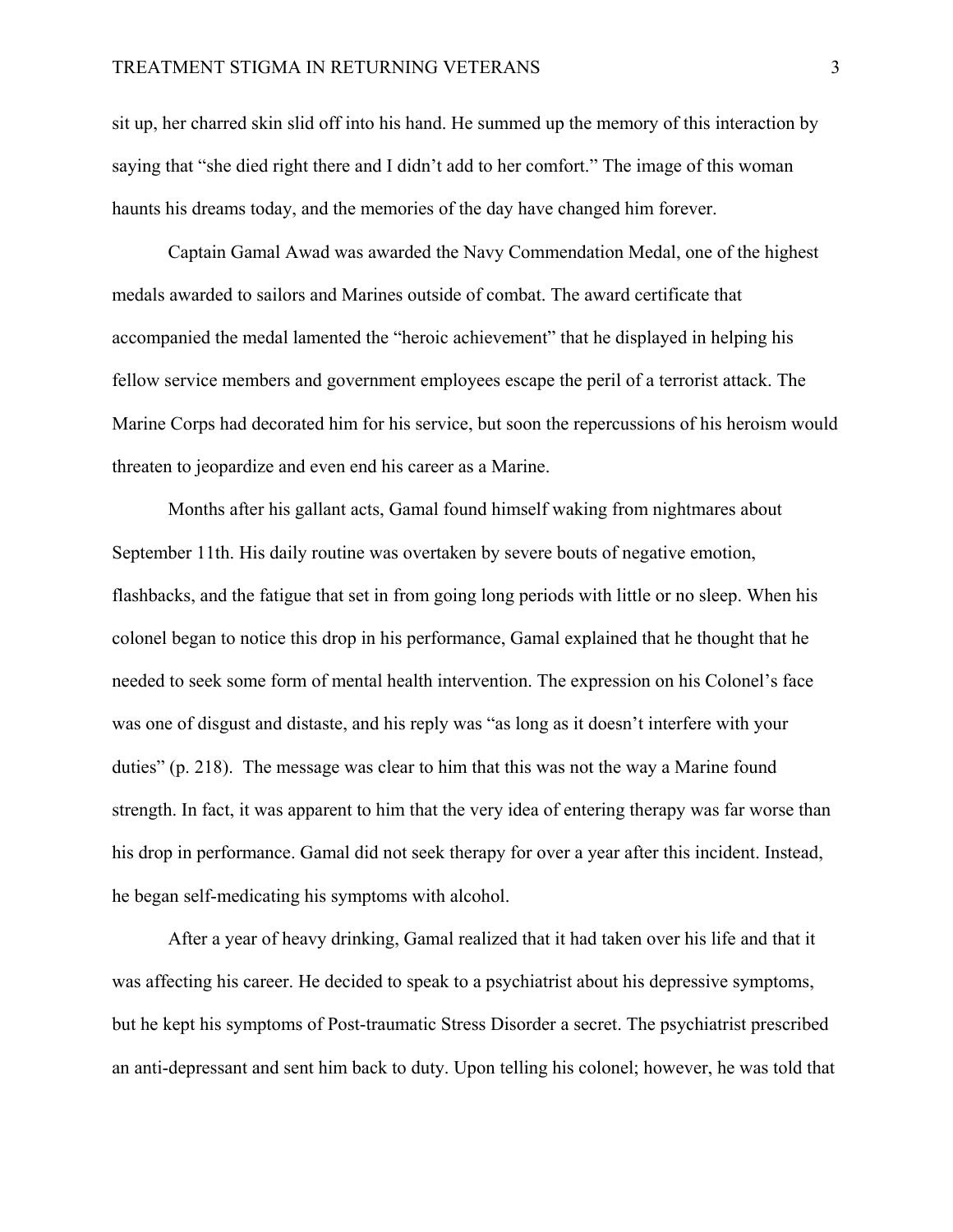sit up, her charred skin slid off into his hand. He summed up the memory of this interaction by saying that "she died right there and I didn't add to her comfort." The image of this woman haunts his dreams today, and the memories of the day have changed him forever.

Captain Gamal Awad was awarded the Navy Commendation Medal, one of the highest medals awarded to sailors and Marines outside of combat. The award certificate that accompanied the medal lamented the "heroic achievement" that he displayed in helping his fellow service members and government employees escape the peril of a terrorist attack. The Marine Corps had decorated him for his service, but soon the repercussions of his heroism would threaten to jeopardize and even end his career as a Marine.

Months after his gallant acts, Gamal found himself waking from nightmares about September 11th. His daily routine was overtaken by severe bouts of negative emotion, flashbacks, and the fatigue that set in from going long periods with little or no sleep. When his colonel began to notice this drop in his performance, Gamal explained that he thought that he needed to seek some form of mental health intervention. The expression on his Colonel's face was one of disgust and distaste, and his reply was "as long as it doesn't interfere with your duties" (p. 218). The message was clear to him that this was not the way a Marine found strength. In fact, it was apparent to him that the very idea of entering therapy was far worse than his drop in performance. Gamal did not seek therapy for over a year after this incident. Instead, he began self-medicating his symptoms with alcohol.

After a year of heavy drinking, Gamal realized that it had taken over his life and that it was affecting his career. He decided to speak to a psychiatrist about his depressive symptoms, but he kept his symptoms of Post-traumatic Stress Disorder a secret. The psychiatrist prescribed an anti-depressant and sent him back to duty. Upon telling his colonel; however, he was told that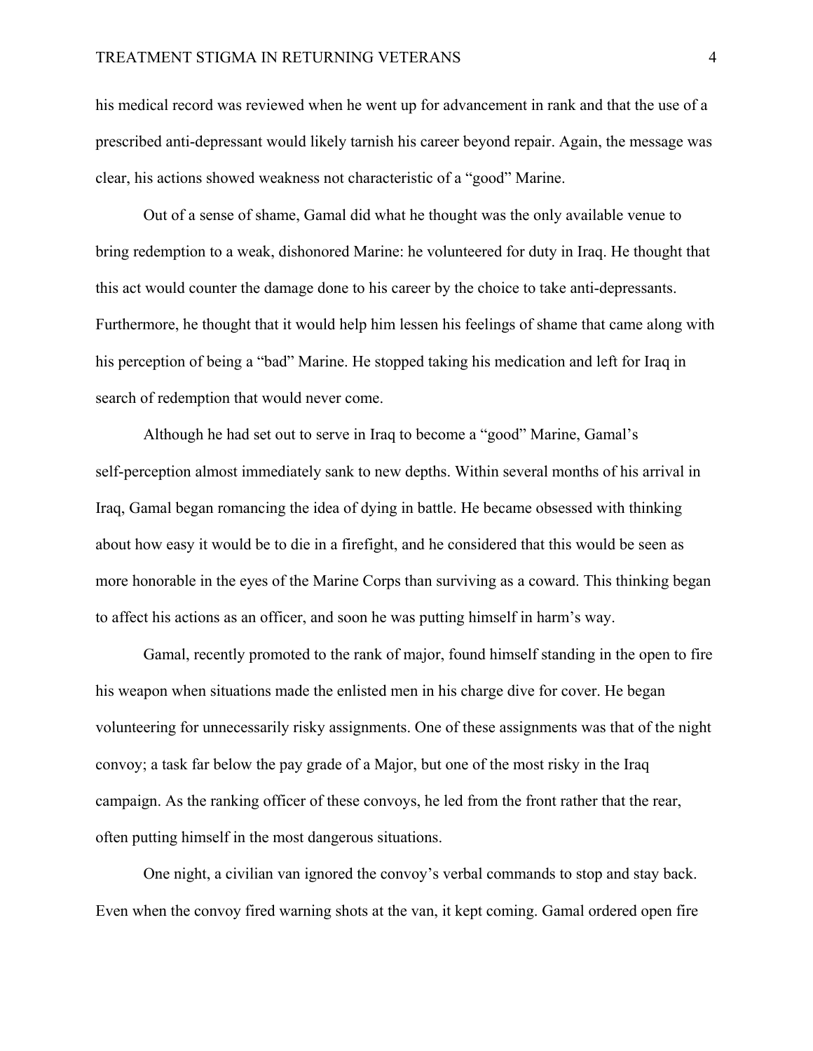his medical record was reviewed when he went up for advancement in rank and that the use of a prescribed anti-depressant would likely tarnish his career beyond repair. Again, the message was clear, his actions showed weakness not characteristic of a "good" Marine.

Out of a sense of shame, Gamal did what he thought was the only available venue to bring redemption to a weak, dishonored Marine: he volunteered for duty in Iraq. He thought that this act would counter the damage done to his career by the choice to take anti-depressants. Furthermore, he thought that it would help him lessen his feelings of shame that came along with his perception of being a "bad" Marine. He stopped taking his medication and left for Iraq in search of redemption that would never come.

Although he had set out to serve in Iraq to become a "good" Marine, Gamal's self-perception almost immediately sank to new depths. Within several months of his arrival in Iraq, Gamal began romancing the idea of dying in battle. He became obsessed with thinking about how easy it would be to die in a firefight, and he considered that this would be seen as more honorable in the eyes of the Marine Corps than surviving as a coward. This thinking began to affect his actions as an officer, and soon he was putting himself in harm's way.

Gamal, recently promoted to the rank of major, found himself standing in the open to fire his weapon when situations made the enlisted men in his charge dive for cover. He began volunteering for unnecessarily risky assignments. One of these assignments was that of the night convoy; a task far below the pay grade of a Major, but one of the most risky in the Iraq campaign. As the ranking officer of these convoys, he led from the front rather that the rear, often putting himself in the most dangerous situations.

One night, a civilian van ignored the convoy's verbal commands to stop and stay back. Even when the convoy fired warning shots at the van, it kept coming. Gamal ordered open fire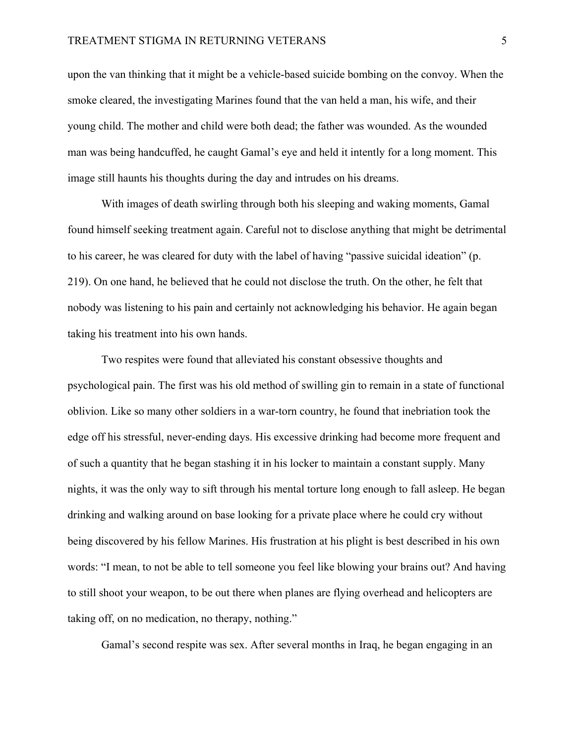upon the van thinking that it might be a vehicle-based suicide bombing on the convoy. When the smoke cleared, the investigating Marines found that the van held a man, his wife, and their young child. The mother and child were both dead; the father was wounded. As the wounded man was being handcuffed, he caught Gamal's eye and held it intently for a long moment. This image still haunts his thoughts during the day and intrudes on his dreams.

With images of death swirling through both his sleeping and waking moments, Gamal found himself seeking treatment again. Careful not to disclose anything that might be detrimental to his career, he was cleared for duty with the label of having "passive suicidal ideation" (p. 219). On one hand, he believed that he could not disclose the truth. On the other, he felt that nobody was listening to his pain and certainly not acknowledging his behavior. He again began taking his treatment into his own hands.

Two respites were found that alleviated his constant obsessive thoughts and psychological pain. The first was his old method of swilling gin to remain in a state of functional oblivion. Like so many other soldiers in a war-torn country, he found that inebriation took the edge off his stressful, never-ending days. His excessive drinking had become more frequent and of such a quantity that he began stashing it in his locker to maintain a constant supply. Many nights, it was the only way to sift through his mental torture long enough to fall asleep. He began drinking and walking around on base looking for a private place where he could cry without being discovered by his fellow Marines. His frustration at his plight is best described in his own words: "I mean, to not be able to tell someone you feel like blowing your brains out? And having to still shoot your weapon, to be out there when planes are flying overhead and helicopters are taking off, on no medication, no therapy, nothing."

Gamal's second respite was sex. After several months in Iraq, he began engaging in an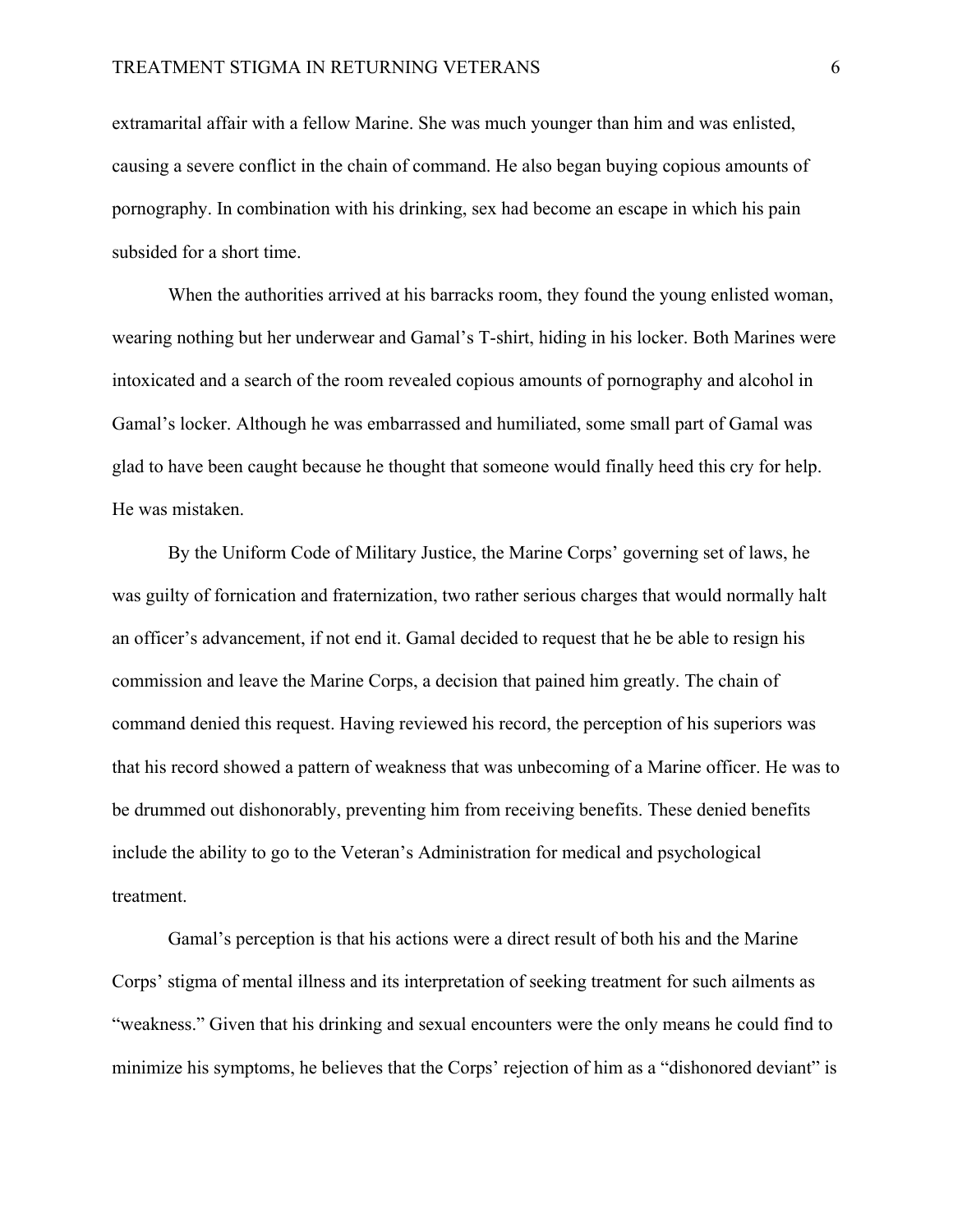extramarital affair with a fellow Marine. She was much younger than him and was enlisted, causing a severe conflict in the chain of command. He also began buying copious amounts of pornography. In combination with his drinking, sex had become an escape in which his pain subsided for a short time.

When the authorities arrived at his barracks room, they found the young enlisted woman, wearing nothing but her underwear and Gamal's T-shirt, hiding in his locker. Both Marines were intoxicated and a search of the room revealed copious amounts of pornography and alcohol in Gamal's locker. Although he was embarrassed and humiliated, some small part of Gamal was glad to have been caught because he thought that someone would finally heed this cry for help. He was mistaken.

By the Uniform Code of Military Justice, the Marine Corps' governing set of laws, he was guilty of fornication and fraternization, two rather serious charges that would normally halt an officer's advancement, if not end it. Gamal decided to request that he be able to resign his commission and leave the Marine Corps, a decision that pained him greatly. The chain of command denied this request. Having reviewed his record, the perception of his superiors was that his record showed a pattern of weakness that was unbecoming of a Marine officer. He was to be drummed out dishonorably, preventing him from receiving benefits. These denied benefits include the ability to go to the Veteran's Administration for medical and psychological treatment.

Gamal's perception is that his actions were a direct result of both his and the Marine Corps' stigma of mental illness and its interpretation of seeking treatment for such ailments as "weakness." Given that his drinking and sexual encounters were the only means he could find to minimize his symptoms, he believes that the Corps' rejection of him as a "dishonored deviant" is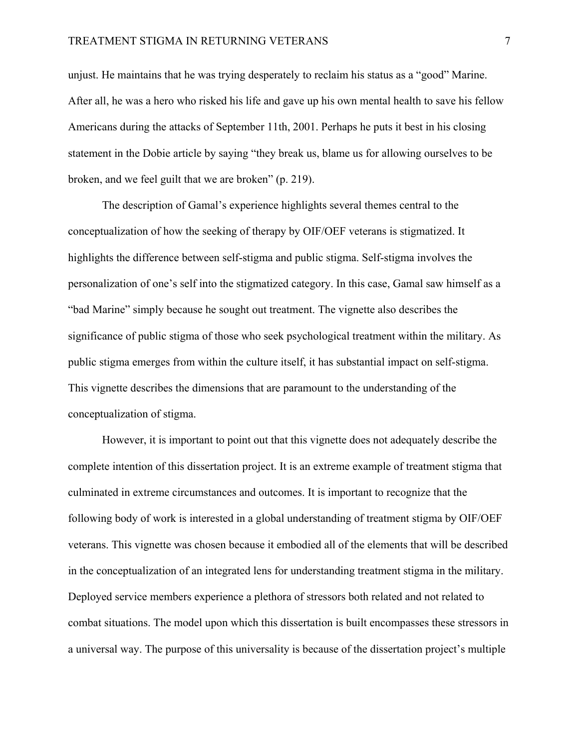unjust. He maintains that he was trying desperately to reclaim his status as a "good" Marine. After all, he was a hero who risked his life and gave up his own mental health to save his fellow Americans during the attacks of September 11th, 2001. Perhaps he puts it best in his closing statement in the Dobie article by saying "they break us, blame us for allowing ourselves to be broken, and we feel guilt that we are broken" (p. 219).

The description of Gamal's experience highlights several themes central to the conceptualization of how the seeking of therapy by OIF/OEF veterans is stigmatized. It highlights the difference between self-stigma and public stigma. Self-stigma involves the personalization of one's self into the stigmatized category. In this case, Gamal saw himself as a "bad Marine" simply because he sought out treatment. The vignette also describes the significance of public stigma of those who seek psychological treatment within the military. As public stigma emerges from within the culture itself, it has substantial impact on self-stigma. This vignette describes the dimensions that are paramount to the understanding of the conceptualization of stigma.

However, it is important to point out that this vignette does not adequately describe the complete intention of this dissertation project. It is an extreme example of treatment stigma that culminated in extreme circumstances and outcomes. It is important to recognize that the following body of work is interested in a global understanding of treatment stigma by OIF/OEF veterans. This vignette was chosen because it embodied all of the elements that will be described in the conceptualization of an integrated lens for understanding treatment stigma in the military. Deployed service members experience a plethora of stressors both related and not related to combat situations. The model upon which this dissertation is built encompasses these stressors in a universal way. The purpose of this universality is because of the dissertation project's multiple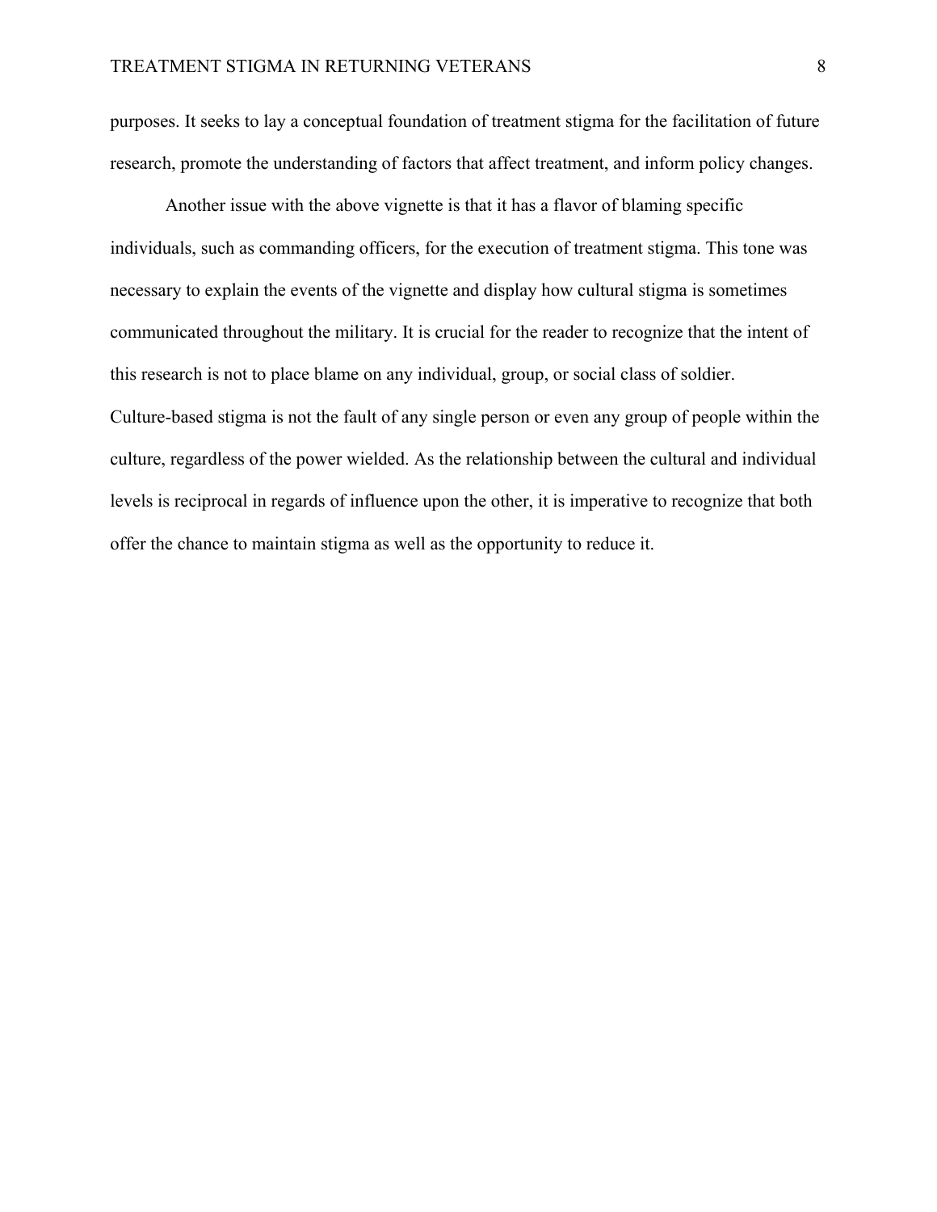purposes. It seeks to lay a conceptual foundation of treatment stigma for the facilitation of future research, promote the understanding of factors that affect treatment, and inform policy changes.

Another issue with the above vignette is that it has a flavor of blaming specific individuals, such as commanding officers, for the execution of treatment stigma. This tone was necessary to explain the events of the vignette and display how cultural stigma is sometimes communicated throughout the military. It is crucial for the reader to recognize that the intent of this research is not to place blame on any individual, group, or social class of soldier. Culture-based stigma is not the fault of any single person or even any group of people within the culture, regardless of the power wielded. As the relationship between the cultural and individual levels is reciprocal in regards of influence upon the other, it is imperative to recognize that both offer the chance to maintain stigma as well as the opportunity to reduce it.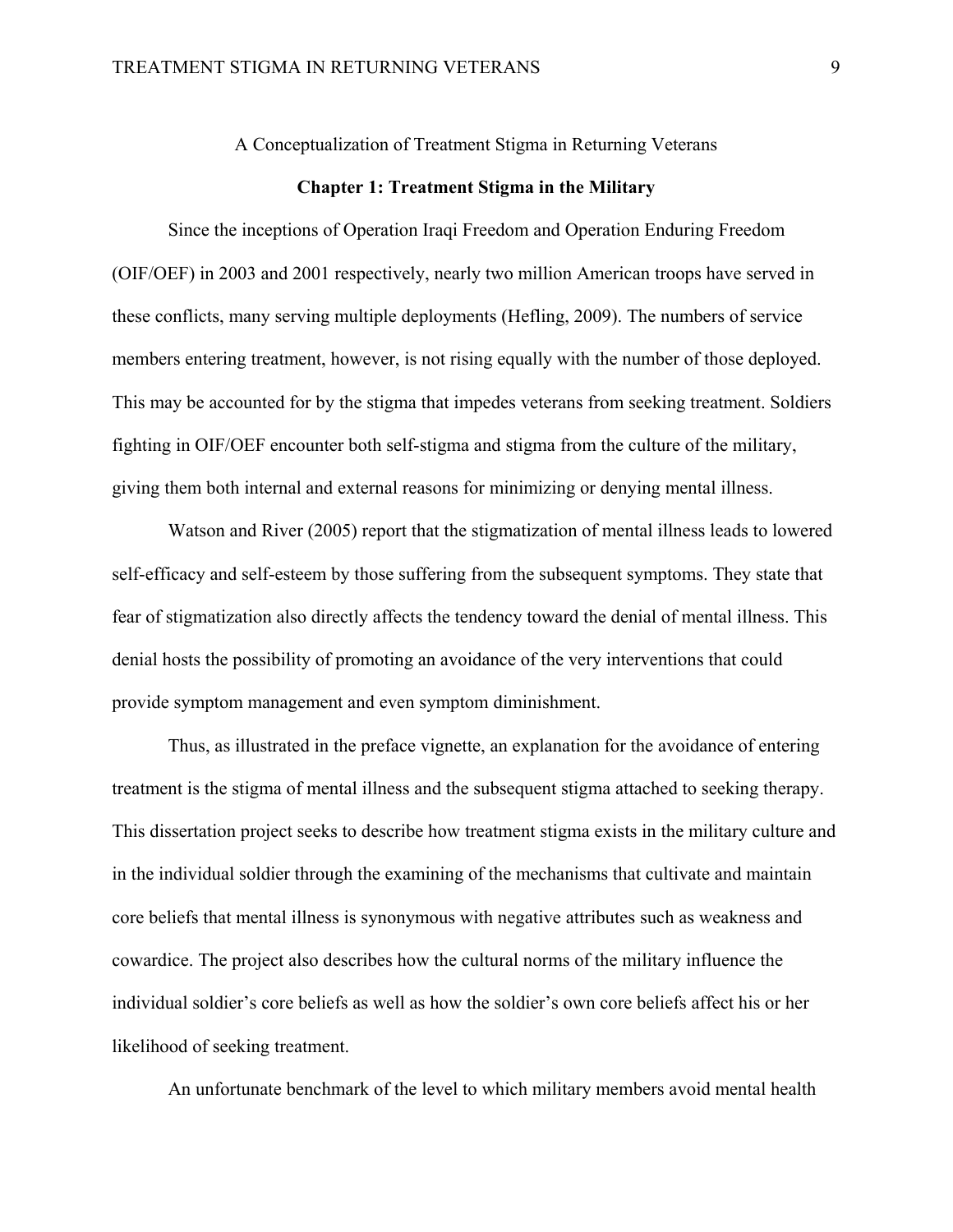A Conceptualization of Treatment Stigma in Returning Veterans

## Chapter 1: Treatment Stigma in the Military

Since the inceptions of Operation Iraqi Freedom and Operation Enduring Freedom (OIF/OEF) in 2003 and 2001 respectively, nearly two million American troops have served in these conflicts, many serving multiple deployments (Hefling, 2009). The numbers of service members entering treatment, however, is not rising equally with the number of those deployed. This may be accounted for by the stigma that impedes veterans from seeking treatment. Soldiers fighting in OIF/OEF encounter both self-stigma and stigma from the culture of the military, giving them both internal and external reasons for minimizing or denying mental illness.

Watson and River (2005) report that the stigmatization of mental illness leads to lowered self-efficacy and self-esteem by those suffering from the subsequent symptoms. They state that fear of stigmatization also directly affects the tendency toward the denial of mental illness. This denial hosts the possibility of promoting an avoidance of the very interventions that could provide symptom management and even symptom diminishment.

Thus, as illustrated in the preface vignette, an explanation for the avoidance of entering treatment is the stigma of mental illness and the subsequent stigma attached to seeking therapy. This dissertation project seeks to describe how treatment stigma exists in the military culture and in the individual soldier through the examining of the mechanisms that cultivate and maintain core beliefs that mental illness is synonymous with negative attributes such as weakness and cowardice. The project also describes how the cultural norms of the military influence the individual soldier's core beliefs as well as how the soldier's own core beliefs affect his or her likelihood of seeking treatment.

An unfortunate benchmark of the level to which military members avoid mental health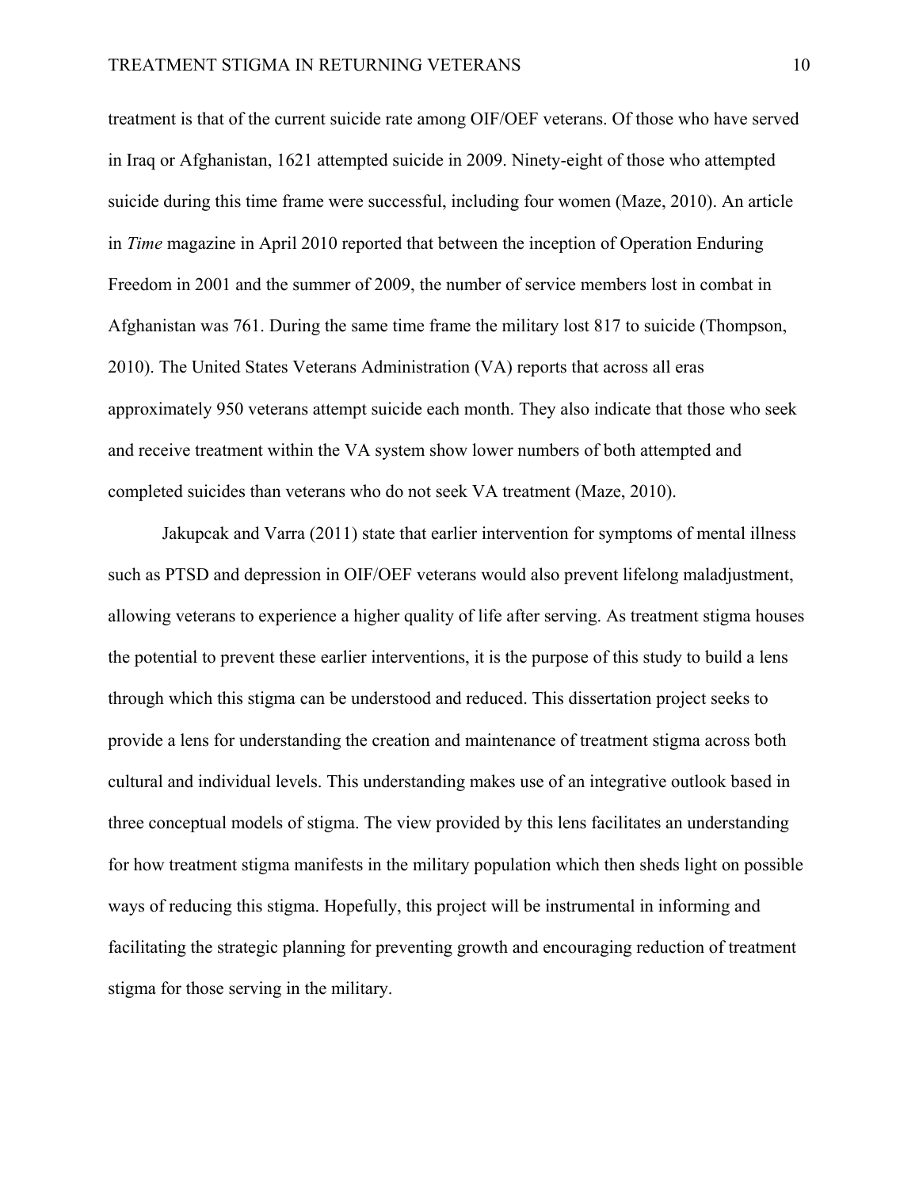treatment is that of the current suicide rate among OIF/OEF veterans. Of those who have served in Iraq or Afghanistan, 1621 attempted suicide in 2009. Ninety-eight of those who attempted suicide during this time frame were successful, including four women (Maze, 2010). An article in *Time* magazine in April 2010 reported that between the inception of Operation Enduring Freedom in 2001 and the summer of 2009, the number of service members lost in combat in Afghanistan was 761. During the same time frame the military lost 817 to suicide (Thompson, 2010). The United States Veterans Administration (VA) reports that across all eras approximately 950 veterans attempt suicide each month. They also indicate that those who seek and receive treatment within the VA system show lower numbers of both attempted and completed suicides than veterans who do not seek VA treatment (Maze, 2010).

Jakupcak and Varra (2011) state that earlier intervention for symptoms of mental illness such as PTSD and depression in OIF/OEF veterans would also prevent lifelong maladjustment, allowing veterans to experience a higher quality of life after serving. As treatment stigma houses the potential to prevent these earlier interventions, it is the purpose of this study to build a lens through which this stigma can be understood and reduced. This dissertation project seeks to provide a lens for understanding the creation and maintenance of treatment stigma across both cultural and individual levels. This understanding makes use of an integrative outlook based in three conceptual models of stigma. The view provided by this lens facilitates an understanding for how treatment stigma manifests in the military population which then sheds light on possible ways of reducing this stigma. Hopefully, this project will be instrumental in informing and facilitating the strategic planning for preventing growth and encouraging reduction of treatment stigma for those serving in the military.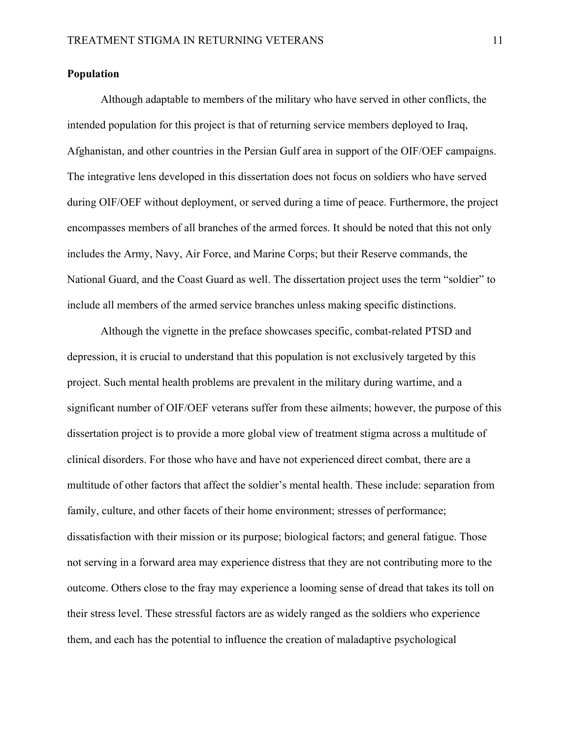**Population**

Although adaptable to members of the military who have served in other conflicts, the intended population for this project is that of returning service members deployed to Iraq, Afghanistan, and other countries in the Persian Gulf area in support of the OIF/OEF campaigns. The integrative lens developed in this dissertation does not focus on soldiers who have served during OIF/OEF without deployment, or served during a time of peace. Furthermore, the project encompasses members of all branches of the armed forces. It should be noted that this not only includes the Army, Navy, Air Force, and Marine Corps; but their Reserve commands, the National Guard, and the Coast Guard as well. The dissertation project uses the term "soldier" to include all members of the armed service branches unless making specific distinctions.

Although the vignette in the preface showcases specific, combat-related PTSD and depression, it is crucial to understand that this population is not exclusively targeted by this project. Such mental health problems are prevalent in the military during wartime, and a significant number of OIF/OEF veterans suffer from these ailments; however, the purpose of this dissertation project is to provide a more global view of treatment stigma across a multitude of clinical disorders. For those who have and have not experienced direct combat, there are a multitude of other factors that affect the soldier's mental health. These include: separation from family, culture, and other facets of their home environment; stresses of performance; dissatisfaction with their mission or its purpose; biological factors; and general fatigue. Those not serving in a forward area may experience distress that they are not contributing more to the outcome. Others close to the fray may experience a looming sense of dread that takes its toll on their stress level. These stressful factors are as widely ranged as the soldiers who experience them, and each has the potential to influence the creation of maladaptive psychological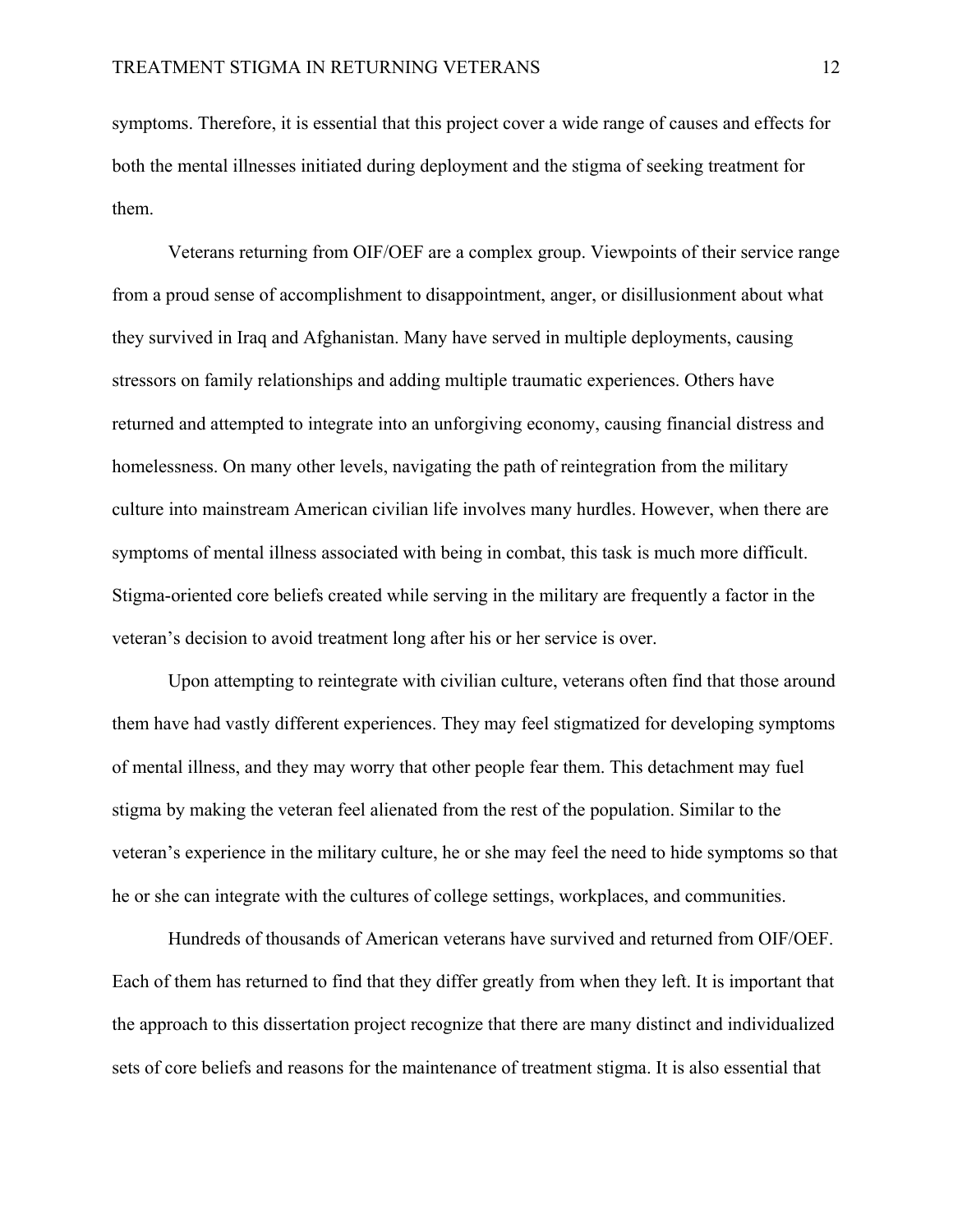symptoms. Therefore, it is essential that this project cover a wide range of causes and effects for both the mental illnesses initiated during deployment and the stigma of seeking treatment for them.

Veterans returning from OIF/OEF are a complex group. Viewpoints of their service range from a proud sense of accomplishment to disappointment, anger, or disillusionment about what they survived in Iraq and Afghanistan. Many have served in multiple deployments, causing stressors on family relationships and adding multiple traumatic experiences. Others have returned and attempted to integrate into an unforgiving economy, causing financial distress and homelessness. On many other levels, navigating the path of reintegration from the military culture into mainstream American civilian life involves many hurdles. However, when there are symptoms of mental illness associated with being in combat, this task is much more difficult. Stigma-oriented core beliefs created while serving in the military are frequently a factor in the veteran's decision to avoid treatment long after his or her service is over.

Upon attempting to reintegrate with civilian culture, veterans often find that those around them have had vastly different experiences. They may feel stigmatized for developing symptoms of mental illness, and they may worry that other people fear them. This detachment may fuel stigma by making the veteran feel alienated from the rest of the population. Similar to the veteran's experience in the military culture, he or she may feel the need to hide symptoms so that he or she can integrate with the cultures of college settings, workplaces, and communities.

Hundreds of thousands of American veterans have survived and returned from OIF/OEF. Each of them has returned to find that they differ greatly from when they left. It is important that the approach to this dissertation project recognize that there are many distinct and individualized sets of core beliefs and reasons for the maintenance of treatment stigma. It is also essential that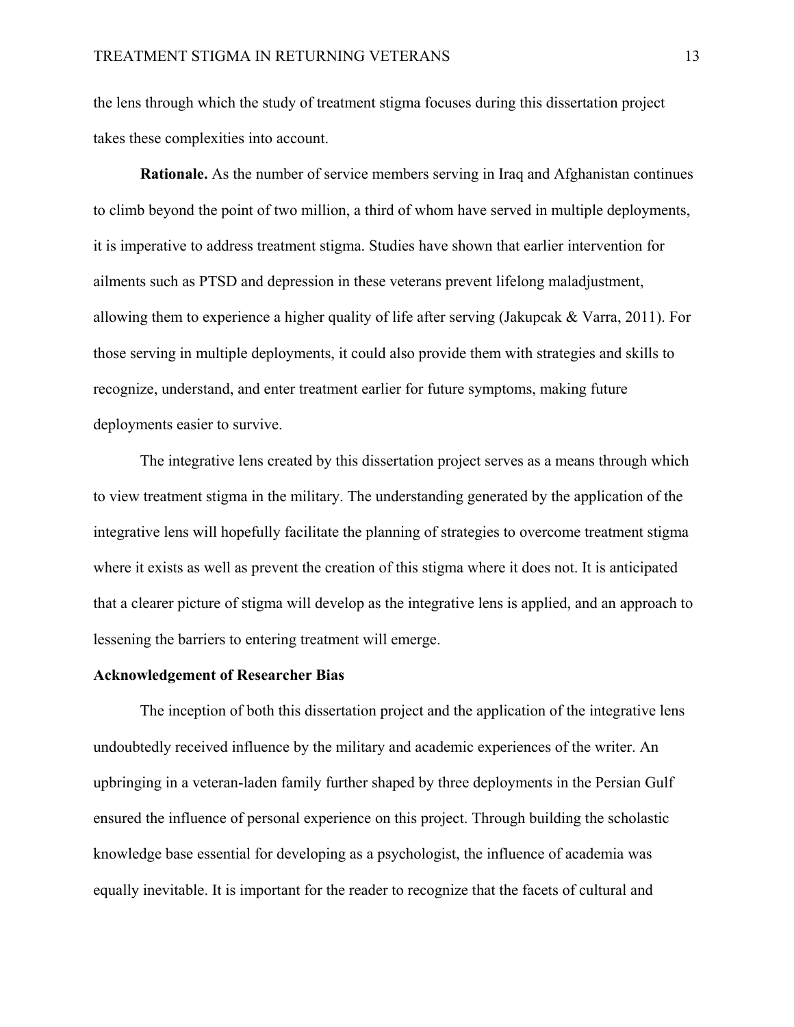the lens through which the study of treatment stigma focuses during this dissertation project takes these complexities into account.

**Rationale.** As the number of service members serving in Iraq and Afghanistan continues to climb beyond the point of two million, a third of whom have served in multiple deployments, it is imperative to address treatment stigma. Studies have shown that earlier intervention for ailments such as PTSD and depression in these veterans prevent lifelong maladjustment, allowing them to experience a higher quality of life after serving (Jakupcak & Varra, 2011). For those serving in multiple deployments, it could also provide them with strategies and skills to recognize, understand, and enter treatment earlier for future symptoms, making future deployments easier to survive.

The integrative lens created by this dissertation project serves as a means through which to view treatment stigma in the military. The understanding generated by the application of the integrative lens will hopefully facilitate the planning of strategies to overcome treatment stigma where it exists as well as prevent the creation of this stigma where it does not. It is anticipated that a clearer picture of stigma will develop as the integrative lens is applied, and an approach to lessening the barriers to entering treatment will emerge.

## Acknowledgement of Researcher Bias

The inception of both this dissertation project and the application of the integrative lens undoubtedly received influence by the military and academic experiences of the writer. An upbringing in a veteran-laden family further shaped by three deployments in the Persian Gulf ensured the influence of personal experience on this project. Through building the scholastic knowledge base essential for developing as a psychologist, the influence of academia was equally inevitable. It is important for the reader to recognize that the facets of cultural and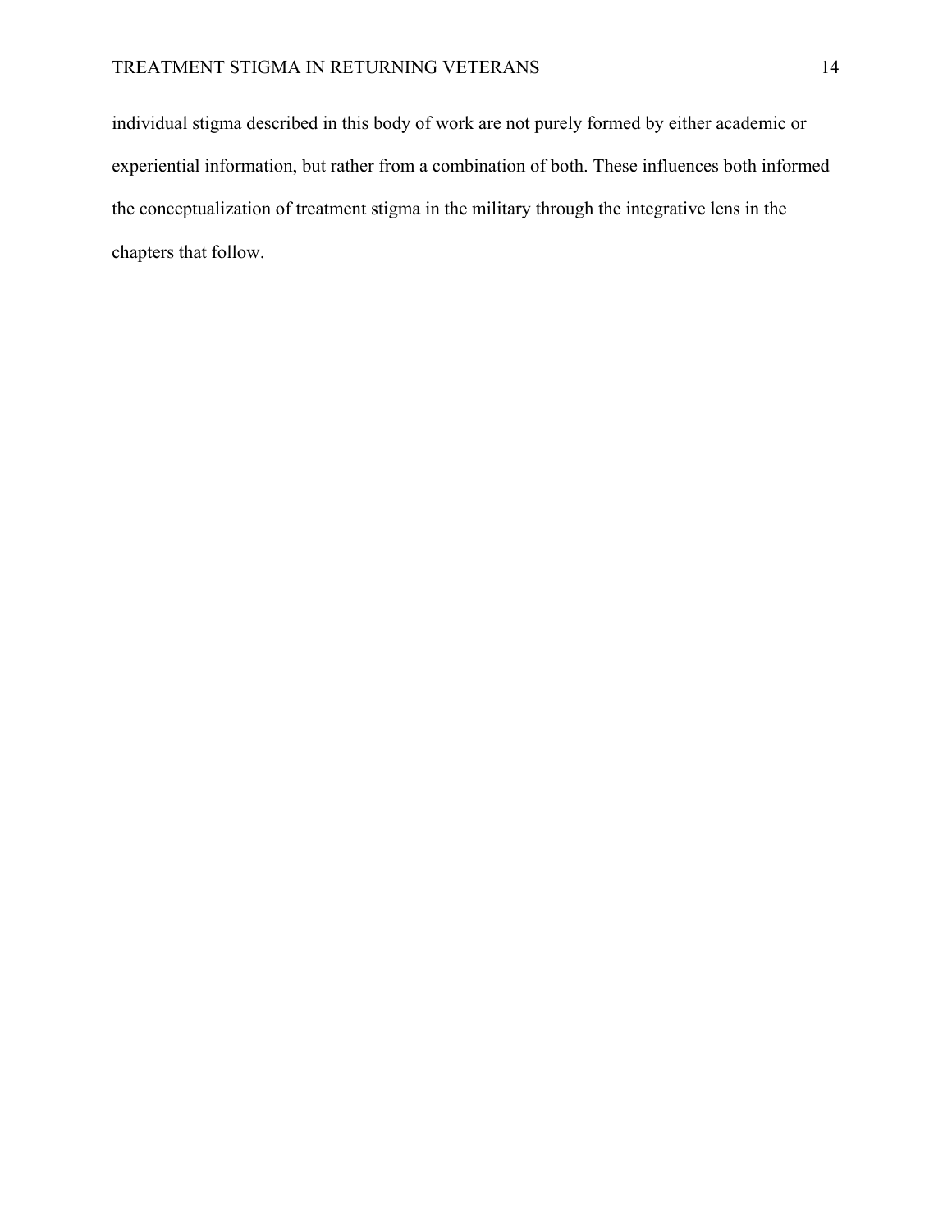individual stigma described in this body of work are not purely formed by either academic or experiential information, but rather from a combination of both. These influences both informed the conceptualization of treatment stigma in the military through the integrative lens in the chapters that follow.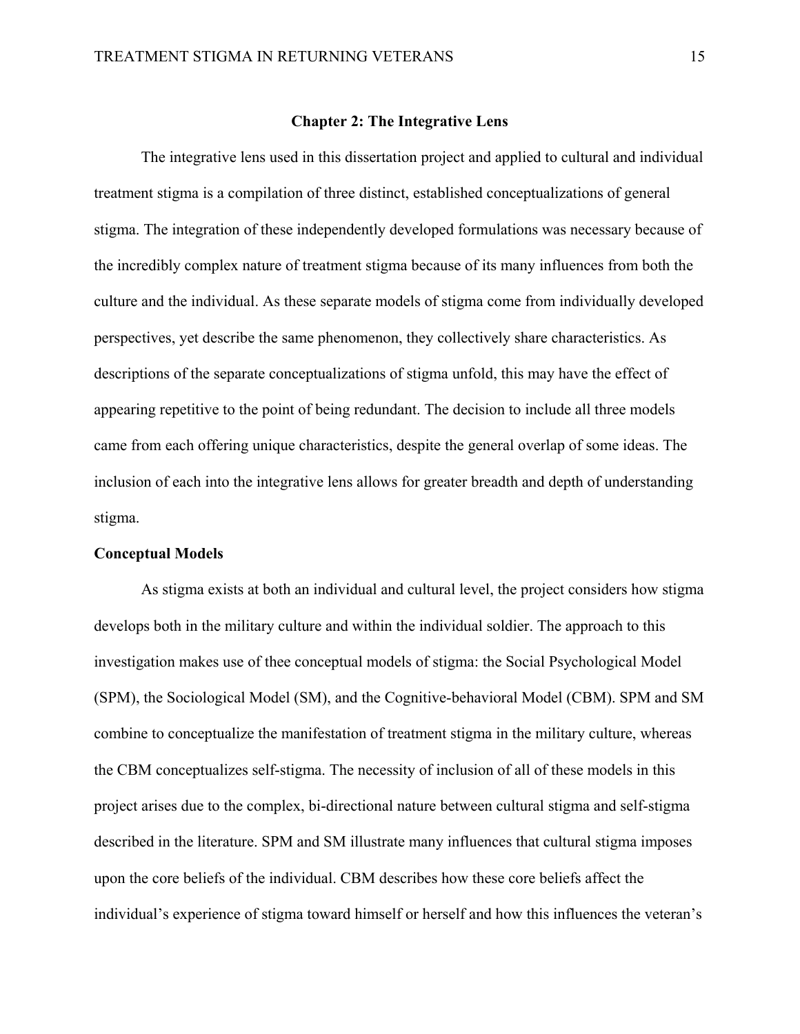# Chapter 2: The Integrative Lens

The integrative lens used in this dissertation project and applied to cultural and individual treatment stigma is a compilation of three distinct, established conceptualizations of general stigma. The integration of these independently developed formulations was necessary because of the incredibly complex nature of treatment stigma because of its many influences from both the culture and the individual. As these separate models of stigma come from individually developed perspectives, yet describe the same phenomenon, they collectively share characteristics. As descriptions of the separate conceptualizations of stigma unfold, this may have the effect of appearing repetitive to the point of being redundant. The decision to include all three models came from each offering unique characteristics, despite the general overlap of some ideas. The inclusion of each into the integrative lens allows for greater breadth and depth of understanding stigma.

## Conceptual Models

As stigma exists at both an individual and cultural level, the project considers how stigma develops both in the military culture and within the individual soldier. The approach to this investigation makes use of thee conceptual models of stigma: the Social Psychological Model (SPM), the Sociological Model (SM), and the Cognitive-behavioral Model (CBM). SPM and SM combine to conceptualize the manifestation of treatment stigma in the military culture, whereas the CBM conceptualizes self-stigma. The necessity of inclusion of all of these models in this project arises due to the complex, bi-directional nature between cultural stigma and self-stigma described in the literature. SPM and SM illustrate many influences that cultural stigma imposes upon the core beliefs of the individual. CBM describes how these core beliefs affect the individual's experience of stigma toward himself or herself and how this influences the veteran's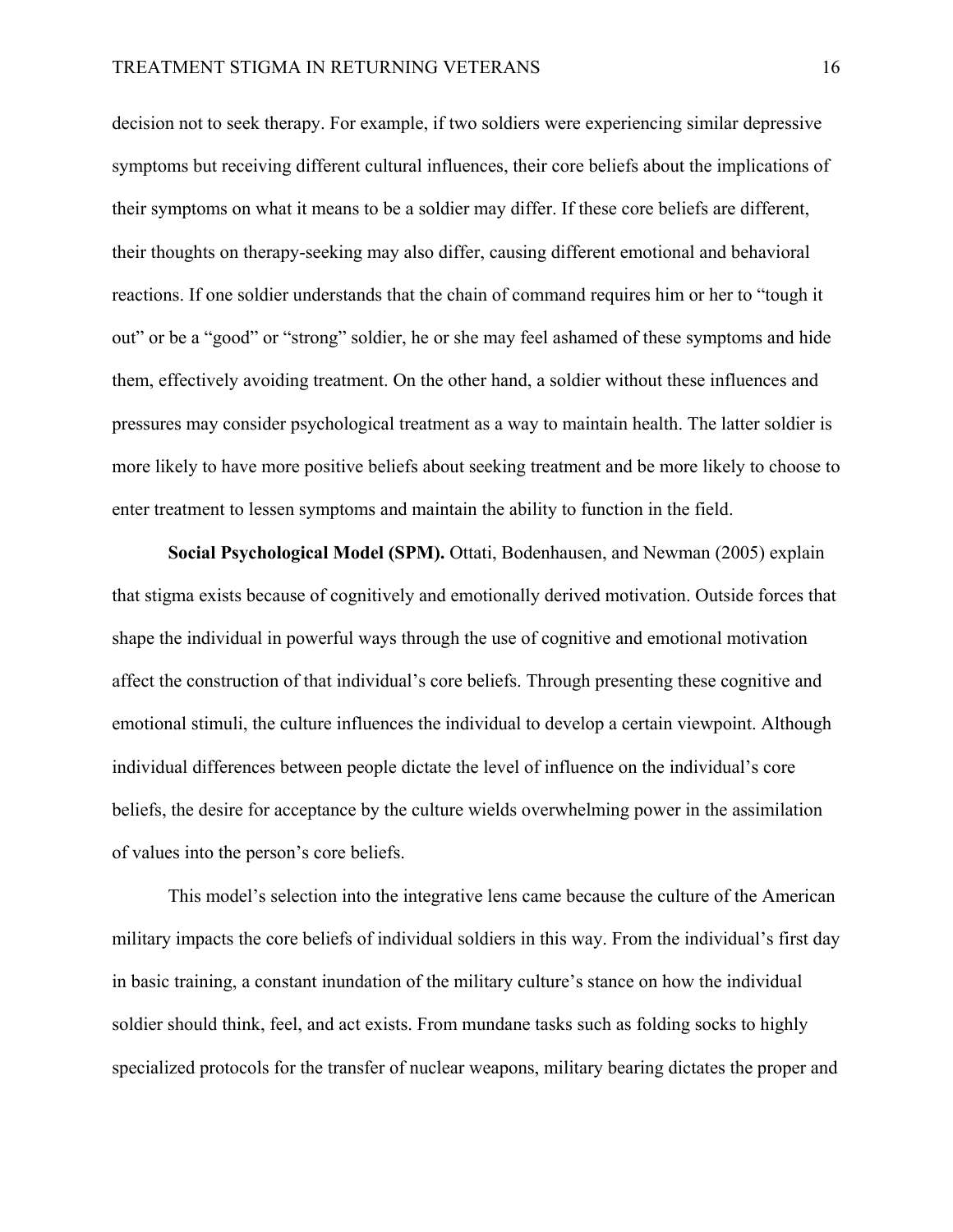decision not to seek therapy. For example, if two soldiers were experiencing similar depressive symptoms but receiving different cultural influences, their core beliefs about the implications of their symptoms on what it means to be a soldier may differ. If these core beliefs are different, their thoughts on therapy-seeking may also differ, causing different emotional and behavioral reactions. If one soldier understands that the chain of command requires him or her to "tough it out" or be a "good" or "strong" soldier, he or she may feel ashamed of these symptoms and hide them, effectively avoiding treatment. On the other hand, a soldier without these influences and pressures may consider psychological treatment as a way to maintain health. The latter soldier is more likely to have more positive beliefs about seeking treatment and be more likely to choose to enter treatment to lessen symptoms and maintain the ability to function in the field.

**Social Psychological Model (SPM).** Ottati, Bodenhausen, and Newman (2005) explain that stigma exists because of cognitively and emotionally derived motivation. Outside forces that shape the individual in powerful ways through the use of cognitive and emotional motivation affect the construction of that individual's core beliefs. Through presenting these cognitive and emotional stimuli, the culture influences the individual to develop a certain viewpoint. Although individual differences between people dictate the level of influence on the individual's core beliefs, the desire for acceptance by the culture wields overwhelming power in the assimilation of values into the person's core beliefs.

This model's selection into the integrative lens came because the culture of the American military impacts the core beliefs of individual soldiers in this way. From the individual's first day in basic training, a constant inundation of the military culture's stance on how the individual soldier should think, feel, and act exists. From mundane tasks such as folding socks to highly specialized protocols for the transfer of nuclear weapons, military bearing dictates the proper and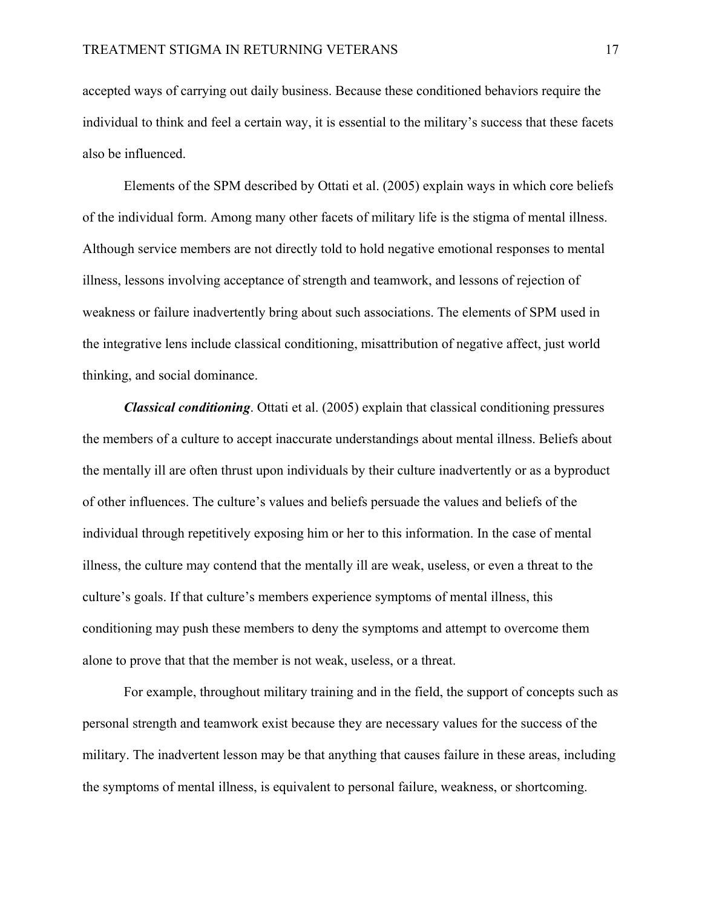accepted ways of carrying out daily business. Because these conditioned behaviors require the individual to think and feel a certain way, it is essential to the military's success that these facets also be influenced.

Elements of the SPM described by Ottati et al. (2005) explain ways in which core beliefs of the individual form. Among many other facets of military life is the stigma of mental illness. Although service members are not directly told to hold negative emotional responses to mental illness, lessons involving acceptance of strength and teamwork, and lessons of rejection of weakness or failure inadvertently bring about such associations. The elements of SPM used in the integrative lens include classical conditioning, misattribution of negative affect, just world thinking, and social dominance.

***Classical conditioning***. Ottati et al. (2005) explain that classical conditioning pressures the members of a culture to accept inaccurate understandings about mental illness. Beliefs about the mentally ill are often thrust upon individuals by their culture inadvertently or as a byproduct of other influences. The culture's values and beliefs persuade the values and beliefs of the individual through repetitively exposing him or her to this information. In the case of mental illness, the culture may contend that the mentally ill are weak, useless, or even a threat to the culture's goals. If that culture's members experience symptoms of mental illness, this conditioning may push these members to deny the symptoms and attempt to overcome them alone to prove that that the member is not weak, useless, or a threat.

For example, throughout military training and in the field, the support of concepts such as personal strength and teamwork exist because they are necessary values for the success of the military. The inadvertent lesson may be that anything that causes failure in these areas, including the symptoms of mental illness, is equivalent to personal failure, weakness, or shortcoming.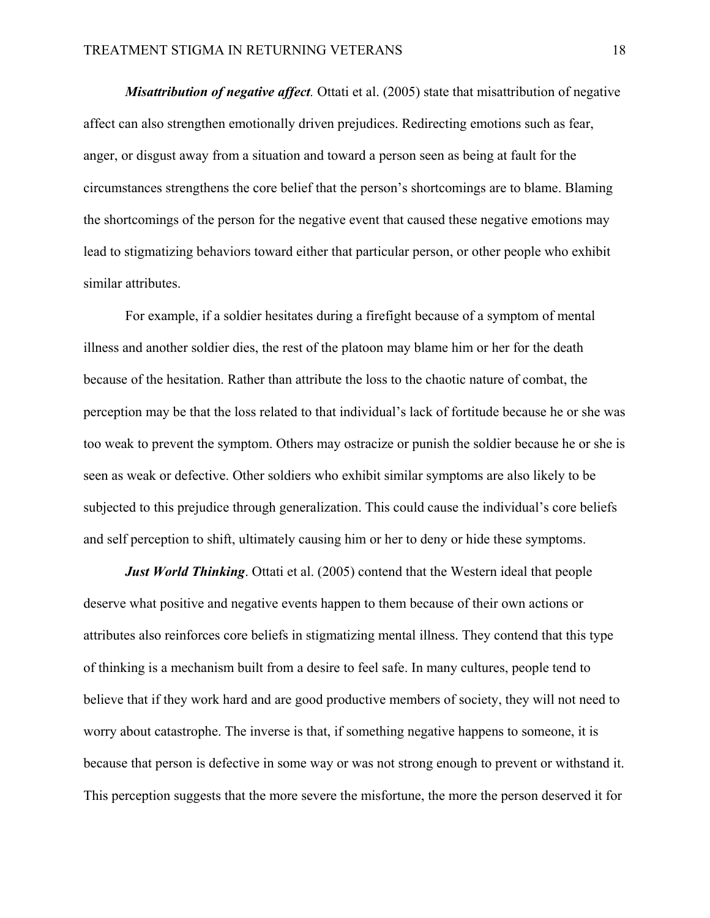***Misattribution of negative affect***. Ottati et al. (2005) state that misattribution of negative affect can also strengthen emotionally driven prejudices. Redirecting emotions such as fear, anger, or disgust away from a situation and toward a person seen as being at fault for the circumstances strengthens the core belief that the person's shortcomings are to blame. Blaming the shortcomings of the person for the negative event that caused these negative emotions may lead to stigmatizing behaviors toward either that particular person, or other people who exhibit similar attributes.

For example, if a soldier hesitates during a firefight because of a symptom of mental illness and another soldier dies, the rest of the platoon may blame him or her for the death because of the hesitation. Rather than attribute the loss to the chaotic nature of combat, the perception may be that the loss related to that individual's lack of fortitude because he or she was too weak to prevent the symptom. Others may ostracize or punish the soldier because he or she is seen as weak or defective. Other soldiers who exhibit similar symptoms are also likely to be subjected to this prejudice through generalization. This could cause the individual's core beliefs and self perception to shift, ultimately causing him or her to deny or hide these symptoms.

***Just World Thinking***. Ottati et al. (2005) contend that the Western ideal that people deserve what positive and negative events happen to them because of their own actions or attributes also reinforces core beliefs in stigmatizing mental illness. They contend that this type of thinking is a mechanism built from a desire to feel safe. In many cultures, people tend to believe that if they work hard and are good productive members of society, they will not need to worry about catastrophe. The inverse is that, if something negative happens to someone, it is because that person is defective in some way or was not strong enough to prevent or withstand it. This perception suggests that the more severe the misfortune, the more the person deserved it for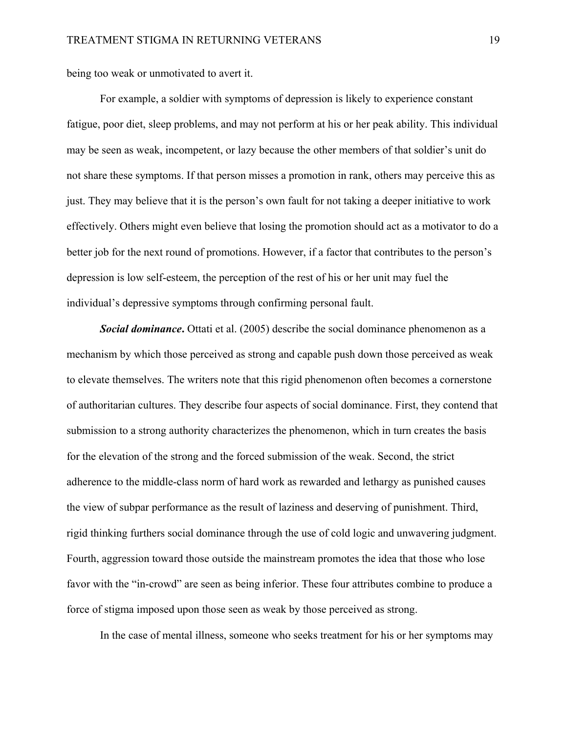being too weak or unmotivated to avert it.

For example, a soldier with symptoms of depression is likely to experience constant fatigue, poor diet, sleep problems, and may not perform at his or her peak ability. This individual may be seen as weak, incompetent, or lazy because the other members of that soldier's unit do not share these symptoms. If that person misses a promotion in rank, others may perceive this as just. They may believe that it is the person's own fault for not taking a deeper initiative to work effectively. Others might even believe that losing the promotion should act as a motivator to do a better job for the next round of promotions. However, if a factor that contributes to the person's depression is low self-esteem, the perception of the rest of his or her unit may fuel the individual's depressive symptoms through confirming personal fault.

***Social dominance*.** Ottati et al. (2005) describe the social dominance phenomenon as a mechanism by which those perceived as strong and capable push down those perceived as weak to elevate themselves. The writers note that this rigid phenomenon often becomes a cornerstone of authoritarian cultures. They describe four aspects of social dominance. First, they contend that submission to a strong authority characterizes the phenomenon, which in turn creates the basis for the elevation of the strong and the forced submission of the weak. Second, the strict adherence to the middle-class norm of hard work as rewarded and lethargy as punished causes the view of subpar performance as the result of laziness and deserving of punishment. Third, rigid thinking furthers social dominance through the use of cold logic and unwavering judgment. Fourth, aggression toward those outside the mainstream promotes the idea that those who lose favor with the "in-crowd" are seen as being inferior. These four attributes combine to produce a force of stigma imposed upon those seen as weak by those perceived as strong.

In the case of mental illness, someone who seeks treatment for his or her symptoms may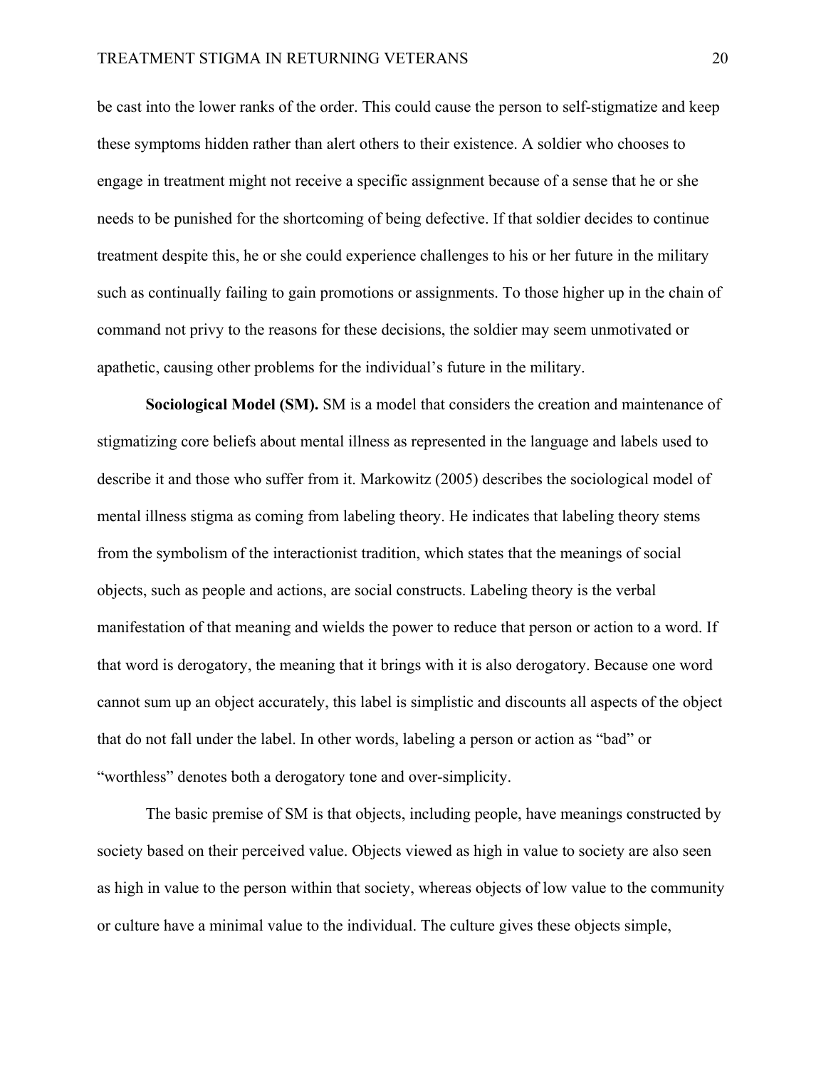be cast into the lower ranks of the order. This could cause the person to self-stigmatize and keep these symptoms hidden rather than alert others to their existence. A soldier who chooses to engage in treatment might not receive a specific assignment because of a sense that he or she needs to be punished for the shortcoming of being defective. If that soldier decides to continue treatment despite this, he or she could experience challenges to his or her future in the military such as continually failing to gain promotions or assignments. To those higher up in the chain of command not privy to the reasons for these decisions, the soldier may seem unmotivated or apathetic, causing other problems for the individual’s future in the military.

**Sociological Model (SM).** SM is a model that considers the creation and maintenance of stigmatizing core beliefs about mental illness as represented in the language and labels used to describe it and those who suffer from it. Markowitz (2005) describes the sociological model of mental illness stigma as coming from labeling theory. He indicates that labeling theory stems from the symbolism of the interactionist tradition, which states that the meanings of social objects, such as people and actions, are social constructs. Labeling theory is the verbal manifestation of that meaning and wields the power to reduce that person or action to a word. If that word is derogatory, the meaning that it brings with it is also derogatory. Because one word cannot sum up an object accurately, this label is simplistic and discounts all aspects of the object that do not fall under the label. In other words, labeling a person or action as “bad” or “worthless” denotes both a derogatory tone and over-simplicity.

The basic premise of SM is that objects, including people, have meanings constructed by society based on their perceived value. Objects viewed as high in value to society are also seen as high in value to the person within that society, whereas objects of low value to the community or culture have a minimal value to the individual. The culture gives these objects simple,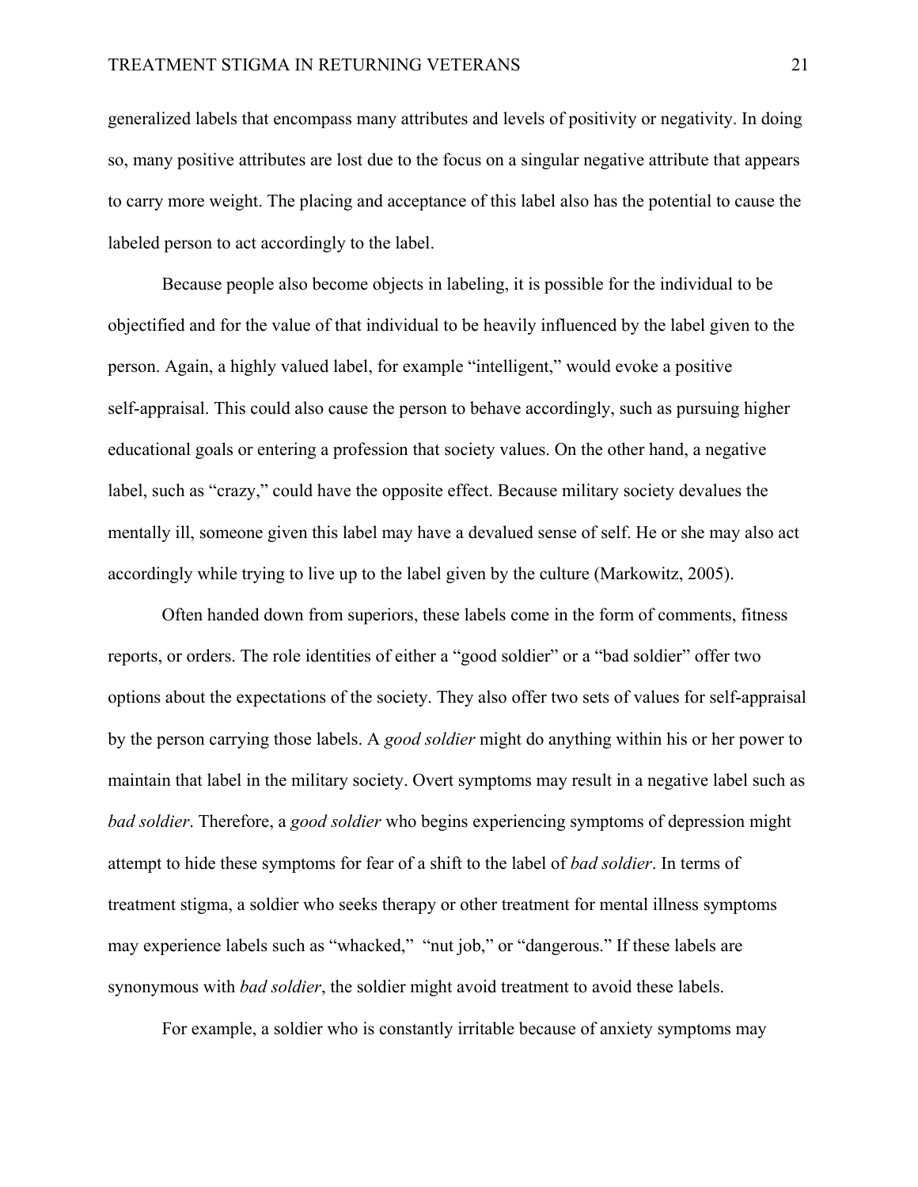generalized labels that encompass many attributes and levels of positivity or negativity. In doing so, many positive attributes are lost due to the focus on a singular negative attribute that appears to carry more weight. The placing and acceptance of this label also has the potential to cause the labeled person to act accordingly to the label.

Because people also become objects in labeling, it is possible for the individual to be objectified and for the value of that individual to be heavily influenced by the label given to the person. Again, a highly valued label, for example "intelligent," would evoke a positive self-appraisal. This could also cause the person to behave accordingly, such as pursuing higher educational goals or entering a profession that society values. On the other hand, a negative label, such as "crazy," could have the opposite effect. Because military society devalues the mentally ill, someone given this label may have a devalued sense of self. He or she may also act accordingly while trying to live up to the label given by the culture (Markowitz, 2005).

Often handed down from superiors, these labels come in the form of comments, fitness reports, or orders. The role identities of either a "good soldier" or a "bad soldier" offer two options about the expectations of the society. They also offer two sets of values for self-appraisal by the person carrying those labels. A *good soldier* might do anything within his or her power to maintain that label in the military society. Overt symptoms may result in a negative label such as *bad soldier*. Therefore, a *good soldier* who begins experiencing symptoms of depression might attempt to hide these symptoms for fear of a shift to the label of *bad soldier*. In terms of treatment stigma, a soldier who seeks therapy or other treatment for mental illness symptoms may experience labels such as "whacked," "nut job," or "dangerous." If these labels are synonymous with *bad soldier*, the soldier might avoid treatment to avoid these labels.

For example, a soldier who is constantly irritable because of anxiety symptoms may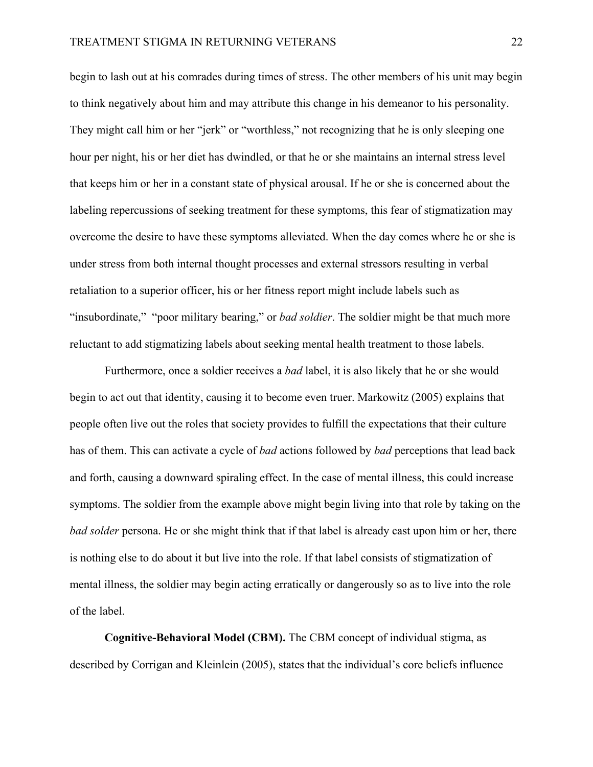begin to lash out at his comrades during times of stress. The other members of his unit may begin to think negatively about him and may attribute this change in his demeanor to his personality. They might call him or her “jerk” or “worthless,” not recognizing that he is only sleeping one hour per night, his or her diet has dwindled, or that he or she maintains an internal stress level that keeps him or her in a constant state of physical arousal. If he or she is concerned about the labeling repercussions of seeking treatment for these symptoms, this fear of stigmatization may overcome the desire to have these symptoms alleviated. When the day comes where he or she is under stress from both internal thought processes and external stressors resulting in verbal retaliation to a superior officer, his or her fitness report might include labels such as “insubordinate,” “poor military bearing,” or *bad soldier*. The soldier might be that much more reluctant to add stigmatizing labels about seeking mental health treatment to those labels.

Furthermore, once a soldier receives a *bad* label, it is also likely that he or she would begin to act out that identity, causing it to become even truer. Markowitz (2005) explains that people often live out the roles that society provides to fulfill the expectations that their culture has of them. This can activate a cycle of *bad* actions followed by *bad* perceptions that lead back and forth, causing a downward spiraling effect. In the case of mental illness, this could increase symptoms. The soldier from the example above might begin living into that role by taking on the *bad solder* persona. He or she might think that if that label is already cast upon him or her, there is nothing else to do about it but live into the role. If that label consists of stigmatization of mental illness, the soldier may begin acting erratically or dangerously so as to live into the role of the label.

**Cognitive-Behavioral Model (CBM).** The CBM concept of individual stigma, as described by Corrigan and Kleinlein (2005), states that the individual’s core beliefs influence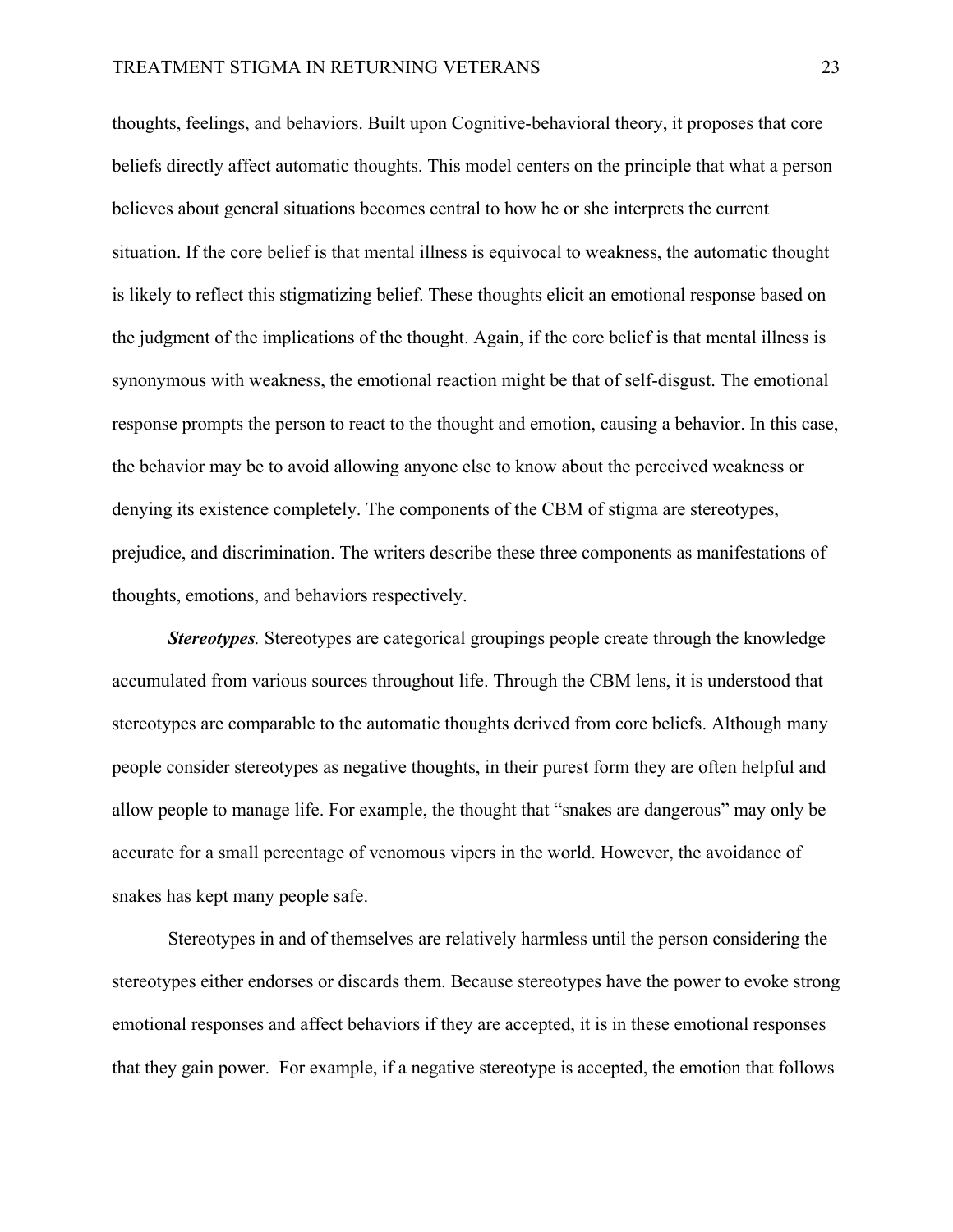thoughts, feelings, and behaviors. Built upon Cognitive-behavioral theory, it proposes that core beliefs directly affect automatic thoughts. This model centers on the principle that what a person believes about general situations becomes central to how he or she interprets the current situation. If the core belief is that mental illness is equivocal to weakness, the automatic thought is likely to reflect this stigmatizing belief. These thoughts elicit an emotional response based on the judgment of the implications of the thought. Again, if the core belief is that mental illness is synonymous with weakness, the emotional reaction might be that of self-disgust. The emotional response prompts the person to react to the thought and emotion, causing a behavior. In this case, the behavior may be to avoid allowing anyone else to know about the perceived weakness or denying its existence completely. The components of the CBM of stigma are stereotypes, prejudice, and discrimination. The writers describe these three components as manifestations of thoughts, emotions, and behaviors respectively.

***Stereotypes****.* Stereotypes are categorical groupings people create through the knowledge accumulated from various sources throughout life. Through the CBM lens, it is understood that stereotypes are comparable to the automatic thoughts derived from core beliefs. Although many people consider stereotypes as negative thoughts, in their purest form they are often helpful and allow people to manage life. For example, the thought that "snakes are dangerous" may only be accurate for a small percentage of venomous vipers in the world. However, the avoidance of snakes has kept many people safe.

Stereotypes in and of themselves are relatively harmless until the person considering the stereotypes either endorses or discards them. Because stereotypes have the power to evoke strong emotional responses and affect behaviors if they are accepted, it is in these emotional responses that they gain power. For example, if a negative stereotype is accepted, the emotion that follows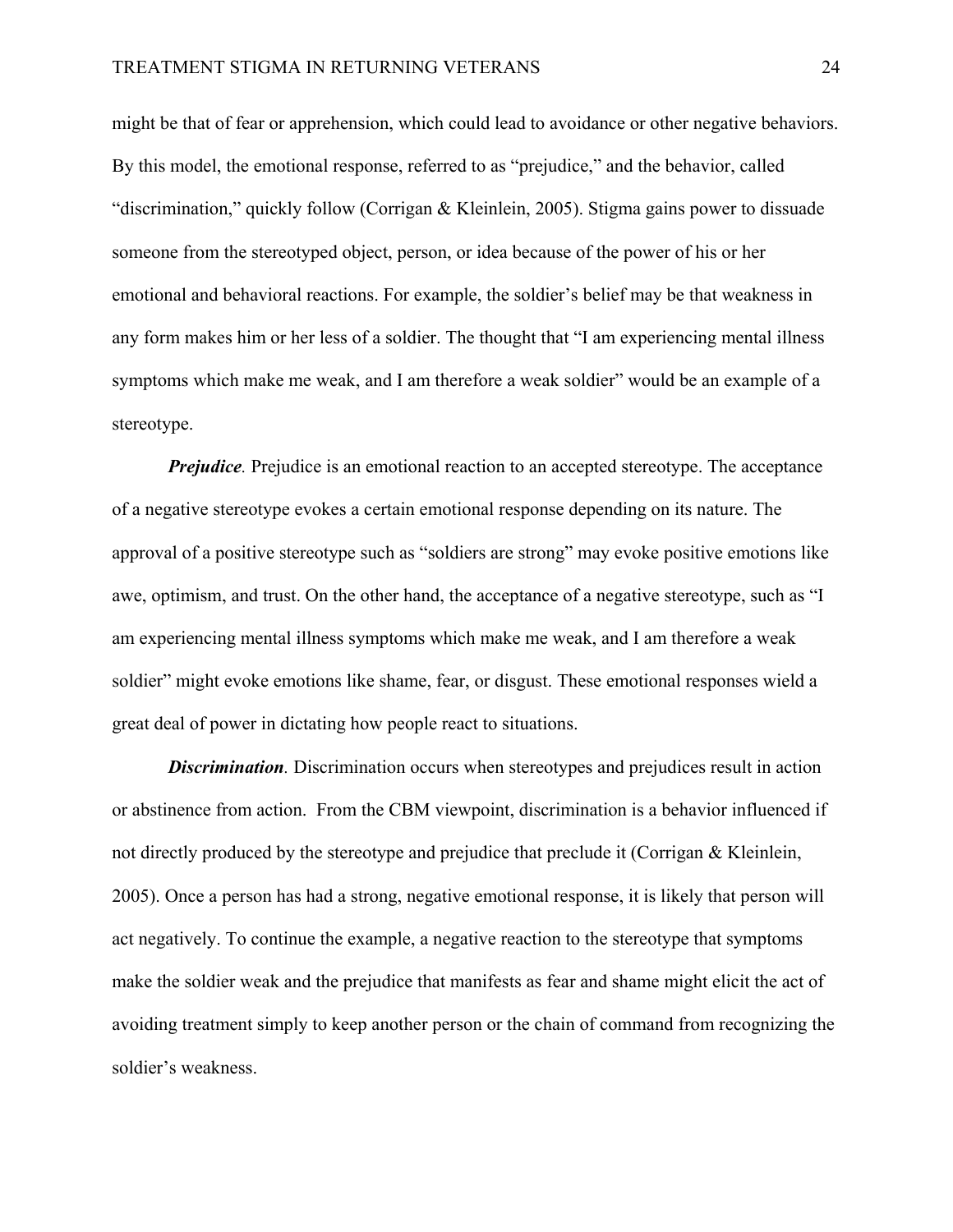might be that of fear or apprehension, which could lead to avoidance or other negative behaviors. By this model, the emotional response, referred to as "prejudice," and the behavior, called "discrimination," quickly follow (Corrigan & Kleinlein, 2005). Stigma gains power to dissuade someone from the stereotyped object, person, or idea because of the power of his or her emotional and behavioral reactions. For example, the soldier's belief may be that weakness in any form makes him or her less of a soldier. The thought that "I am experiencing mental illness symptoms which make me weak, and I am therefore a weak soldier" would be an example of a stereotype.

***Prejudice**.* Prejudice is an emotional reaction to an accepted stereotype. The acceptance of a negative stereotype evokes a certain emotional response depending on its nature. The approval of a positive stereotype such as "soldiers are strong" may evoke positive emotions like awe, optimism, and trust. On the other hand, the acceptance of a negative stereotype, such as "I am experiencing mental illness symptoms which make me weak, and I am therefore a weak soldier" might evoke emotions like shame, fear, or disgust. These emotional responses wield a great deal of power in dictating how people react to situations.

***Discrimination**.* Discrimination occurs when stereotypes and prejudices result in action or abstinence from action. From the CBM viewpoint, discrimination is a behavior influenced if not directly produced by the stereotype and prejudice that preclude it (Corrigan & Kleinlein, 2005). Once a person has had a strong, negative emotional response, it is likely that person will act negatively. To continue the example, a negative reaction to the stereotype that symptoms make the soldier weak and the prejudice that manifests as fear and shame might elicit the act of avoiding treatment simply to keep another person or the chain of command from recognizing the soldier's weakness.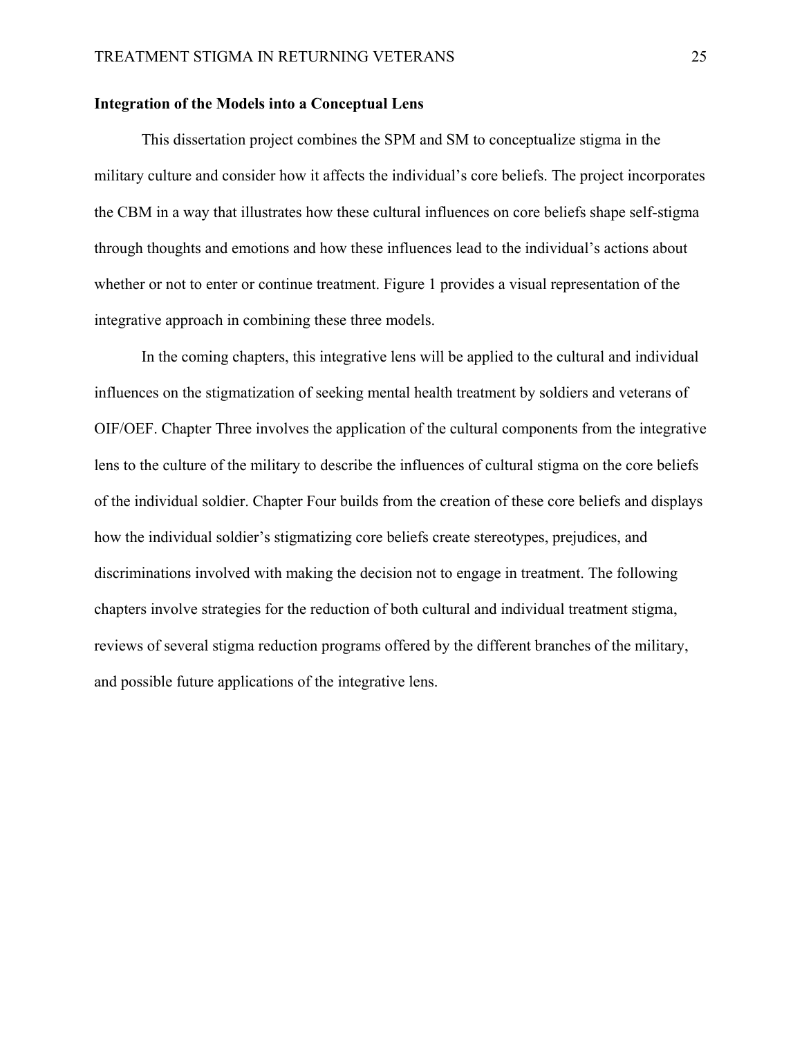### Integration of the Models into a Conceptual Lens

This dissertation project combines the SPM and SM to conceptualize stigma in the military culture and consider how it affects the individual's core beliefs. The project incorporates the CBM in a way that illustrates how these cultural influences on core beliefs shape self-stigma through thoughts and emotions and how these influences lead to the individual's actions about whether or not to enter or continue treatment. Figure 1 provides a visual representation of the integrative approach in combining these three models.

In the coming chapters, this integrative lens will be applied to the cultural and individual influences on the stigmatization of seeking mental health treatment by soldiers and veterans of OIF/OEF. Chapter Three involves the application of the cultural components from the integrative lens to the culture of the military to describe the influences of cultural stigma on the core beliefs of the individual soldier. Chapter Four builds from the creation of these core beliefs and displays how the individual soldier's stigmatizing core beliefs create stereotypes, prejudices, and discriminations involved with making the decision not to engage in treatment. The following chapters involve strategies for the reduction of both cultural and individual treatment stigma, reviews of several stigma reduction programs offered by the different branches of the military, and possible future applications of the integrative lens.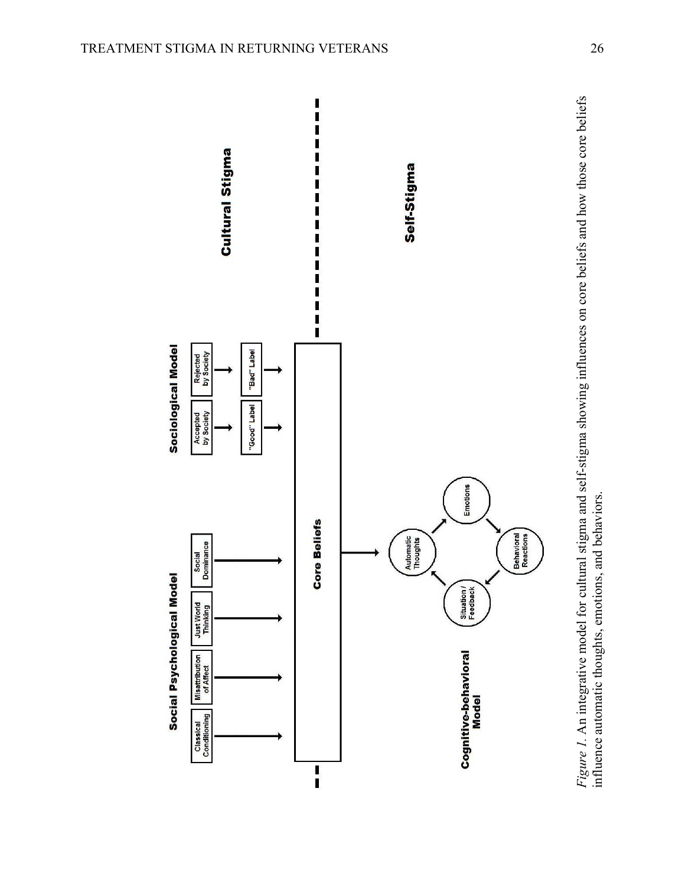*Figure 1*. An integrative model for cultural stigma and self-stigma showing influences on core beliefs and how those core beliefs influence automatic thoughts, emotions, and behaviors.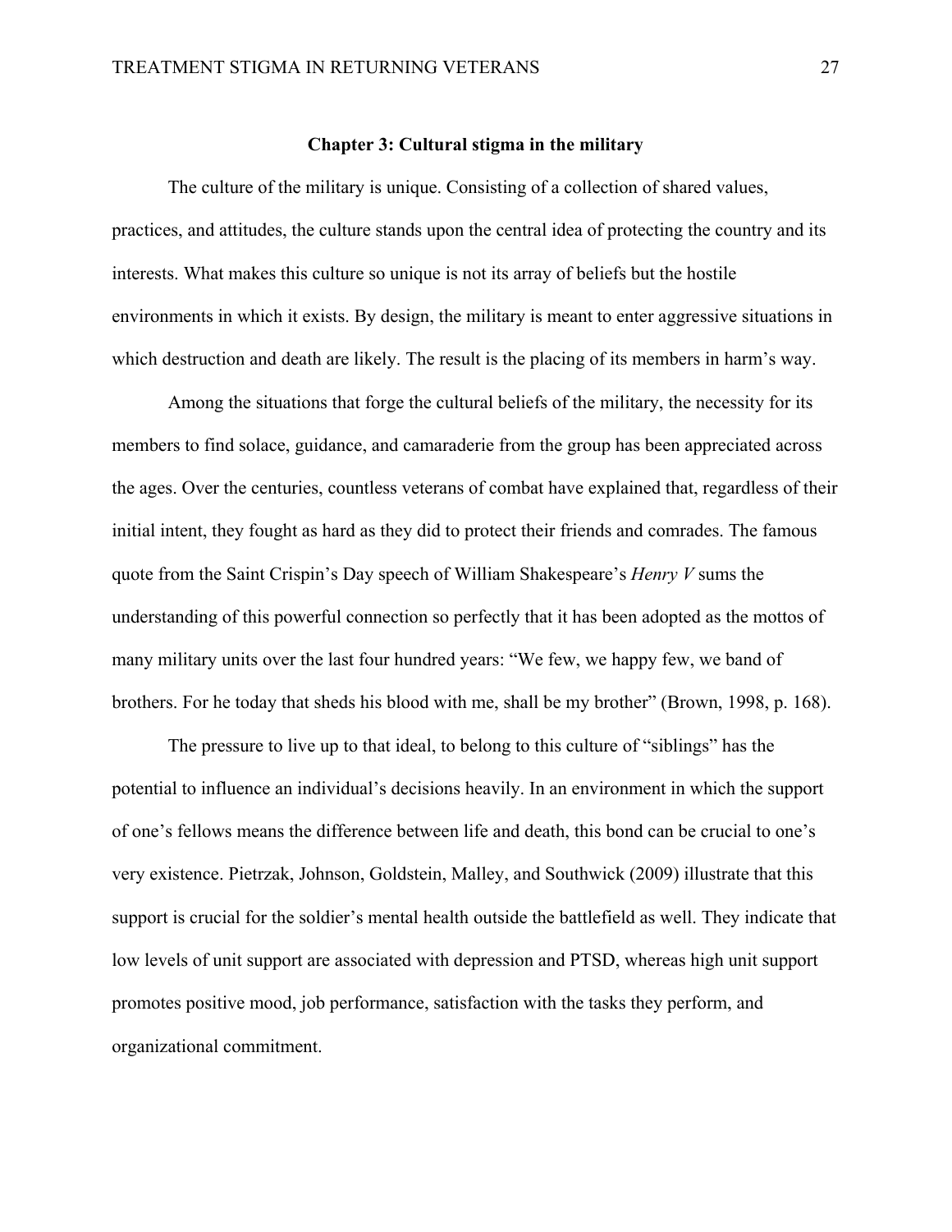## Chapter 3: Cultural stigma in the military

The culture of the military is unique. Consisting of a collection of shared values, practices, and attitudes, the culture stands upon the central idea of protecting the country and its interests. What makes this culture so unique is not its array of beliefs but the hostile environments in which it exists. By design, the military is meant to enter aggressive situations in which destruction and death are likely. The result is the placing of its members in harm's way.

Among the situations that forge the cultural beliefs of the military, the necessity for its members to find solace, guidance, and camaraderie from the group has been appreciated across the ages. Over the centuries, countless veterans of combat have explained that, regardless of their initial intent, they fought as hard as they did to protect their friends and comrades. The famous quote from the Saint Crispin's Day speech of William Shakespeare's *Henry V* sums the understanding of this powerful connection so perfectly that it has been adopted as the mottos of many military units over the last four hundred years: "We few, we happy few, we band of brothers. For he today that sheds his blood with me, shall be my brother" (Brown, 1998, p. 168).

The pressure to live up to that ideal, to belong to this culture of "siblings" has the potential to influence an individual's decisions heavily. In an environment in which the support of one's fellows means the difference between life and death, this bond can be crucial to one's very existence. Pietrzak, Johnson, Goldstein, Malley, and Southwick (2009) illustrate that this support is crucial for the soldier's mental health outside the battlefield as well. They indicate that low levels of unit support are associated with depression and PTSD, whereas high unit support promotes positive mood, job performance, satisfaction with the tasks they perform, and organizational commitment.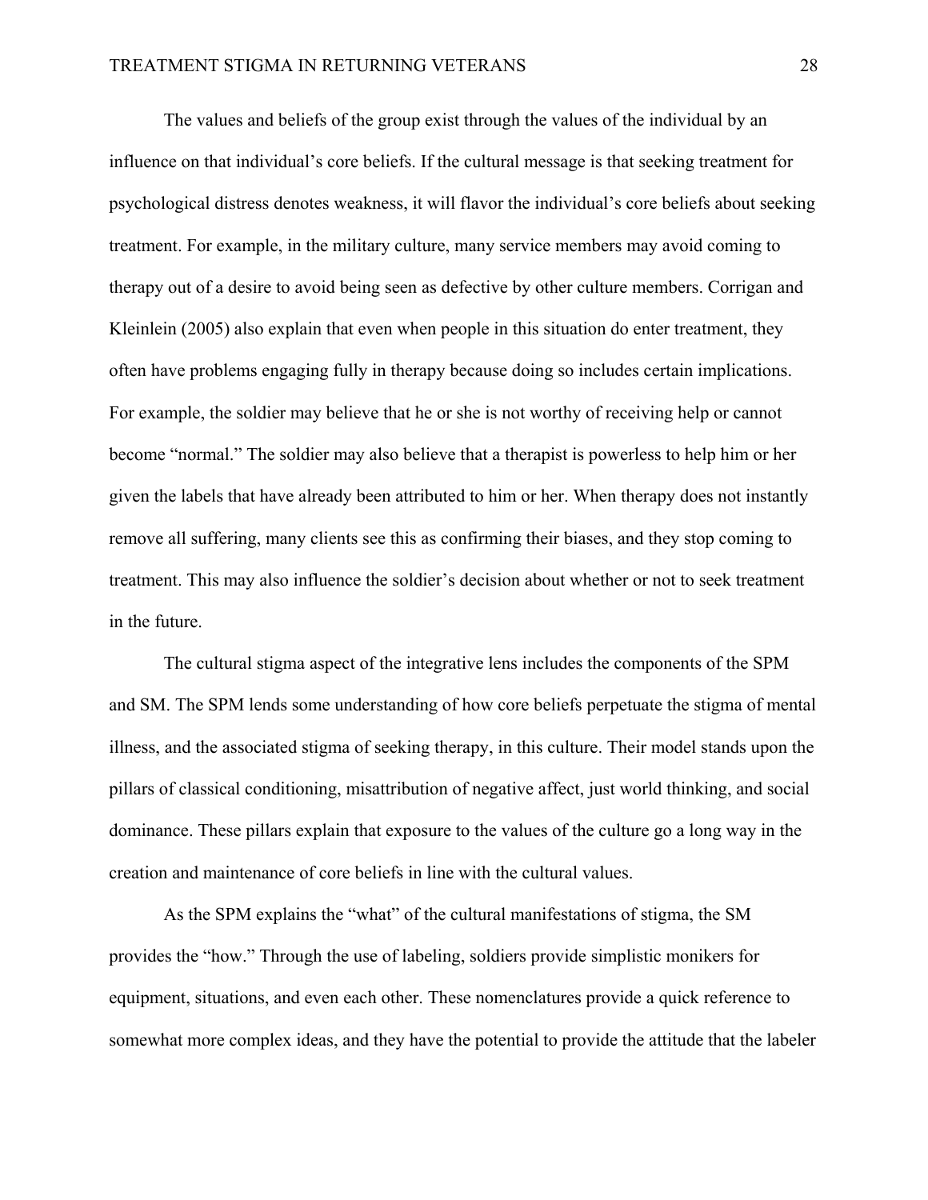The values and beliefs of the group exist through the values of the individual by an influence on that individual's core beliefs. If the cultural message is that seeking treatment for psychological distress denotes weakness, it will flavor the individual's core beliefs about seeking treatment. For example, in the military culture, many service members may avoid coming to therapy out of a desire to avoid being seen as defective by other culture members. Corrigan and Kleinlein (2005) also explain that even when people in this situation do enter treatment, they often have problems engaging fully in therapy because doing so includes certain implications. For example, the soldier may believe that he or she is not worthy of receiving help or cannot become "normal." The soldier may also believe that a therapist is powerless to help him or her given the labels that have already been attributed to him or her. When therapy does not instantly remove all suffering, many clients see this as confirming their biases, and they stop coming to treatment. This may also influence the soldier's decision about whether or not to seek treatment in the future.

The cultural stigma aspect of the integrative lens includes the components of the SPM and SM. The SPM lends some understanding of how core beliefs perpetuate the stigma of mental illness, and the associated stigma of seeking therapy, in this culture. Their model stands upon the pillars of classical conditioning, misattribution of negative affect, just world thinking, and social dominance. These pillars explain that exposure to the values of the culture go a long way in the creation and maintenance of core beliefs in line with the cultural values.

As the SPM explains the "what" of the cultural manifestations of stigma, the SM provides the "how." Through the use of labeling, soldiers provide simplistic monikers for equipment, situations, and even each other. These nomenclatures provide a quick reference to somewhat more complex ideas, and they have the potential to provide the attitude that the labeler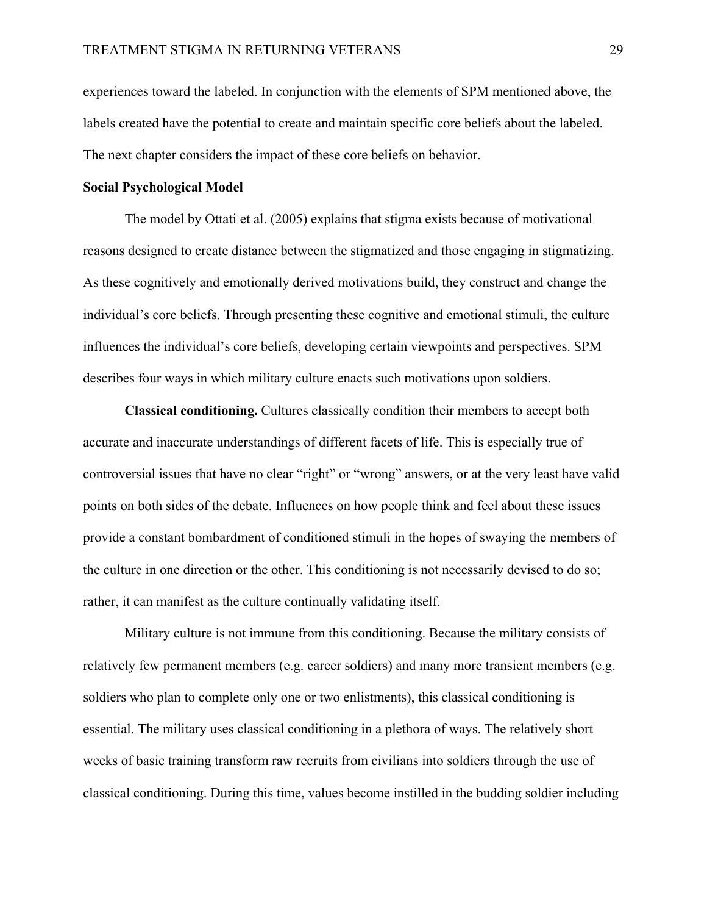experiences toward the labeled. In conjunction with the elements of SPM mentioned above, the labels created have the potential to create and maintain specific core beliefs about the labeled. The next chapter considers the impact of these core beliefs on behavior.

## Social Psychological Model

The model by Ottati et al. (2005) explains that stigma exists because of motivational reasons designed to create distance between the stigmatized and those engaging in stigmatizing. As these cognitively and emotionally derived motivations build, they construct and change the individual's core beliefs. Through presenting these cognitive and emotional stimuli, the culture influences the individual's core beliefs, developing certain viewpoints and perspectives. SPM describes four ways in which military culture enacts such motivations upon soldiers.

**Classical conditioning.** Cultures classically condition their members to accept both accurate and inaccurate understandings of different facets of life. This is especially true of controversial issues that have no clear "right" or "wrong" answers, or at the very least have valid points on both sides of the debate. Influences on how people think and feel about these issues provide a constant bombardment of conditioned stimuli in the hopes of swaying the members of the culture in one direction or the other. This conditioning is not necessarily devised to do so; rather, it can manifest as the culture continually validating itself.

Military culture is not immune from this conditioning. Because the military consists of relatively few permanent members (e.g. career soldiers) and many more transient members (e.g. soldiers who plan to complete only one or two enlistments), this classical conditioning is essential. The military uses classical conditioning in a plethora of ways. The relatively short weeks of basic training transform raw recruits from civilians into soldiers through the use of classical conditioning. During this time, values become instilled in the budding soldier including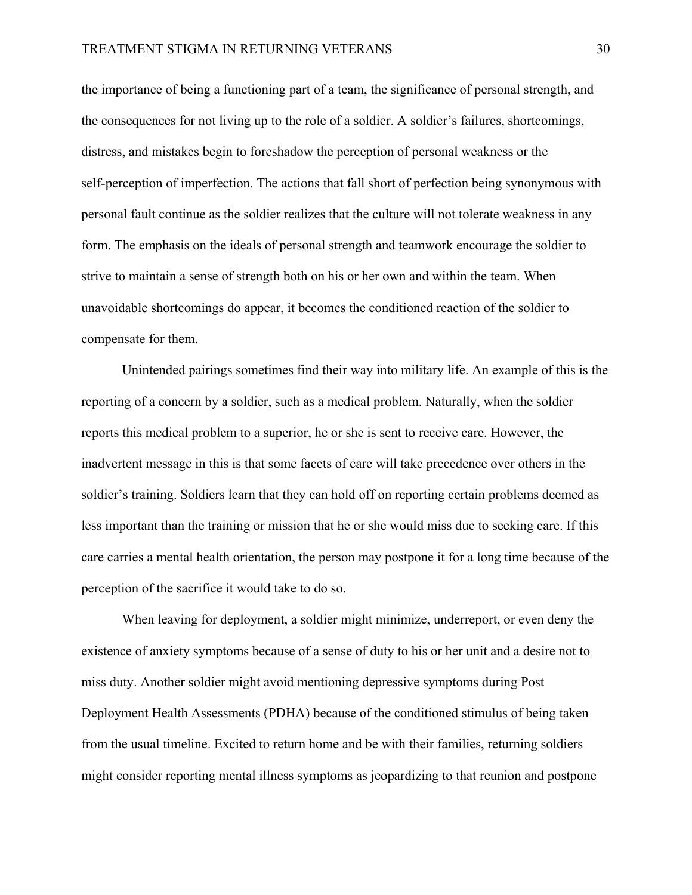the importance of being a functioning part of a team, the significance of personal strength, and the consequences for not living up to the role of a soldier. A soldier's failures, shortcomings, distress, and mistakes begin to foreshadow the perception of personal weakness or the self-perception of imperfection. The actions that fall short of perfection being synonymous with personal fault continue as the soldier realizes that the culture will not tolerate weakness in any form. The emphasis on the ideals of personal strength and teamwork encourage the soldier to strive to maintain a sense of strength both on his or her own and within the team. When unavoidable shortcomings do appear, it becomes the conditioned reaction of the soldier to compensate for them.

Unintended pairings sometimes find their way into military life. An example of this is the reporting of a concern by a soldier, such as a medical problem. Naturally, when the soldier reports this medical problem to a superior, he or she is sent to receive care. However, the inadvertent message in this is that some facets of care will take precedence over others in the soldier's training. Soldiers learn that they can hold off on reporting certain problems deemed as less important than the training or mission that he or she would miss due to seeking care. If this care carries a mental health orientation, the person may postpone it for a long time because of the perception of the sacrifice it would take to do so.

When leaving for deployment, a soldier might minimize, underreport, or even deny the existence of anxiety symptoms because of a sense of duty to his or her unit and a desire not to miss duty. Another soldier might avoid mentioning depressive symptoms during Post Deployment Health Assessments (PDHA) because of the conditioned stimulus of being taken from the usual timeline. Excited to return home and be with their families, returning soldiers might consider reporting mental illness symptoms as jeopardizing to that reunion and postpone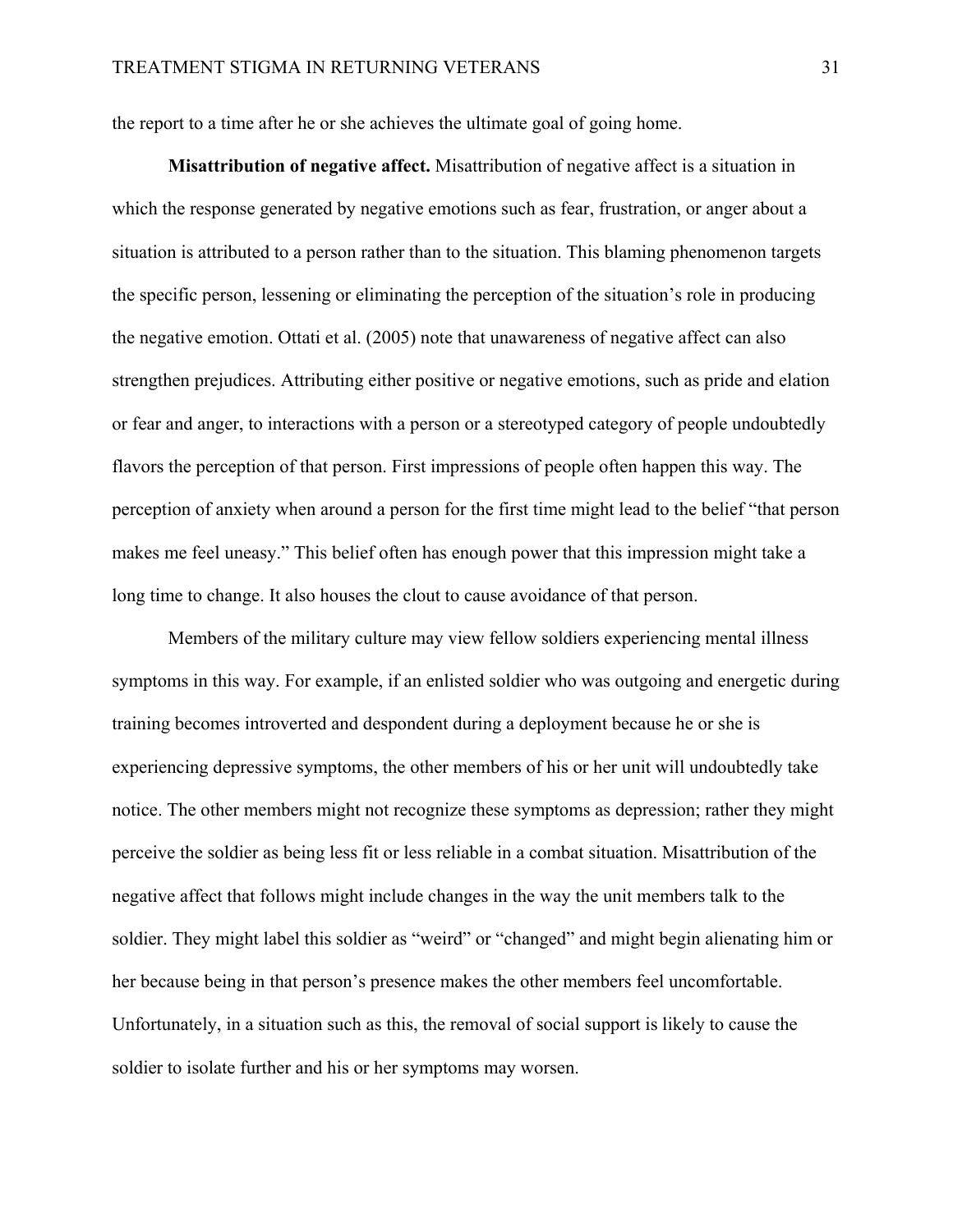the report to a time after he or she achieves the ultimate goal of going home.

**Misattribution of negative affect.** Misattribution of negative affect is a situation in which the response generated by negative emotions such as fear, frustration, or anger about a situation is attributed to a person rather than to the situation. This blaming phenomenon targets the specific person, lessening or eliminating the perception of the situation's role in producing the negative emotion. Ottati et al. (2005) note that unawareness of negative affect can also strengthen prejudices. Attributing either positive or negative emotions, such as pride and elation or fear and anger, to interactions with a person or a stereotyped category of people undoubtedly flavors the perception of that person. First impressions of people often happen this way. The perception of anxiety when around a person for the first time might lead to the belief "that person makes me feel uneasy." This belief often has enough power that this impression might take a long time to change. It also houses the clout to cause avoidance of that person.

Members of the military culture may view fellow soldiers experiencing mental illness symptoms in this way. For example, if an enlisted soldier who was outgoing and energetic during training becomes introverted and despondent during a deployment because he or she is experiencing depressive symptoms, the other members of his or her unit will undoubtedly take notice. The other members might not recognize these symptoms as depression; rather they might perceive the soldier as being less fit or less reliable in a combat situation. Misattribution of the negative affect that follows might include changes in the way the unit members talk to the soldier. They might label this soldier as "weird" or "changed" and might begin alienating him or her because being in that person's presence makes the other members feel uncomfortable. Unfortunately, in a situation such as this, the removal of social support is likely to cause the soldier to isolate further and his or her symptoms may worsen.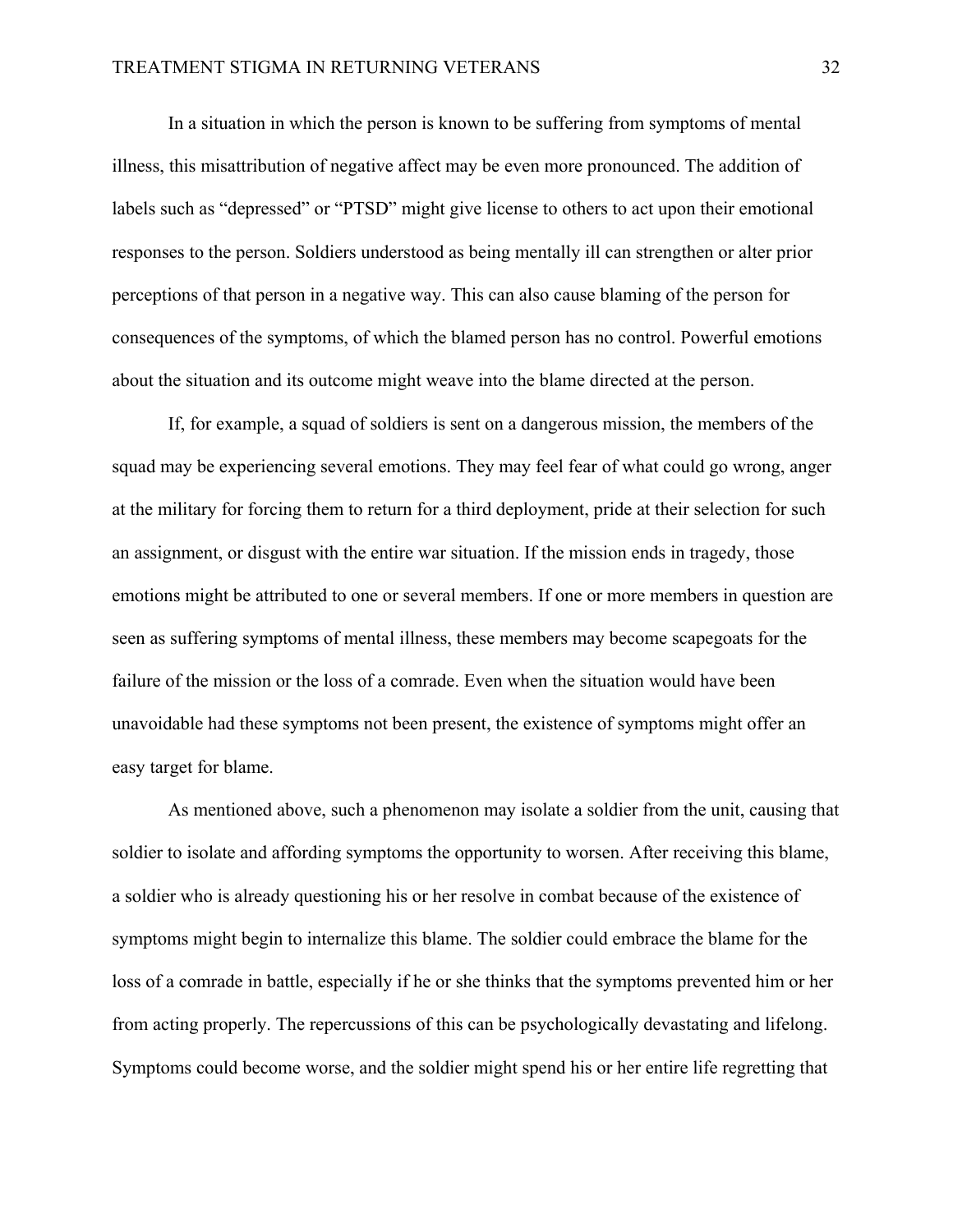In a situation in which the person is known to be suffering from symptoms of mental illness, this misattribution of negative affect may be even more pronounced. The addition of labels such as "depressed" or "PTSD" might give license to others to act upon their emotional responses to the person. Soldiers understood as being mentally ill can strengthen or alter prior perceptions of that person in a negative way. This can also cause blaming of the person for consequences of the symptoms, of which the blamed person has no control. Powerful emotions about the situation and its outcome might weave into the blame directed at the person.

If, for example, a squad of soldiers is sent on a dangerous mission, the members of the squad may be experiencing several emotions. They may feel fear of what could go wrong, anger at the military for forcing them to return for a third deployment, pride at their selection for such an assignment, or disgust with the entire war situation. If the mission ends in tragedy, those emotions might be attributed to one or several members. If one or more members in question are seen as suffering symptoms of mental illness, these members may become scapegoats for the failure of the mission or the loss of a comrade. Even when the situation would have been unavoidable had these symptoms not been present, the existence of symptoms might offer an easy target for blame.

As mentioned above, such a phenomenon may isolate a soldier from the unit, causing that soldier to isolate and affording symptoms the opportunity to worsen. After receiving this blame, a soldier who is already questioning his or her resolve in combat because of the existence of symptoms might begin to internalize this blame. The soldier could embrace the blame for the loss of a comrade in battle, especially if he or she thinks that the symptoms prevented him or her from acting properly. The repercussions of this can be psychologically devastating and lifelong. Symptoms could become worse, and the soldier might spend his or her entire life regretting that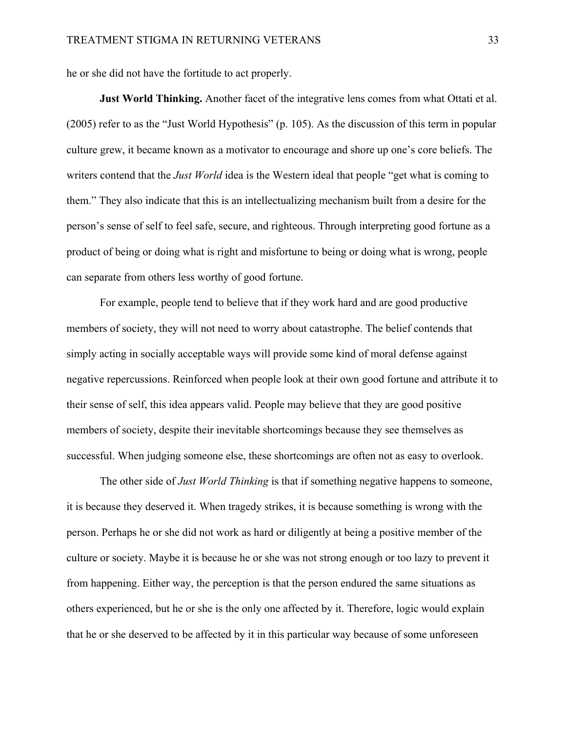he or she did not have the fortitude to act properly.

**Just World Thinking.** Another facet of the integrative lens comes from what Ottati et al. (2005) refer to as the "Just World Hypothesis" (p. 105). As the discussion of this term in popular culture grew, it became known as a motivator to encourage and shore up one's core beliefs. The writers contend that the *Just World* idea is the Western ideal that people "get what is coming to them." They also indicate that this is an intellectualizing mechanism built from a desire for the person's sense of self to feel safe, secure, and righteous. Through interpreting good fortune as a product of being or doing what is right and misfortune to being or doing what is wrong, people can separate from others less worthy of good fortune.

For example, people tend to believe that if they work hard and are good productive members of society, they will not need to worry about catastrophe. The belief contends that simply acting in socially acceptable ways will provide some kind of moral defense against negative repercussions. Reinforced when people look at their own good fortune and attribute it to their sense of self, this idea appears valid. People may believe that they are good positive members of society, despite their inevitable shortcomings because they see themselves as successful. When judging someone else, these shortcomings are often not as easy to overlook.

The other side of *Just World Thinking* is that if something negative happens to someone, it is because they deserved it. When tragedy strikes, it is because something is wrong with the person. Perhaps he or she did not work as hard or diligently at being a positive member of the culture or society. Maybe it is because he or she was not strong enough or too lazy to prevent it from happening. Either way, the perception is that the person endured the same situations as others experienced, but he or she is the only one affected by it. Therefore, logic would explain that he or she deserved to be affected by it in this particular way because of some unforeseen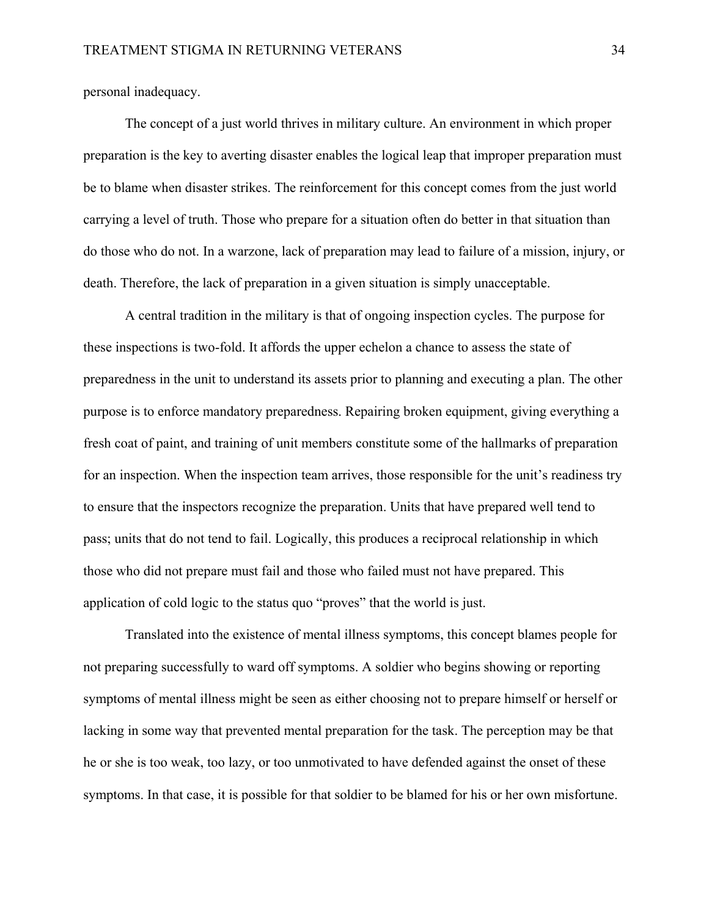personal inadequacy.

The concept of a just world thrives in military culture. An environment in which proper preparation is the key to averting disaster enables the logical leap that improper preparation must be to blame when disaster strikes. The reinforcement for this concept comes from the just world carrying a level of truth. Those who prepare for a situation often do better in that situation than do those who do not. In a warzone, lack of preparation may lead to failure of a mission, injury, or death. Therefore, the lack of preparation in a given situation is simply unacceptable.

A central tradition in the military is that of ongoing inspection cycles. The purpose for these inspections is two-fold. It affords the upper echelon a chance to assess the state of preparedness in the unit to understand its assets prior to planning and executing a plan. The other purpose is to enforce mandatory preparedness. Repairing broken equipment, giving everything a fresh coat of paint, and training of unit members constitute some of the hallmarks of preparation for an inspection. When the inspection team arrives, those responsible for the unit's readiness try to ensure that the inspectors recognize the preparation. Units that have prepared well tend to pass; units that do not tend to fail. Logically, this produces a reciprocal relationship in which those who did not prepare must fail and those who failed must not have prepared. This application of cold logic to the status quo "proves" that the world is just.

Translated into the existence of mental illness symptoms, this concept blames people for not preparing successfully to ward off symptoms. A soldier who begins showing or reporting symptoms of mental illness might be seen as either choosing not to prepare himself or herself or lacking in some way that prevented mental preparation for the task. The perception may be that he or she is too weak, too lazy, or too unmotivated to have defended against the onset of these symptoms. In that case, it is possible for that soldier to be blamed for his or her own misfortune.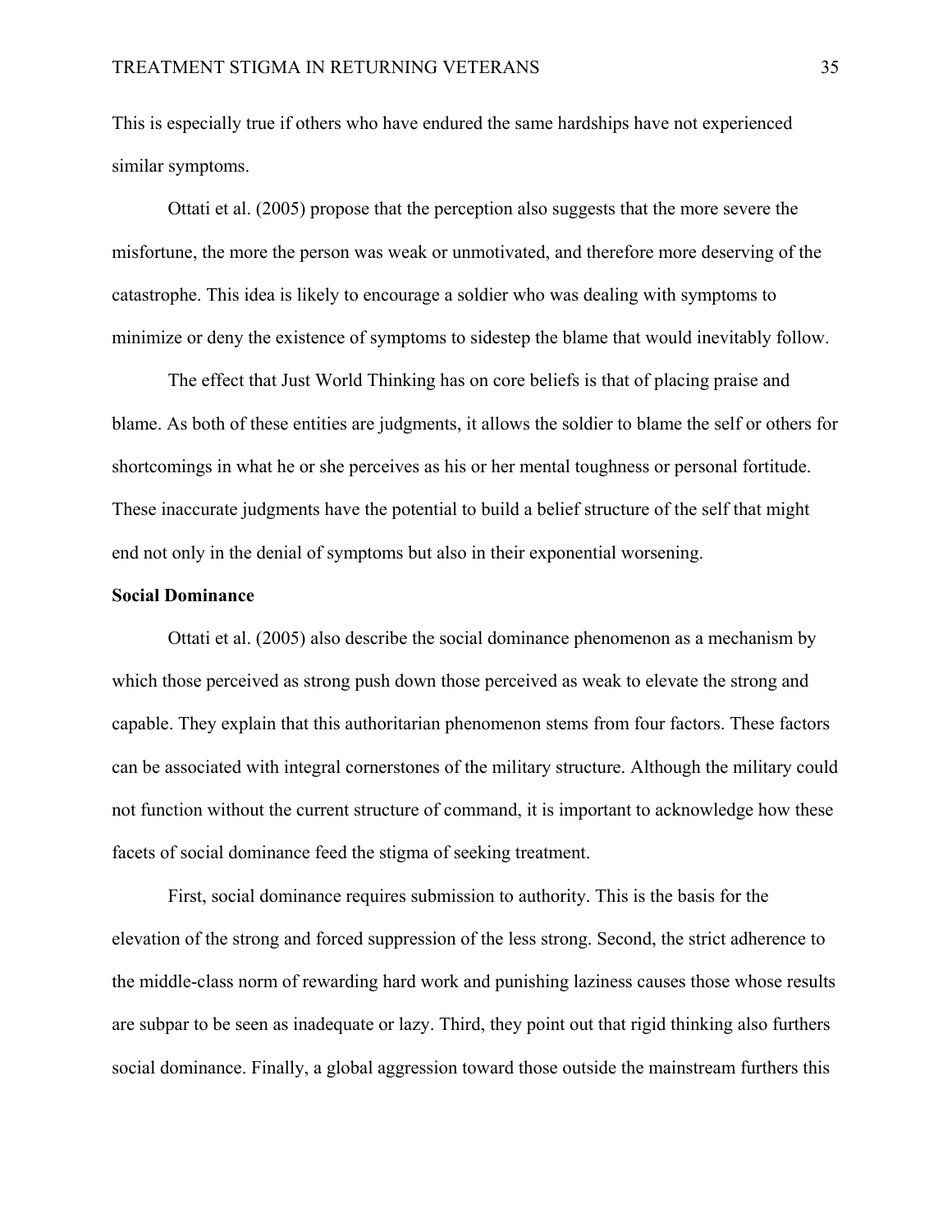This is especially true if others who have endured the same hardships have not experienced similar symptoms.

Ottati et al. (2005) propose that the perception also suggests that the more severe the misfortune, the more the person was weak or unmotivated, and therefore more deserving of the catastrophe. This idea is likely to encourage a soldier who was dealing with symptoms to minimize or deny the existence of symptoms to sidestep the blame that would inevitably follow.

The effect that Just World Thinking has on core beliefs is that of placing praise and blame. As both of these entities are judgments, it allows the soldier to blame the self or others for shortcomings in what he or she perceives as his or her mental toughness or personal fortitude. These inaccurate judgments have the potential to build a belief structure of the self that might end not only in the denial of symptoms but also in their exponential worsening.

**Social Dominance**

Ottati et al. (2005) also describe the social dominance phenomenon as a mechanism by which those perceived as strong push down those perceived as weak to elevate the strong and capable. They explain that this authoritarian phenomenon stems from four factors. These factors can be associated with integral cornerstones of the military structure. Although the military could not function without the current structure of command, it is important to acknowledge how these facets of social dominance feed the stigma of seeking treatment.

First, social dominance requires submission to authority. This is the basis for the elevation of the strong and forced suppression of the less strong. Second, the strict adherence to the middle-class norm of rewarding hard work and punishing laziness causes those whose results are subpar to be seen as inadequate or lazy. Third, they point out that rigid thinking also furthers social dominance. Finally, a global aggression toward those outside the mainstream furthers this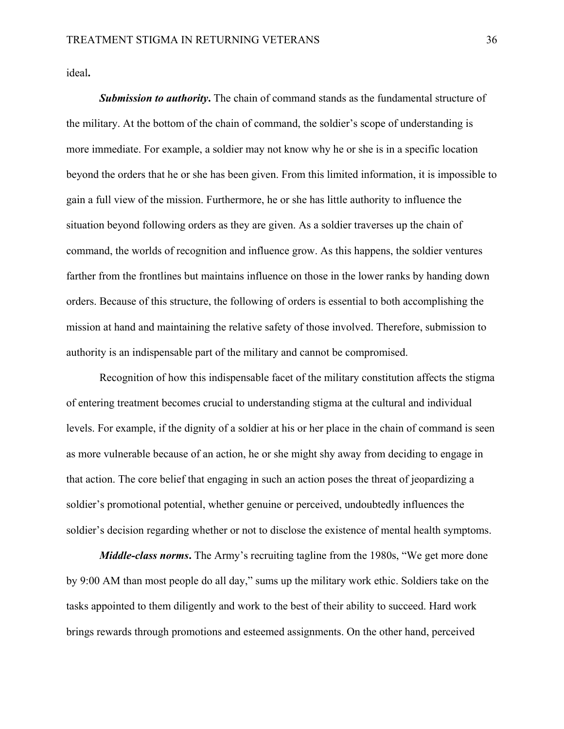ideal**.**

***Submission to authority*.** The chain of command stands as the fundamental structure of the military. At the bottom of the chain of command, the soldier's scope of understanding is more immediate. For example, a soldier may not know why he or she is in a specific location beyond the orders that he or she has been given. From this limited information, it is impossible to gain a full view of the mission. Furthermore, he or she has little authority to influence the situation beyond following orders as they are given. As a soldier traverses up the chain of command, the worlds of recognition and influence grow. As this happens, the soldier ventures farther from the frontlines but maintains influence on those in the lower ranks by handing down orders. Because of this structure, the following of orders is essential to both accomplishing the mission at hand and maintaining the relative safety of those involved. Therefore, submission to authority is an indispensable part of the military and cannot be compromised.

Recognition of how this indispensable facet of the military constitution affects the stigma of entering treatment becomes crucial to understanding stigma at the cultural and individual levels. For example, if the dignity of a soldier at his or her place in the chain of command is seen as more vulnerable because of an action, he or she might shy away from deciding to engage in that action. The core belief that engaging in such an action poses the threat of jeopardizing a soldier's promotional potential, whether genuine or perceived, undoubtedly influences the soldier's decision regarding whether or not to disclose the existence of mental health symptoms.

***Middle-class norms*.** The Army's recruiting tagline from the 1980s, "We get more done by 9:00 AM than most people do all day," sums up the military work ethic. Soldiers take on the tasks appointed to them diligently and work to the best of their ability to succeed. Hard work brings rewards through promotions and esteemed assignments. On the other hand, perceived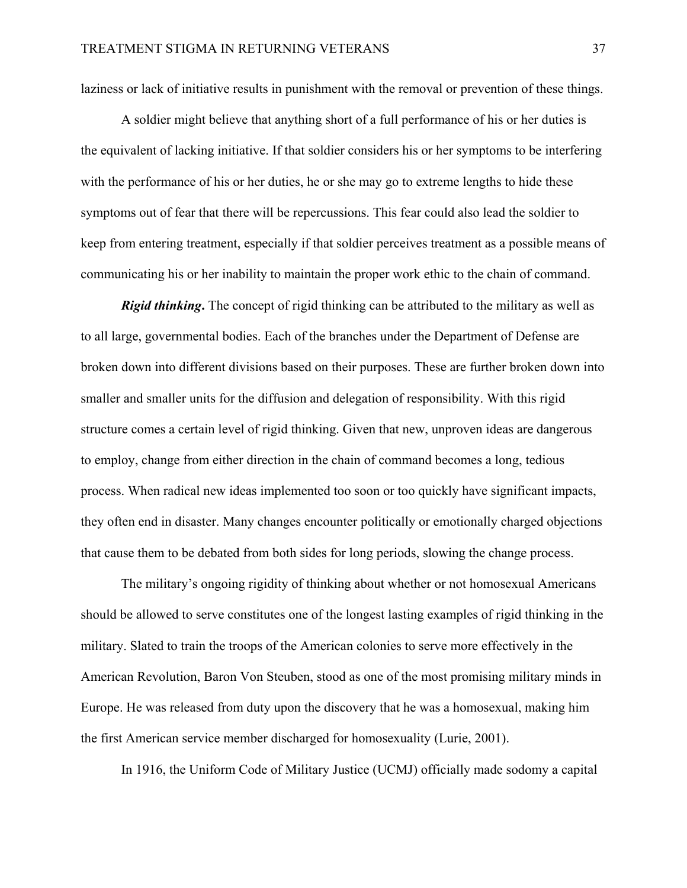laziness or lack of initiative results in punishment with the removal or prevention of these things.

A soldier might believe that anything short of a full performance of his or her duties is the equivalent of lacking initiative. If that soldier considers his or her symptoms to be interfering with the performance of his or her duties, he or she may go to extreme lengths to hide these symptoms out of fear that there will be repercussions. This fear could also lead the soldier to keep from entering treatment, especially if that soldier perceives treatment as a possible means of communicating his or her inability to maintain the proper work ethic to the chain of command.

***Rigid thinking*.** The concept of rigid thinking can be attributed to the military as well as to all large, governmental bodies. Each of the branches under the Department of Defense are broken down into different divisions based on their purposes. These are further broken down into smaller and smaller units for the diffusion and delegation of responsibility. With this rigid structure comes a certain level of rigid thinking. Given that new, unproven ideas are dangerous to employ, change from either direction in the chain of command becomes a long, tedious process. When radical new ideas implemented too soon or too quickly have significant impacts, they often end in disaster. Many changes encounter politically or emotionally charged objections that cause them to be debated from both sides for long periods, slowing the change process.

The military's ongoing rigidity of thinking about whether or not homosexual Americans should be allowed to serve constitutes one of the longest lasting examples of rigid thinking in the military. Slated to train the troops of the American colonies to serve more effectively in the American Revolution, Baron Von Steuben, stood as one of the most promising military minds in Europe. He was released from duty upon the discovery that he was a homosexual, making him the first American service member discharged for homosexuality (Lurie, 2001).

In 1916, the Uniform Code of Military Justice (UCMJ) officially made sodomy a capital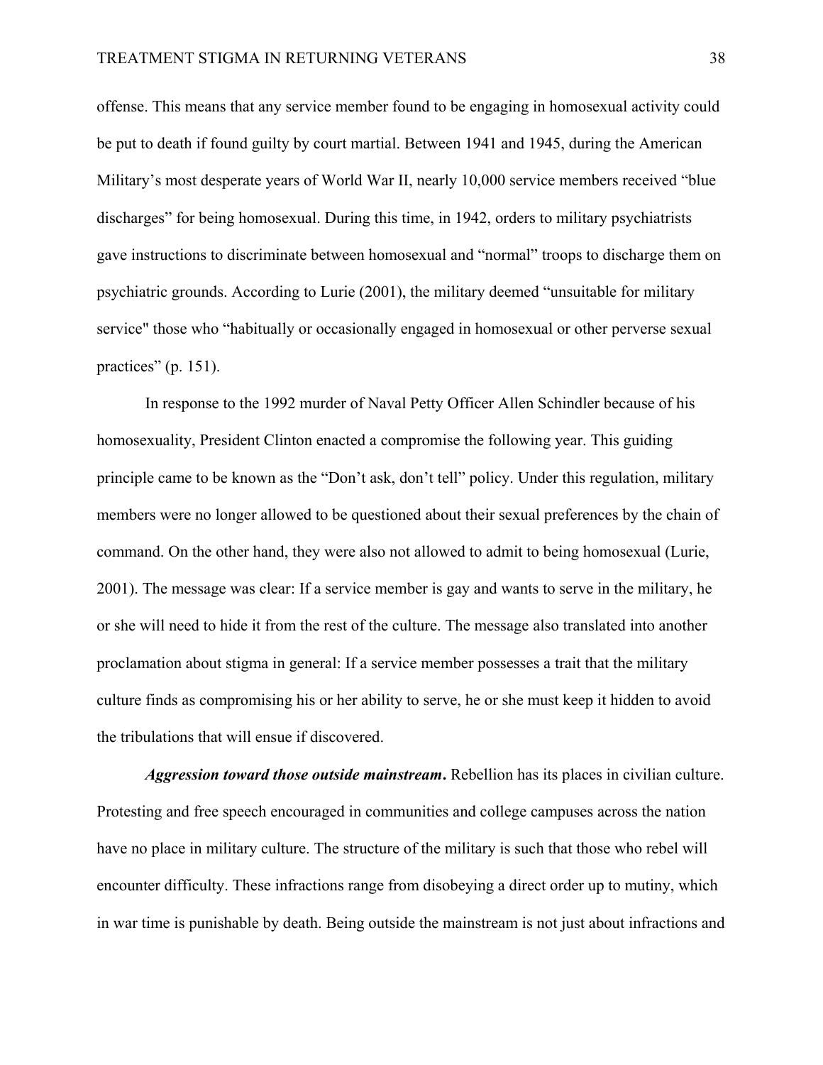offense. This means that any service member found to be engaging in homosexual activity could be put to death if found guilty by court martial. Between 1941 and 1945, during the American Military's most desperate years of World War II, nearly 10,000 service members received "blue discharges" for being homosexual. During this time, in 1942, orders to military psychiatrists gave instructions to discriminate between homosexual and "normal" troops to discharge them on psychiatric grounds. According to Lurie (2001), the military deemed "unsuitable for military service" those who "habitually or occasionally engaged in homosexual or other perverse sexual practices" (p. 151).

In response to the 1992 murder of Naval Petty Officer Allen Schindler because of his homosexuality, President Clinton enacted a compromise the following year. This guiding principle came to be known as the "Don't ask, don't tell" policy. Under this regulation, military members were no longer allowed to be questioned about their sexual preferences by the chain of command. On the other hand, they were also not allowed to admit to being homosexual (Lurie, 2001). The message was clear: If a service member is gay and wants to serve in the military, he or she will need to hide it from the rest of the culture. The message also translated into another proclamation about stigma in general: If a service member possesses a trait that the military culture finds as compromising his or her ability to serve, he or she must keep it hidden to avoid the tribulations that will ensue if discovered.

***Aggression toward those outside mainstream*.** Rebellion has its places in civilian culture. Protesting and free speech encouraged in communities and college campuses across the nation have no place in military culture. The structure of the military is such that those who rebel will encounter difficulty. These infractions range from disobeying a direct order up to mutiny, which in war time is punishable by death. Being outside the mainstream is not just about infractions and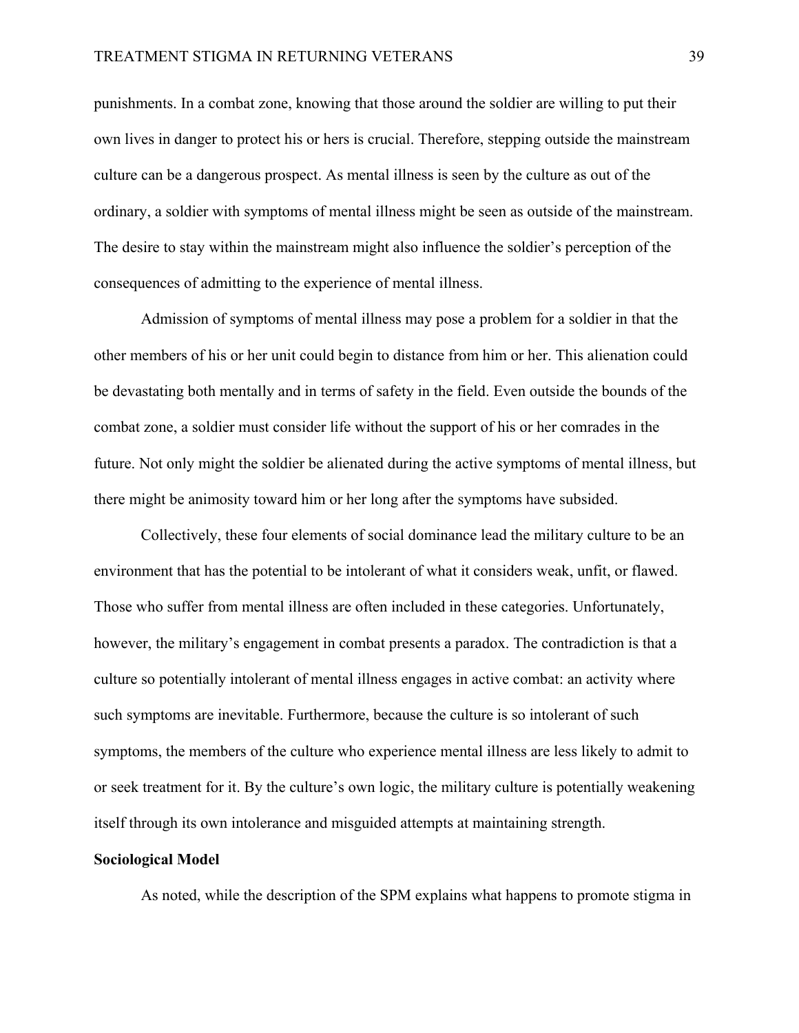punishments. In a combat zone, knowing that those around the soldier are willing to put their own lives in danger to protect his or hers is crucial. Therefore, stepping outside the mainstream culture can be a dangerous prospect. As mental illness is seen by the culture as out of the ordinary, a soldier with symptoms of mental illness might be seen as outside of the mainstream. The desire to stay within the mainstream might also influence the soldier's perception of the consequences of admitting to the experience of mental illness.

Admission of symptoms of mental illness may pose a problem for a soldier in that the other members of his or her unit could begin to distance from him or her. This alienation could be devastating both mentally and in terms of safety in the field. Even outside the bounds of the combat zone, a soldier must consider life without the support of his or her comrades in the future. Not only might the soldier be alienated during the active symptoms of mental illness, but there might be animosity toward him or her long after the symptoms have subsided.

Collectively, these four elements of social dominance lead the military culture to be an environment that has the potential to be intolerant of what it considers weak, unfit, or flawed. Those who suffer from mental illness are often included in these categories. Unfortunately, however, the military's engagement in combat presents a paradox. The contradiction is that a culture so potentially intolerant of mental illness engages in active combat: an activity where such symptoms are inevitable. Furthermore, because the culture is so intolerant of such symptoms, the members of the culture who experience mental illness are less likely to admit to or seek treatment for it. By the culture's own logic, the military culture is potentially weakening itself through its own intolerance and misguided attempts at maintaining strength.

**Sociological Model**

As noted, while the description of the SPM explains what happens to promote stigma in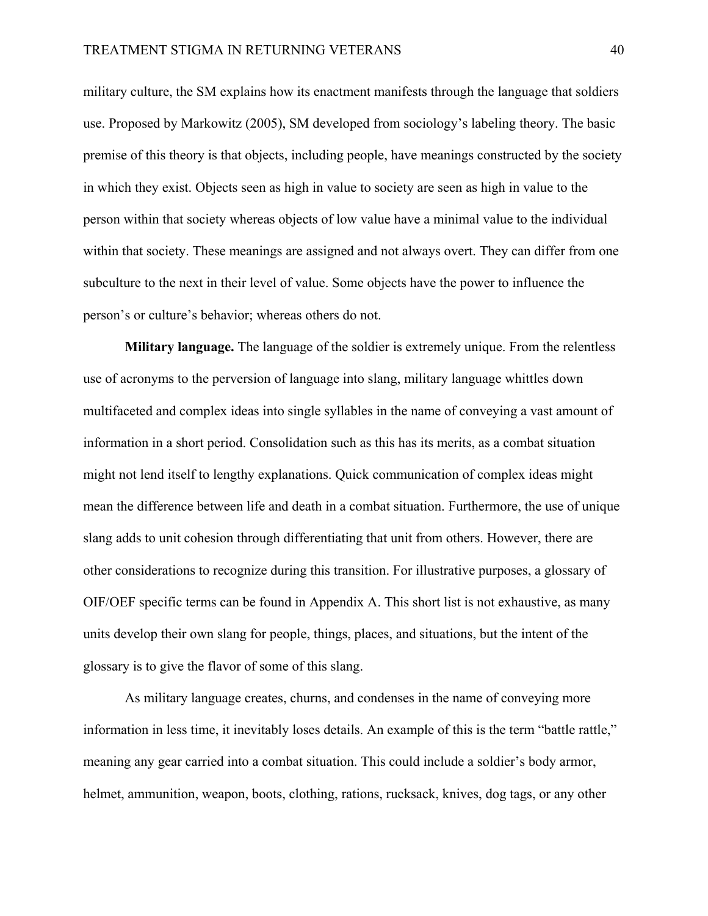military culture, the SM explains how its enactment manifests through the language that soldiers use. Proposed by Markowitz (2005), SM developed from sociology's labeling theory. The basic premise of this theory is that objects, including people, have meanings constructed by the society in which they exist. Objects seen as high in value to society are seen as high in value to the person within that society whereas objects of low value have a minimal value to the individual within that society. These meanings are assigned and not always overt. They can differ from one subculture to the next in their level of value. Some objects have the power to influence the person's or culture's behavior; whereas others do not.

**Military language.** The language of the soldier is extremely unique. From the relentless use of acronyms to the perversion of language into slang, military language whittles down multifaceted and complex ideas into single syllables in the name of conveying a vast amount of information in a short period. Consolidation such as this has its merits, as a combat situation might not lend itself to lengthy explanations. Quick communication of complex ideas might mean the difference between life and death in a combat situation. Furthermore, the use of unique slang adds to unit cohesion through differentiating that unit from others. However, there are other considerations to recognize during this transition. For illustrative purposes, a glossary of OIF/OEF specific terms can be found in Appendix A. This short list is not exhaustive, as many units develop their own slang for people, things, places, and situations, but the intent of the glossary is to give the flavor of some of this slang.

As military language creates, churns, and condenses in the name of conveying more information in less time, it inevitably loses details. An example of this is the term "battle rattle," meaning any gear carried into a combat situation. This could include a soldier's body armor, helmet, ammunition, weapon, boots, clothing, rations, rucksack, knives, dog tags, or any other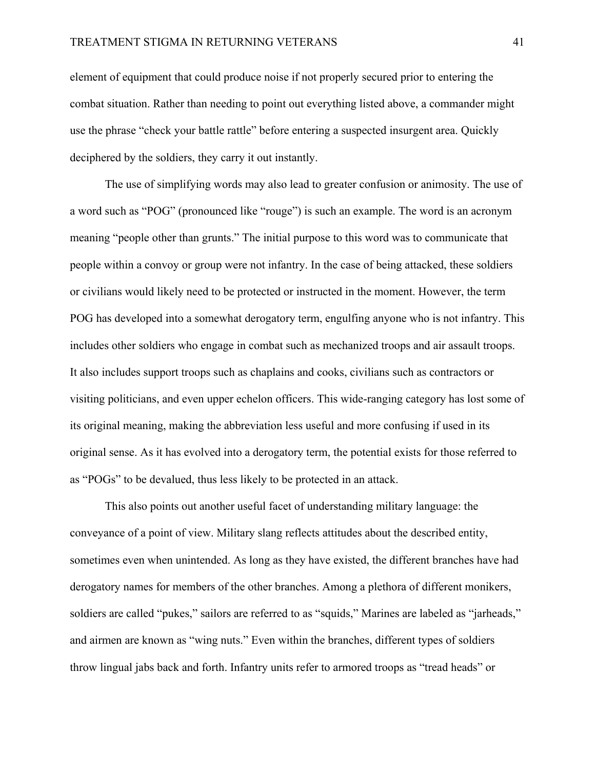element of equipment that could produce noise if not properly secured prior to entering the combat situation. Rather than needing to point out everything listed above, a commander might use the phrase “check your battle rattle” before entering a suspected insurgent area. Quickly deciphered by the soldiers, they carry it out instantly.

The use of simplifying words may also lead to greater confusion or animosity. The use of a word such as “POG” (pronounced like “rouge”) is such an example. The word is an acronym meaning “people other than grunts.” The initial purpose to this word was to communicate that people within a convoy or group were not infantry. In the case of being attacked, these soldiers or civilians would likely need to be protected or instructed in the moment. However, the term POG has developed into a somewhat derogatory term, engulfing anyone who is not infantry. This includes other soldiers who engage in combat such as mechanized troops and air assault troops. It also includes support troops such as chaplains and cooks, civilians such as contractors or visiting politicians, and even upper echelon officers. This wide-ranging category has lost some of its original meaning, making the abbreviation less useful and more confusing if used in its original sense. As it has evolved into a derogatory term, the potential exists for those referred to as “POGs” to be devalued, thus less likely to be protected in an attack.

This also points out another useful facet of understanding military language: the conveyance of a point of view. Military slang reflects attitudes about the described entity, sometimes even when unintended. As long as they have existed, the different branches have had derogatory names for members of the other branches. Among a plethora of different monikers, soldiers are called “pukes,” sailors are referred to as “squids,” Marines are labeled as “jarheads,” and airmen are known as “wing nuts.” Even within the branches, different types of soldiers throw lingual jabs back and forth. Infantry units refer to armored troops as “tread heads” or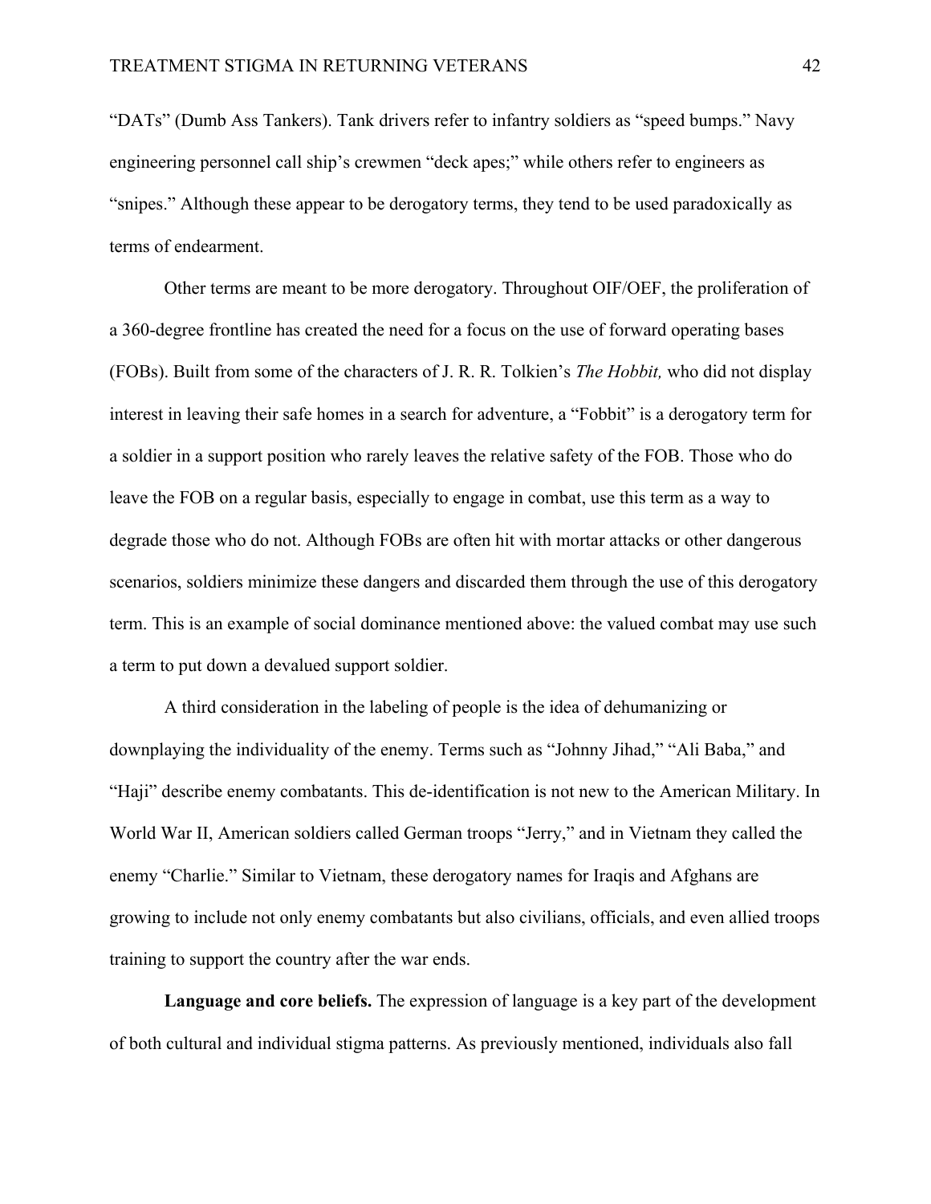“DATs” (Dumb Ass Tankers). Tank drivers refer to infantry soldiers as “speed bumps.” Navy engineering personnel call ship’s crewmen “deck apes;” while others refer to engineers as “snipes.” Although these appear to be derogatory terms, they tend to be used paradoxically as terms of endearment.

Other terms are meant to be more derogatory. Throughout OIF/OEF, the proliferation of a 360-degree frontline has created the need for a focus on the use of forward operating bases (FOBs). Built from some of the characters of J. R. R. Tolkien’s *The Hobbit,* who did not display interest in leaving their safe homes in a search for adventure, a “Fobbit” is a derogatory term for a soldier in a support position who rarely leaves the relative safety of the FOB. Those who do leave the FOB on a regular basis, especially to engage in combat, use this term as a way to degrade those who do not. Although FOBs are often hit with mortar attacks or other dangerous scenarios, soldiers minimize these dangers and discarded them through the use of this derogatory term. This is an example of social dominance mentioned above: the valued combat may use such a term to put down a devalued support soldier.

A third consideration in the labeling of people is the idea of dehumanizing or downplaying the individuality of the enemy. Terms such as “Johnny Jihad,” “Ali Baba,” and “Haji” describe enemy combatants. This de-identification is not new to the American Military. In World War II, American soldiers called German troops “Jerry,” and in Vietnam they called the enemy “Charlie.” Similar to Vietnam, these derogatory names for Iraqis and Afghans are growing to include not only enemy combatants but also civilians, officials, and even allied troops training to support the country after the war ends.

**Language and core beliefs.** The expression of language is a key part of the development of both cultural and individual stigma patterns. As previously mentioned, individuals also fall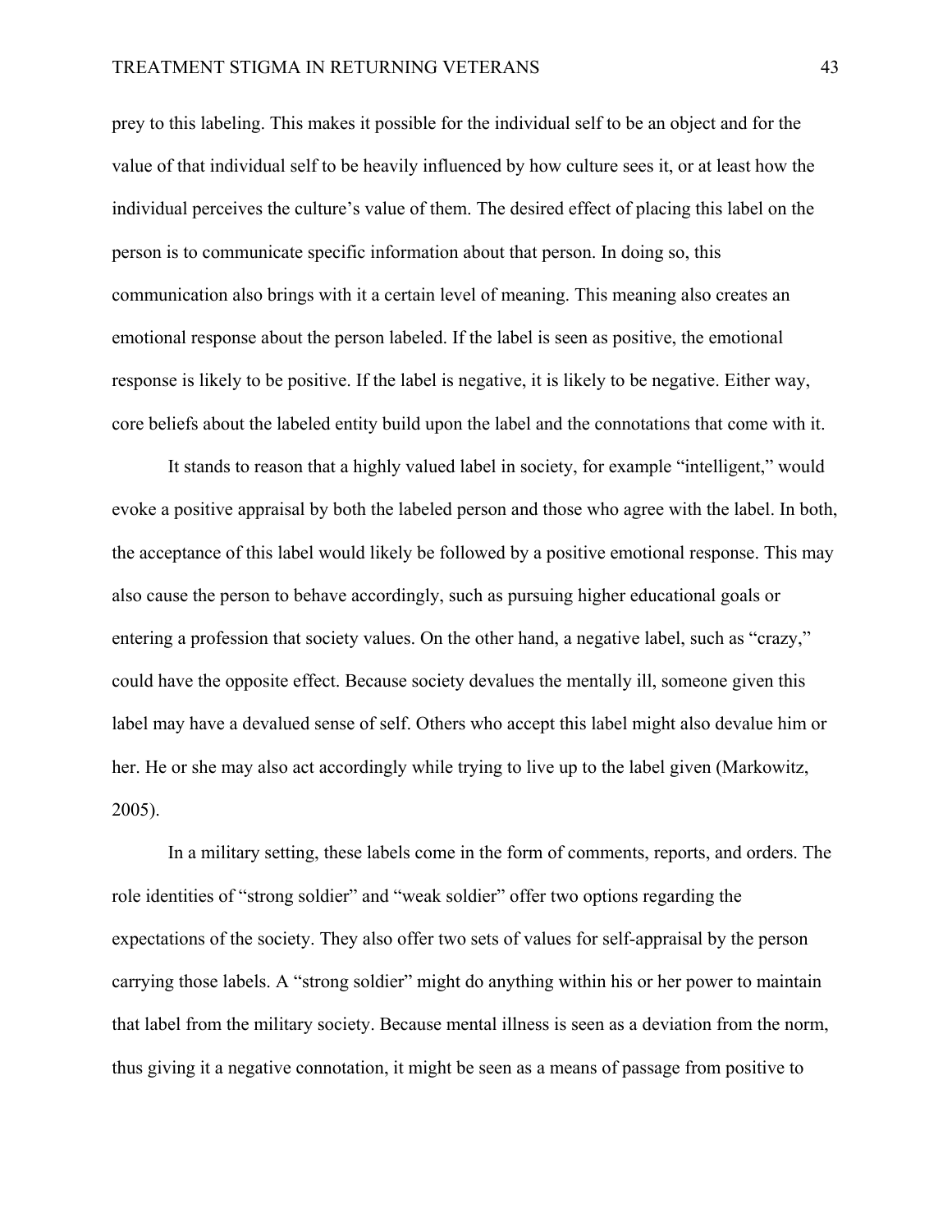prey to this labeling. This makes it possible for the individual self to be an object and for the value of that individual self to be heavily influenced by how culture sees it, or at least how the individual perceives the culture's value of them. The desired effect of placing this label on the person is to communicate specific information about that person. In doing so, this communication also brings with it a certain level of meaning. This meaning also creates an emotional response about the person labeled. If the label is seen as positive, the emotional response is likely to be positive. If the label is negative, it is likely to be negative. Either way, core beliefs about the labeled entity build upon the label and the connotations that come with it.

It stands to reason that a highly valued label in society, for example "intelligent," would evoke a positive appraisal by both the labeled person and those who agree with the label. In both, the acceptance of this label would likely be followed by a positive emotional response. This may also cause the person to behave accordingly, such as pursuing higher educational goals or entering a profession that society values. On the other hand, a negative label, such as "crazy," could have the opposite effect. Because society devalues the mentally ill, someone given this label may have a devalued sense of self. Others who accept this label might also devalue him or her. He or she may also act accordingly while trying to live up to the label given (Markowitz, 2005).

In a military setting, these labels come in the form of comments, reports, and orders. The role identities of "strong soldier" and "weak soldier" offer two options regarding the expectations of the society. They also offer two sets of values for self-appraisal by the person carrying those labels. A "strong soldier" might do anything within his or her power to maintain that label from the military society. Because mental illness is seen as a deviation from the norm, thus giving it a negative connotation, it might be seen as a means of passage from positive to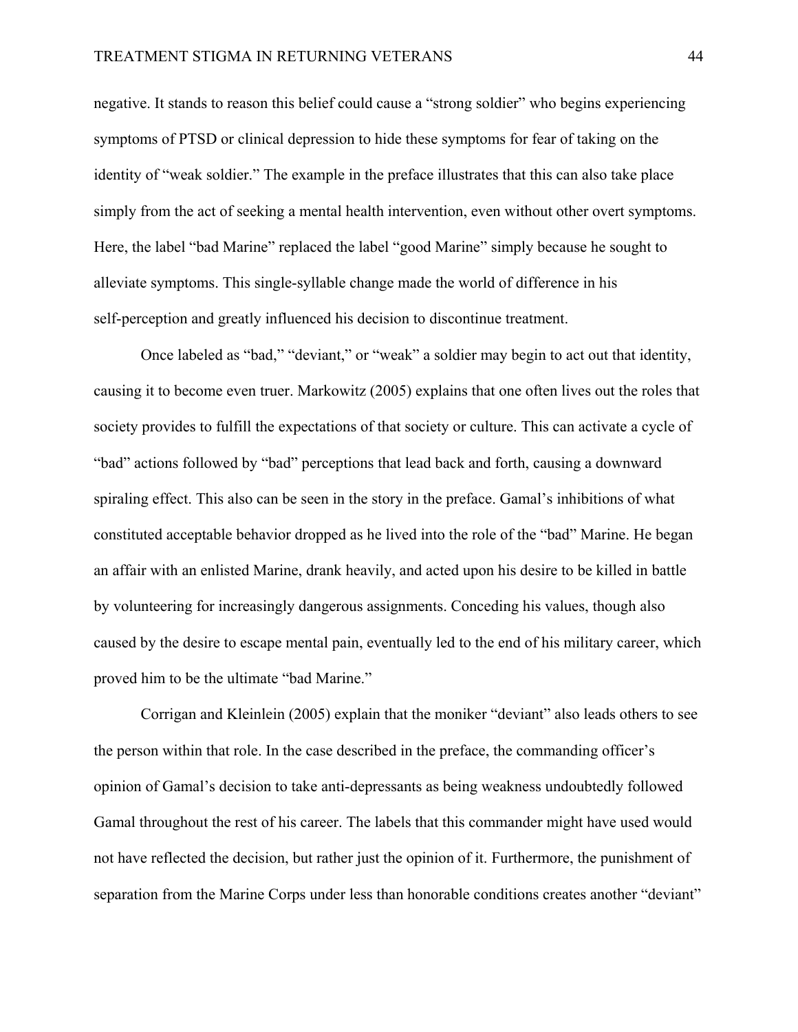negative. It stands to reason this belief could cause a "strong soldier" who begins experiencing symptoms of PTSD or clinical depression to hide these symptoms for fear of taking on the identity of "weak soldier." The example in the preface illustrates that this can also take place simply from the act of seeking a mental health intervention, even without other overt symptoms. Here, the label "bad Marine" replaced the label "good Marine" simply because he sought to alleviate symptoms. This single-syllable change made the world of difference in his self-perception and greatly influenced his decision to discontinue treatment.

Once labeled as "bad," "deviant," or "weak" a soldier may begin to act out that identity, causing it to become even truer. Markowitz (2005) explains that one often lives out the roles that society provides to fulfill the expectations of that society or culture. This can activate a cycle of "bad" actions followed by "bad" perceptions that lead back and forth, causing a downward spiraling effect. This also can be seen in the story in the preface. Gamal's inhibitions of what constituted acceptable behavior dropped as he lived into the role of the "bad" Marine. He began an affair with an enlisted Marine, drank heavily, and acted upon his desire to be killed in battle by volunteering for increasingly dangerous assignments. Conceding his values, though also caused by the desire to escape mental pain, eventually led to the end of his military career, which proved him to be the ultimate "bad Marine."

Corrigan and Kleinlein (2005) explain that the moniker "deviant" also leads others to see the person within that role. In the case described in the preface, the commanding officer's opinion of Gamal's decision to take anti-depressants as being weakness undoubtedly followed Gamal throughout the rest of his career. The labels that this commander might have used would not have reflected the decision, but rather just the opinion of it. Furthermore, the punishment of separation from the Marine Corps under less than honorable conditions creates another "deviant"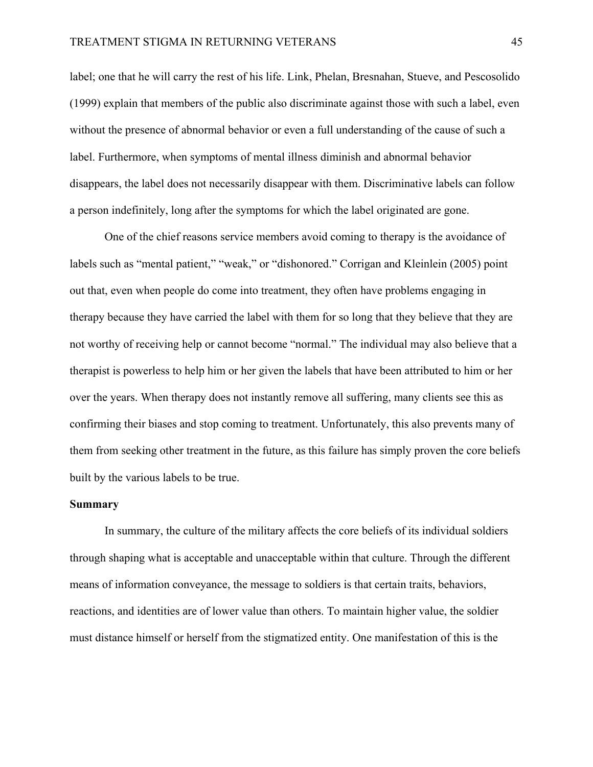label; one that he will carry the rest of his life. Link, Phelan, Bresnahan, Stueve, and Pescosolido (1999) explain that members of the public also discriminate against those with such a label, even without the presence of abnormal behavior or even a full understanding of the cause of such a label. Furthermore, when symptoms of mental illness diminish and abnormal behavior disappears, the label does not necessarily disappear with them. Discriminative labels can follow a person indefinitely, long after the symptoms for which the label originated are gone.

One of the chief reasons service members avoid coming to therapy is the avoidance of labels such as "mental patient," "weak," or "dishonored." Corrigan and Kleinlein (2005) point out that, even when people do come into treatment, they often have problems engaging in therapy because they have carried the label with them for so long that they believe that they are not worthy of receiving help or cannot become "normal." The individual may also believe that a therapist is powerless to help him or her given the labels that have been attributed to him or her over the years. When therapy does not instantly remove all suffering, many clients see this as confirming their biases and stop coming to treatment. Unfortunately, this also prevents many of them from seeking other treatment in the future, as this failure has simply proven the core beliefs built by the various labels to be true.

**Summary**

In summary, the culture of the military affects the core beliefs of its individual soldiers through shaping what is acceptable and unacceptable within that culture. Through the different means of information conveyance, the message to soldiers is that certain traits, behaviors, reactions, and identities are of lower value than others. To maintain higher value, the soldier must distance himself or herself from the stigmatized entity. One manifestation of this is the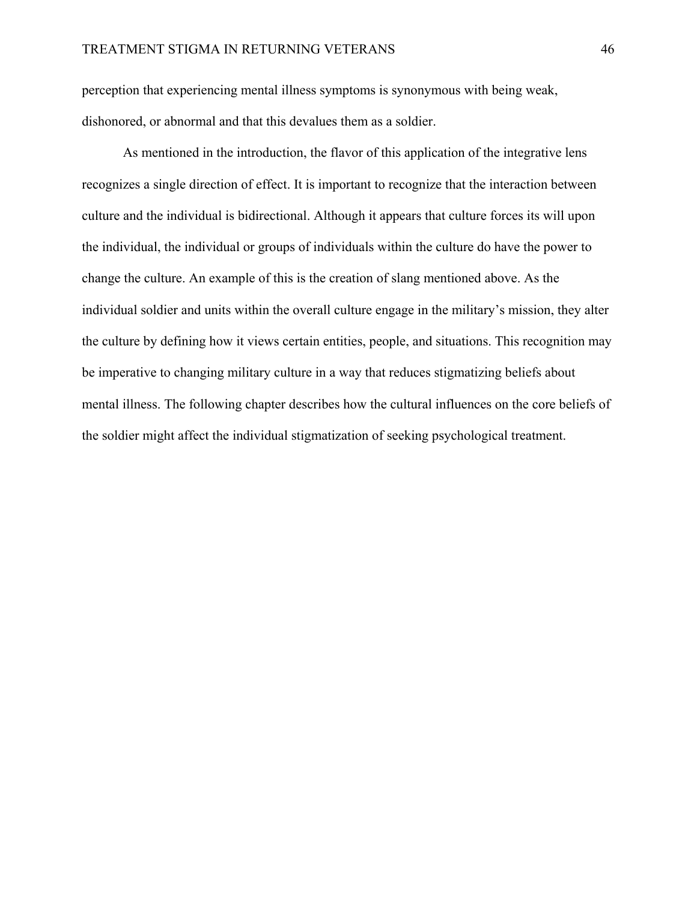perception that experiencing mental illness symptoms is synonymous with being weak, dishonored, or abnormal and that this devalues them as a soldier.

As mentioned in the introduction, the flavor of this application of the integrative lens recognizes a single direction of effect. It is important to recognize that the interaction between culture and the individual is bidirectional. Although it appears that culture forces its will upon the individual, the individual or groups of individuals within the culture do have the power to change the culture. An example of this is the creation of slang mentioned above. As the individual soldier and units within the overall culture engage in the military's mission, they alter the culture by defining how it views certain entities, people, and situations. This recognition may be imperative to changing military culture in a way that reduces stigmatizing beliefs about mental illness. The following chapter describes how the cultural influences on the core beliefs of the soldier might affect the individual stigmatization of seeking psychological treatment.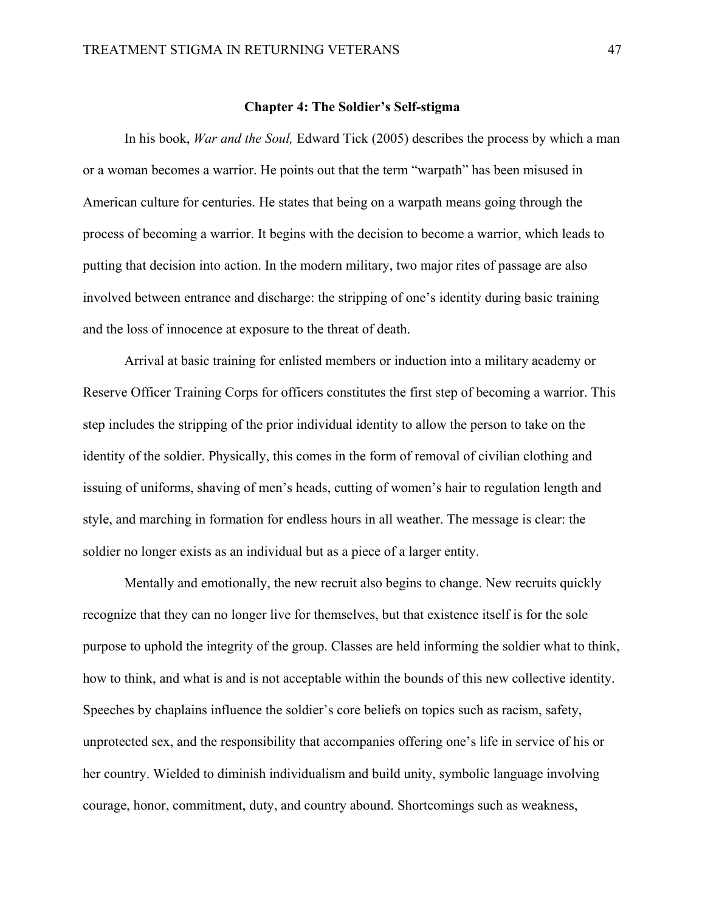## Chapter 4: The Soldier's Self-stigma

In his book, *War and the Soul,* Edward Tick (2005) describes the process by which a man or a woman becomes a warrior. He points out that the term "warpath" has been misused in American culture for centuries. He states that being on a warpath means going through the process of becoming a warrior. It begins with the decision to become a warrior, which leads to putting that decision into action. In the modern military, two major rites of passage are also involved between entrance and discharge: the stripping of one's identity during basic training and the loss of innocence at exposure to the threat of death.

Arrival at basic training for enlisted members or induction into a military academy or Reserve Officer Training Corps for officers constitutes the first step of becoming a warrior. This step includes the stripping of the prior individual identity to allow the person to take on the identity of the soldier. Physically, this comes in the form of removal of civilian clothing and issuing of uniforms, shaving of men's heads, cutting of women's hair to regulation length and style, and marching in formation for endless hours in all weather. The message is clear: the soldier no longer exists as an individual but as a piece of a larger entity.

Mentally and emotionally, the new recruit also begins to change. New recruits quickly recognize that they can no longer live for themselves, but that existence itself is for the sole purpose to uphold the integrity of the group. Classes are held informing the soldier what to think, how to think, and what is and is not acceptable within the bounds of this new collective identity. Speeches by chaplains influence the soldier's core beliefs on topics such as racism, safety, unprotected sex, and the responsibility that accompanies offering one's life in service of his or her country. Wielded to diminish individualism and build unity, symbolic language involving courage, honor, commitment, duty, and country abound. Shortcomings such as weakness,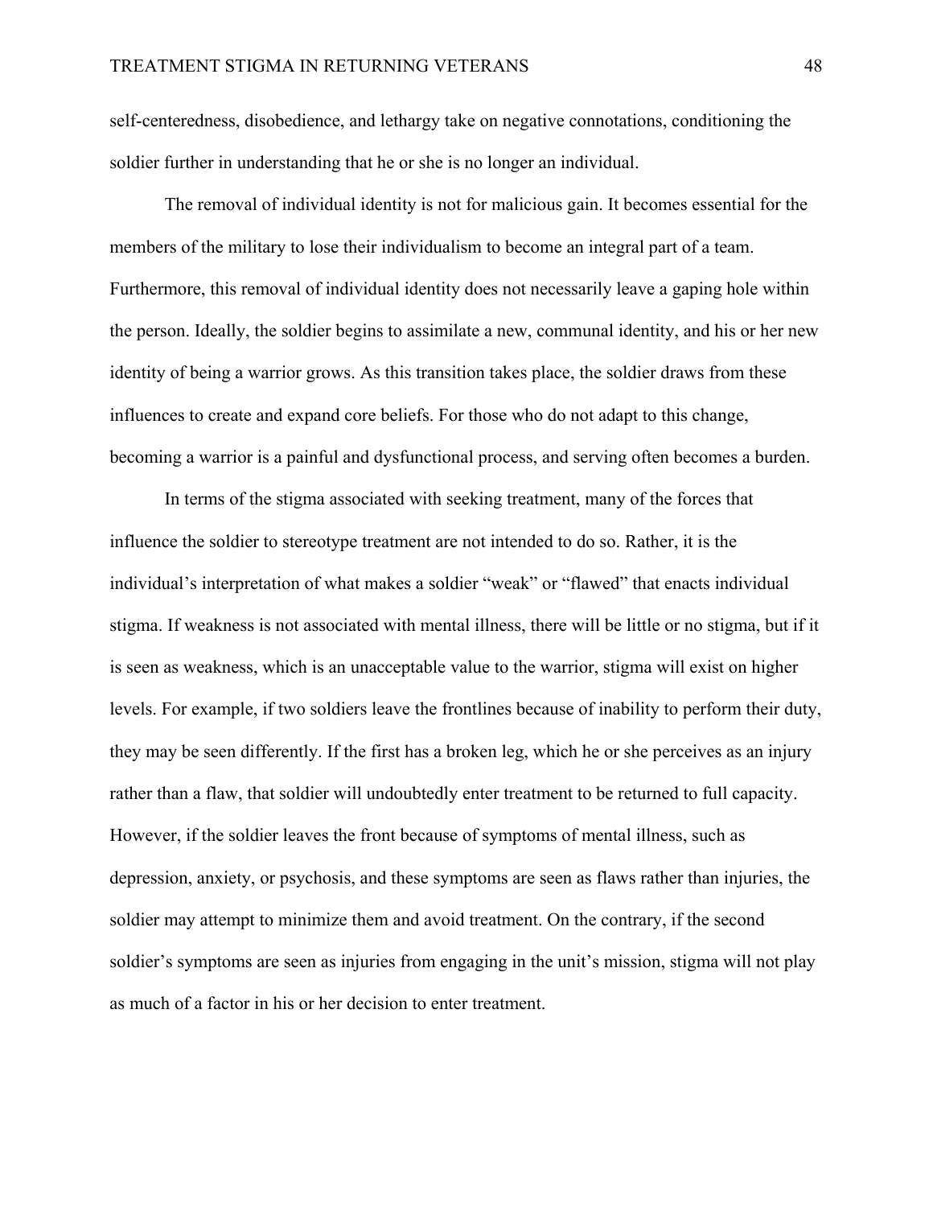self-centeredness, disobedience, and lethargy take on negative connotations, conditioning the soldier further in understanding that he or she is no longer an individual.

The removal of individual identity is not for malicious gain. It becomes essential for the members of the military to lose their individualism to become an integral part of a team. Furthermore, this removal of individual identity does not necessarily leave a gaping hole within the person. Ideally, the soldier begins to assimilate a new, communal identity, and his or her new identity of being a warrior grows. As this transition takes place, the soldier draws from these influences to create and expand core beliefs. For those who do not adapt to this change, becoming a warrior is a painful and dysfunctional process, and serving often becomes a burden.

In terms of the stigma associated with seeking treatment, many of the forces that influence the soldier to stereotype treatment are not intended to do so. Rather, it is the individual's interpretation of what makes a soldier "weak" or "flawed" that enacts individual stigma. If weakness is not associated with mental illness, there will be little or no stigma, but if it is seen as weakness, which is an unacceptable value to the warrior, stigma will exist on higher levels. For example, if two soldiers leave the frontlines because of inability to perform their duty, they may be seen differently. If the first has a broken leg, which he or she perceives as an injury rather than a flaw, that soldier will undoubtedly enter treatment to be returned to full capacity. However, if the soldier leaves the front because of symptoms of mental illness, such as depression, anxiety, or psychosis, and these symptoms are seen as flaws rather than injuries, the soldier may attempt to minimize them and avoid treatment. On the contrary, if the second soldier's symptoms are seen as injuries from engaging in the unit's mission, stigma will not play as much of a factor in his or her decision to enter treatment.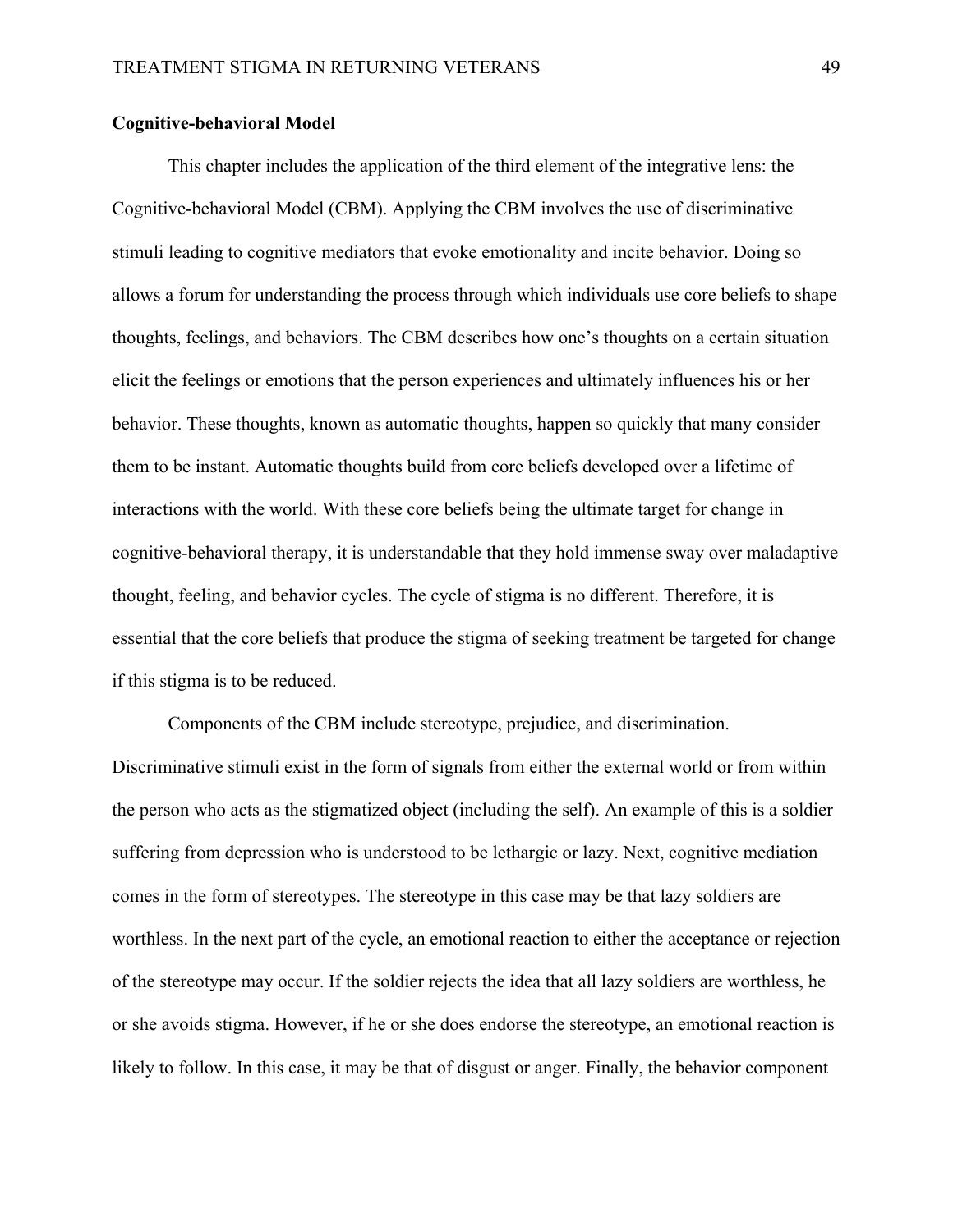**Cognitive-behavioral Model**

This chapter includes the application of the third element of the integrative lens: the Cognitive-behavioral Model (CBM). Applying the CBM involves the use of discriminative stimuli leading to cognitive mediators that evoke emotionality and incite behavior. Doing so allows a forum for understanding the process through which individuals use core beliefs to shape thoughts, feelings, and behaviors. The CBM describes how one's thoughts on a certain situation elicit the feelings or emotions that the person experiences and ultimately influences his or her behavior. These thoughts, known as automatic thoughts, happen so quickly that many consider them to be instant. Automatic thoughts build from core beliefs developed over a lifetime of interactions with the world. With these core beliefs being the ultimate target for change in cognitive-behavioral therapy, it is understandable that they hold immense sway over maladaptive thought, feeling, and behavior cycles. The cycle of stigma is no different. Therefore, it is essential that the core beliefs that produce the stigma of seeking treatment be targeted for change if this stigma is to be reduced.

Components of the CBM include stereotype, prejudice, and discrimination. Discriminative stimuli exist in the form of signals from either the external world or from within the person who acts as the stigmatized object (including the self). An example of this is a soldier suffering from depression who is understood to be lethargic or lazy. Next, cognitive mediation comes in the form of stereotypes. The stereotype in this case may be that lazy soldiers are worthless. In the next part of the cycle, an emotional reaction to either the acceptance or rejection of the stereotype may occur. If the soldier rejects the idea that all lazy soldiers are worthless, he or she avoids stigma. However, if he or she does endorse the stereotype, an emotional reaction is likely to follow. In this case, it may be that of disgust or anger. Finally, the behavior component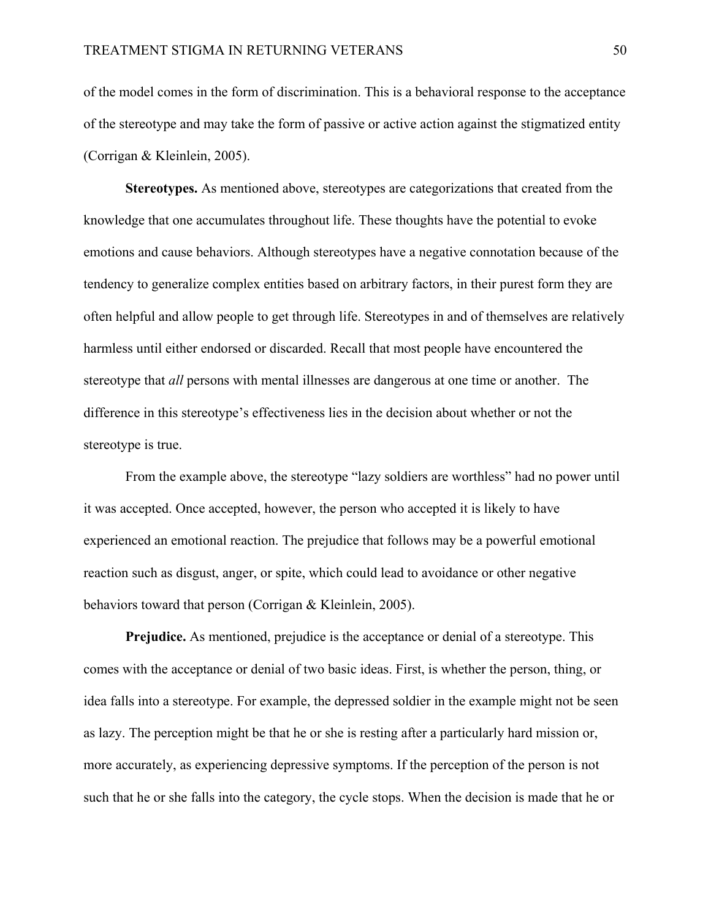of the model comes in the form of discrimination. This is a behavioral response to the acceptance of the stereotype and may take the form of passive or active action against the stigmatized entity (Corrigan & Kleinlein, 2005).

**Stereotypes.** As mentioned above, stereotypes are categorizations that created from the knowledge that one accumulates throughout life. These thoughts have the potential to evoke emotions and cause behaviors. Although stereotypes have a negative connotation because of the tendency to generalize complex entities based on arbitrary factors, in their purest form they are often helpful and allow people to get through life. Stereotypes in and of themselves are relatively harmless until either endorsed or discarded. Recall that most people have encountered the stereotype that *all* persons with mental illnesses are dangerous at one time or another. The difference in this stereotype's effectiveness lies in the decision about whether or not the stereotype is true.

From the example above, the stereotype "lazy soldiers are worthless" had no power until it was accepted. Once accepted, however, the person who accepted it is likely to have experienced an emotional reaction. The prejudice that follows may be a powerful emotional reaction such as disgust, anger, or spite, which could lead to avoidance or other negative behaviors toward that person (Corrigan & Kleinlein, 2005).

**Prejudice.** As mentioned, prejudice is the acceptance or denial of a stereotype. This comes with the acceptance or denial of two basic ideas. First, is whether the person, thing, or idea falls into a stereotype. For example, the depressed soldier in the example might not be seen as lazy. The perception might be that he or she is resting after a particularly hard mission or, more accurately, as experiencing depressive symptoms. If the perception of the person is not such that he or she falls into the category, the cycle stops. When the decision is made that he or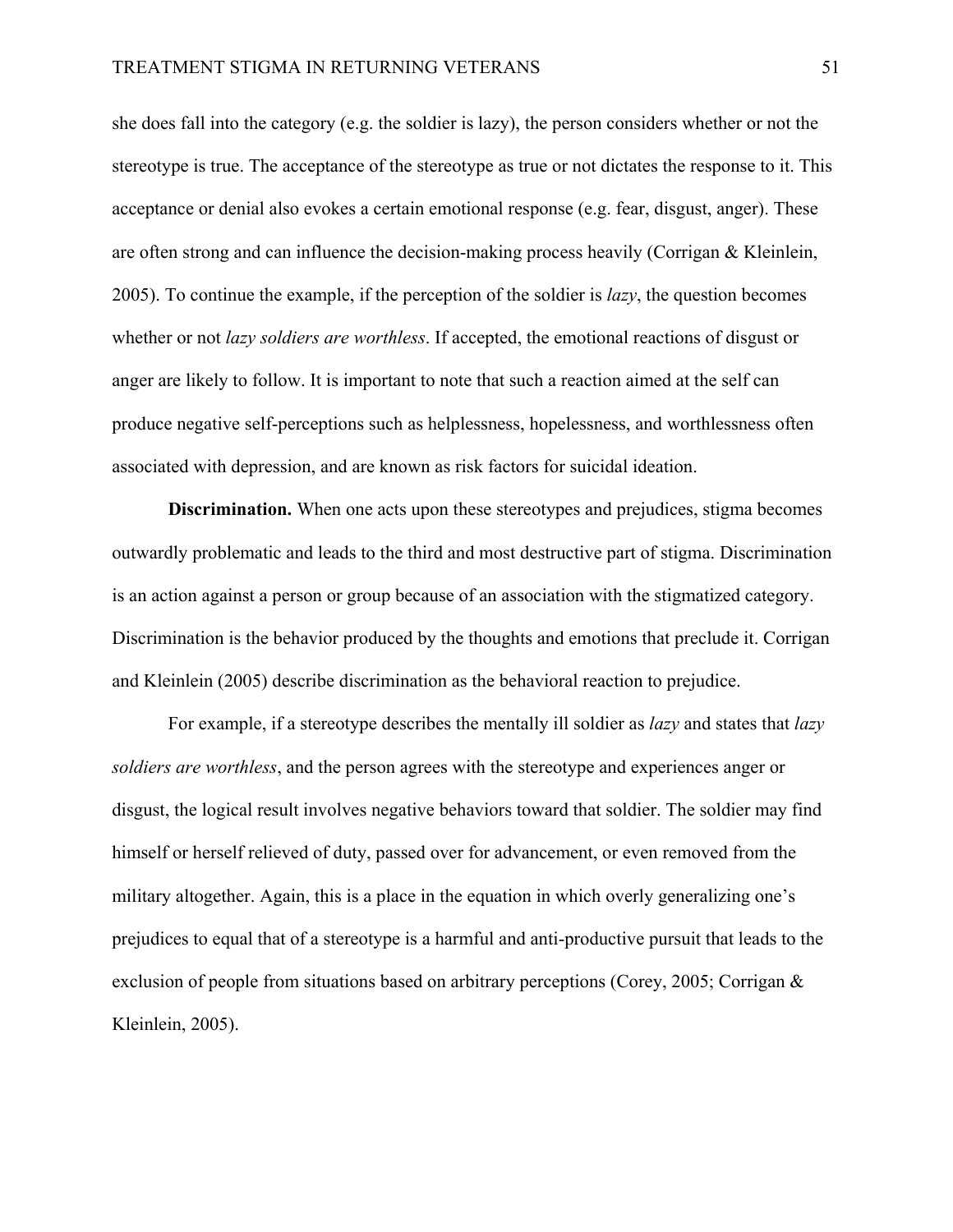she does fall into the category (e.g. the soldier is lazy), the person considers whether or not the stereotype is true. The acceptance of the stereotype as true or not dictates the response to it. This acceptance or denial also evokes a certain emotional response (e.g. fear, disgust, anger). These are often strong and can influence the decision-making process heavily (Corrigan & Kleinlein, 2005). To continue the example, if the perception of the soldier is *lazy*, the question becomes whether or not *lazy soldiers are worthless*. If accepted, the emotional reactions of disgust or anger are likely to follow. It is important to note that such a reaction aimed at the self can produce negative self-perceptions such as helplessness, hopelessness, and worthlessness often associated with depression, and are known as risk factors for suicidal ideation.

**Discrimination.** When one acts upon these stereotypes and prejudices, stigma becomes outwardly problematic and leads to the third and most destructive part of stigma. Discrimination is an action against a person or group because of an association with the stigmatized category. Discrimination is the behavior produced by the thoughts and emotions that preclude it. Corrigan and Kleinlein (2005) describe discrimination as the behavioral reaction to prejudice.

For example, if a stereotype describes the mentally ill soldier as *lazy* and states that *lazy soldiers are worthless*, and the person agrees with the stereotype and experiences anger or disgust, the logical result involves negative behaviors toward that soldier. The soldier may find himself or herself relieved of duty, passed over for advancement, or even removed from the military altogether. Again, this is a place in the equation in which overly generalizing one's prejudices to equal that of a stereotype is a harmful and anti-productive pursuit that leads to the exclusion of people from situations based on arbitrary perceptions (Corey, 2005; Corrigan & Kleinlein, 2005).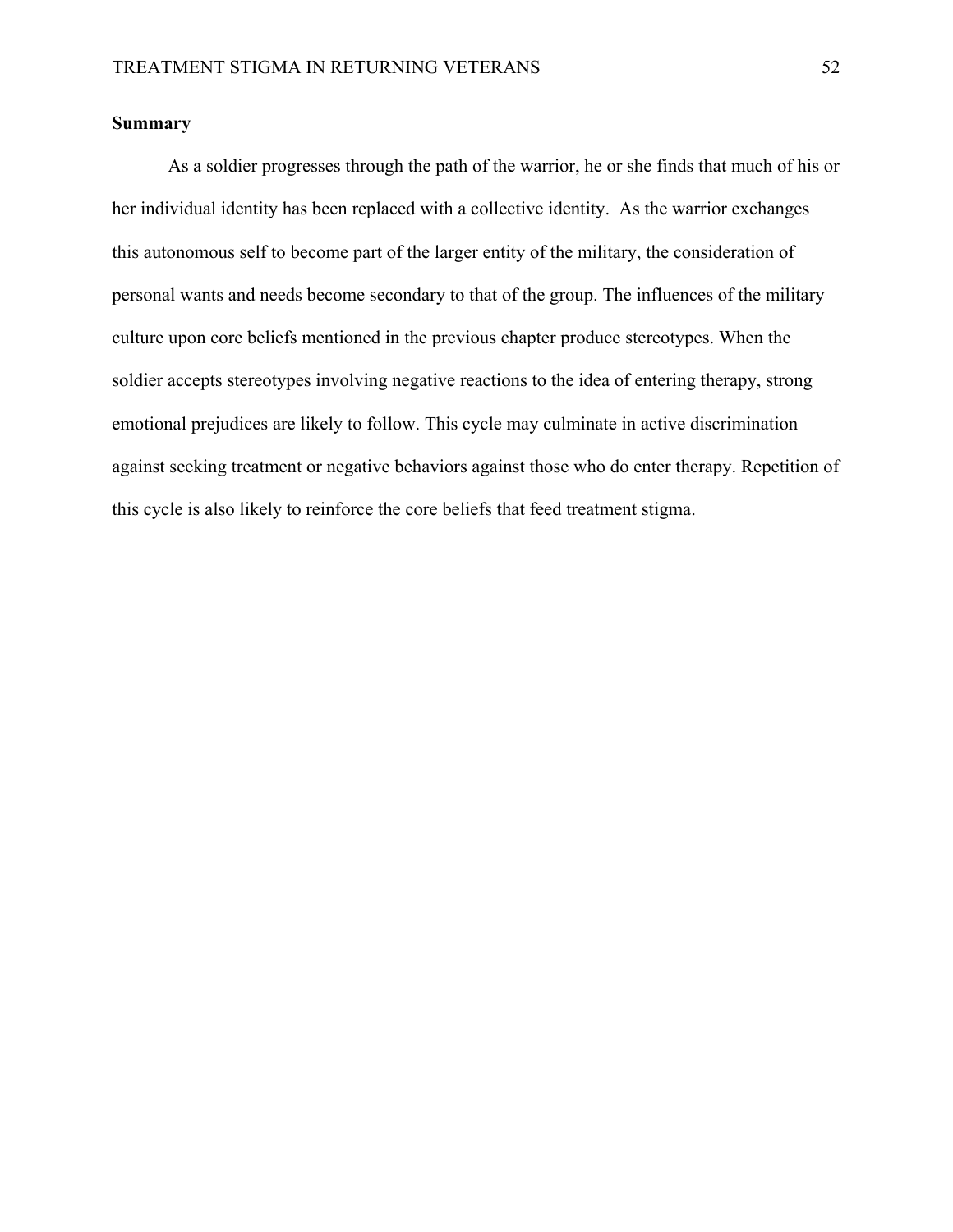**Summary**

As a soldier progresses through the path of the warrior, he or she finds that much of his or her individual identity has been replaced with a collective identity. As the warrior exchanges this autonomous self to become part of the larger entity of the military, the consideration of personal wants and needs become secondary to that of the group. The influences of the military culture upon core beliefs mentioned in the previous chapter produce stereotypes. When the soldier accepts stereotypes involving negative reactions to the idea of entering therapy, strong emotional prejudices are likely to follow. This cycle may culminate in active discrimination against seeking treatment or negative behaviors against those who do enter therapy. Repetition of this cycle is also likely to reinforce the core beliefs that feed treatment stigma.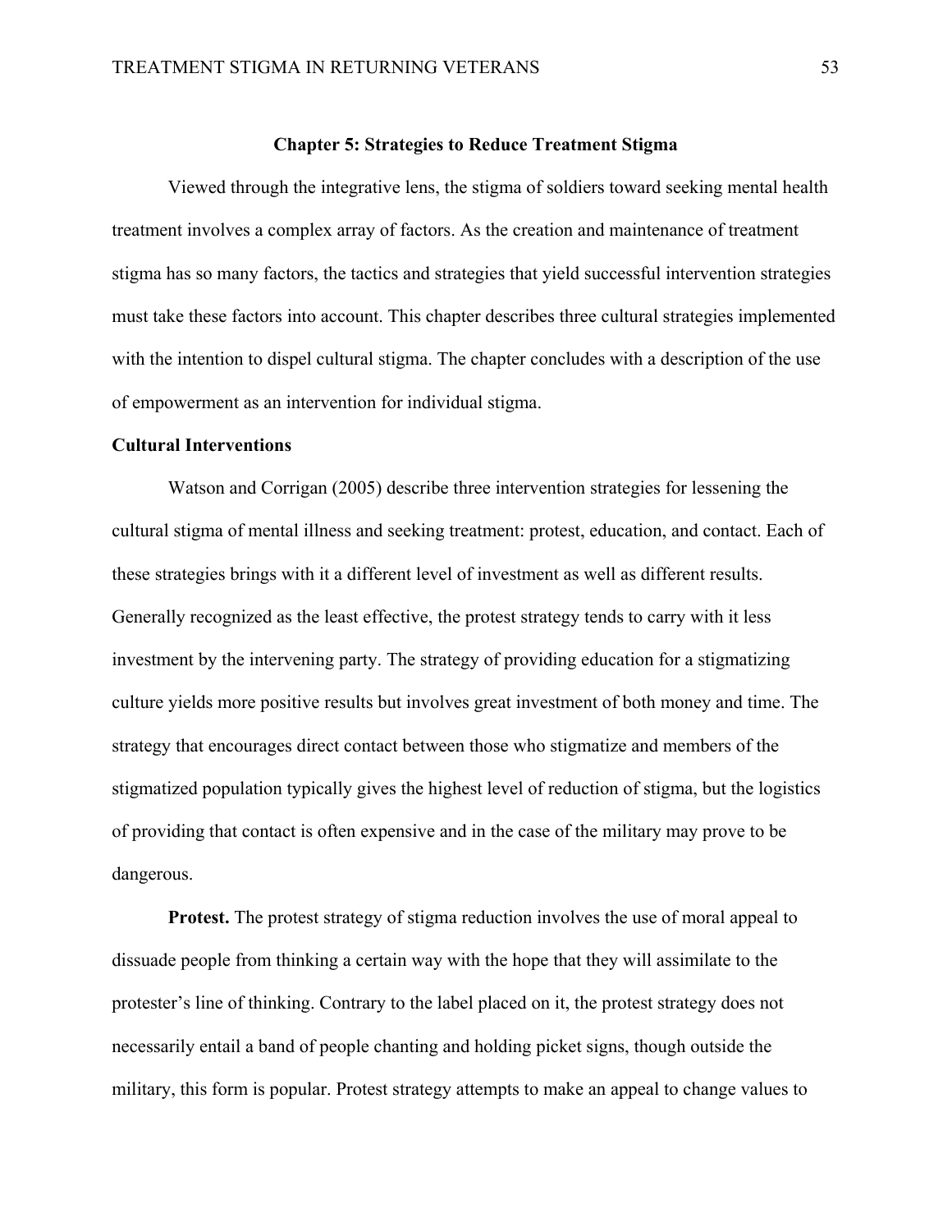## Chapter 5: Strategies to Reduce Treatment Stigma

Viewed through the integrative lens, the stigma of soldiers toward seeking mental health treatment involves a complex array of factors. As the creation and maintenance of treatment stigma has so many factors, the tactics and strategies that yield successful intervention strategies must take these factors into account. This chapter describes three cultural strategies implemented with the intention to dispel cultural stigma. The chapter concludes with a description of the use of empowerment as an intervention for individual stigma.

### Cultural Interventions

Watson and Corrigan (2005) describe three intervention strategies for lessening the cultural stigma of mental illness and seeking treatment: protest, education, and contact. Each of these strategies brings with it a different level of investment as well as different results. Generally recognized as the least effective, the protest strategy tends to carry with it less investment by the intervening party. The strategy of providing education for a stigmatizing culture yields more positive results but involves great investment of both money and time. The strategy that encourages direct contact between those who stigmatize and members of the stigmatized population typically gives the highest level of reduction of stigma, but the logistics of providing that contact is often expensive and in the case of the military may prove to be dangerous.

**Protest.** The protest strategy of stigma reduction involves the use of moral appeal to dissuade people from thinking a certain way with the hope that they will assimilate to the protester's line of thinking. Contrary to the label placed on it, the protest strategy does not necessarily entail a band of people chanting and holding picket signs, though outside the military, this form is popular. Protest strategy attempts to make an appeal to change values to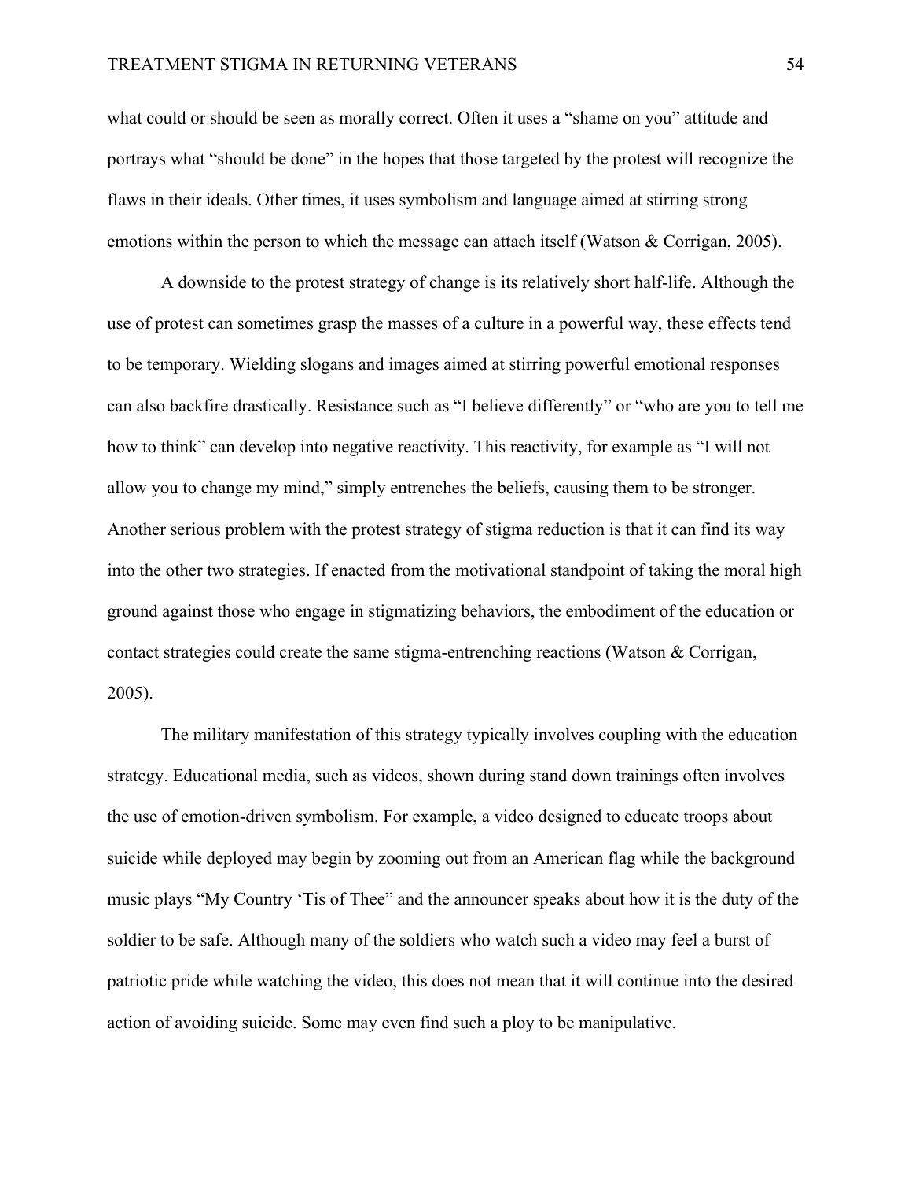what could or should be seen as morally correct. Often it uses a "shame on you" attitude and portrays what "should be done" in the hopes that those targeted by the protest will recognize the flaws in their ideals. Other times, it uses symbolism and language aimed at stirring strong emotions within the person to which the message can attach itself (Watson & Corrigan, 2005).

A downside to the protest strategy of change is its relatively short half-life. Although the use of protest can sometimes grasp the masses of a culture in a powerful way, these effects tend to be temporary. Wielding slogans and images aimed at stirring powerful emotional responses can also backfire drastically. Resistance such as "I believe differently" or "who are you to tell me how to think" can develop into negative reactivity. This reactivity, for example as "I will not allow you to change my mind," simply entrenches the beliefs, causing them to be stronger. Another serious problem with the protest strategy of stigma reduction is that it can find its way into the other two strategies. If enacted from the motivational standpoint of taking the moral high ground against those who engage in stigmatizing behaviors, the embodiment of the education or contact strategies could create the same stigma-entrenching reactions (Watson & Corrigan, 2005).

The military manifestation of this strategy typically involves coupling with the education strategy. Educational media, such as videos, shown during stand down trainings often involves the use of emotion-driven symbolism. For example, a video designed to educate troops about suicide while deployed may begin by zooming out from an American flag while the background music plays "My Country 'Tis of Thee" and the announcer speaks about how it is the duty of the soldier to be safe. Although many of the soldiers who watch such a video may feel a burst of patriotic pride while watching the video, this does not mean that it will continue into the desired action of avoiding suicide. Some may even find such a ploy to be manipulative.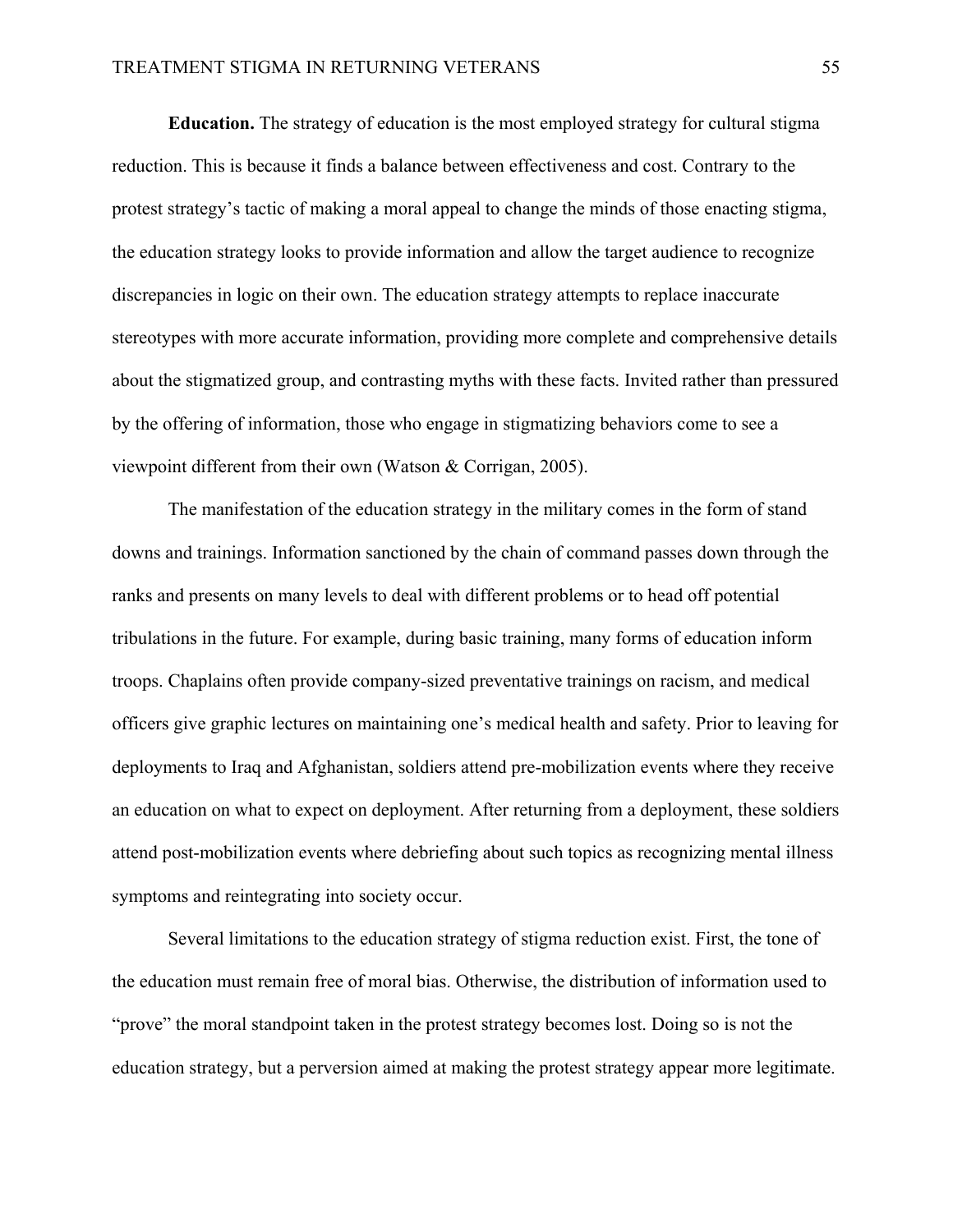**Education.** The strategy of education is the most employed strategy for cultural stigma reduction. This is because it finds a balance between effectiveness and cost. Contrary to the protest strategy's tactic of making a moral appeal to change the minds of those enacting stigma, the education strategy looks to provide information and allow the target audience to recognize discrepancies in logic on their own. The education strategy attempts to replace inaccurate stereotypes with more accurate information, providing more complete and comprehensive details about the stigmatized group, and contrasting myths with these facts. Invited rather than pressured by the offering of information, those who engage in stigmatizing behaviors come to see a viewpoint different from their own (Watson & Corrigan, 2005).

The manifestation of the education strategy in the military comes in the form of stand downs and trainings. Information sanctioned by the chain of command passes down through the ranks and presents on many levels to deal with different problems or to head off potential tribulations in the future. For example, during basic training, many forms of education inform troops. Chaplains often provide company-sized preventative trainings on racism, and medical officers give graphic lectures on maintaining one's medical health and safety. Prior to leaving for deployments to Iraq and Afghanistan, soldiers attend pre-mobilization events where they receive an education on what to expect on deployment. After returning from a deployment, these soldiers attend post-mobilization events where debriefing about such topics as recognizing mental illness symptoms and reintegrating into society occur.

Several limitations to the education strategy of stigma reduction exist. First, the tone of the education must remain free of moral bias. Otherwise, the distribution of information used to "prove" the moral standpoint taken in the protest strategy becomes lost. Doing so is not the education strategy, but a perversion aimed at making the protest strategy appear more legitimate.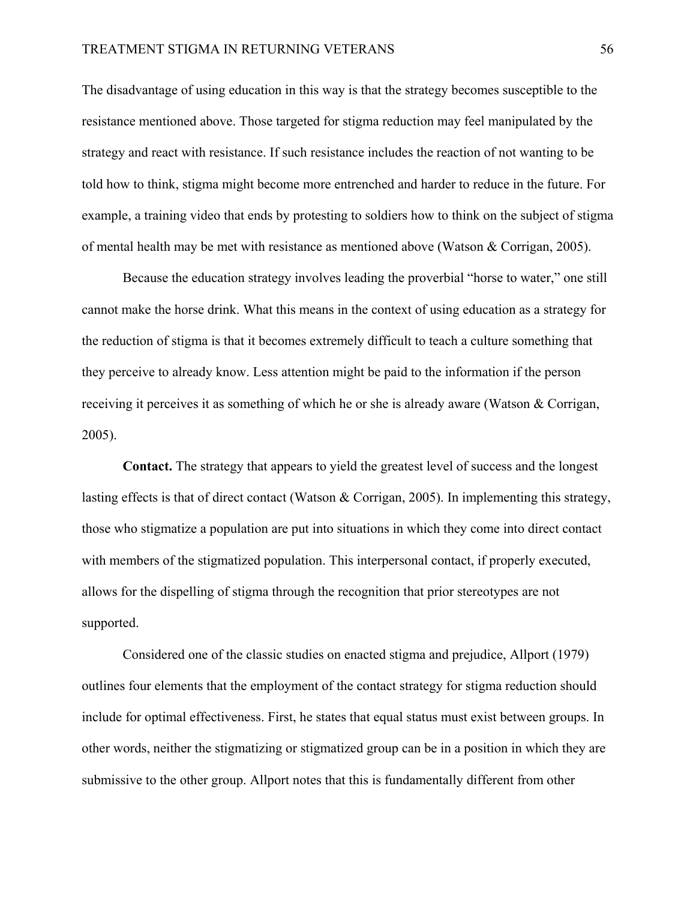The disadvantage of using education in this way is that the strategy becomes susceptible to the resistance mentioned above. Those targeted for stigma reduction may feel manipulated by the strategy and react with resistance. If such resistance includes the reaction of not wanting to be told how to think, stigma might become more entrenched and harder to reduce in the future. For example, a training video that ends by protesting to soldiers how to think on the subject of stigma of mental health may be met with resistance as mentioned above (Watson & Corrigan, 2005).

Because the education strategy involves leading the proverbial "horse to water," one still cannot make the horse drink. What this means in the context of using education as a strategy for the reduction of stigma is that it becomes extremely difficult to teach a culture something that they perceive to already know. Less attention might be paid to the information if the person receiving it perceives it as something of which he or she is already aware (Watson & Corrigan, 2005).

**Contact.** The strategy that appears to yield the greatest level of success and the longest lasting effects is that of direct contact (Watson & Corrigan, 2005). In implementing this strategy, those who stigmatize a population are put into situations in which they come into direct contact with members of the stigmatized population. This interpersonal contact, if properly executed, allows for the dispelling of stigma through the recognition that prior stereotypes are not supported.

Considered one of the classic studies on enacted stigma and prejudice, Allport (1979) outlines four elements that the employment of the contact strategy for stigma reduction should include for optimal effectiveness. First, he states that equal status must exist between groups. In other words, neither the stigmatizing or stigmatized group can be in a position in which they are submissive to the other group. Allport notes that this is fundamentally different from other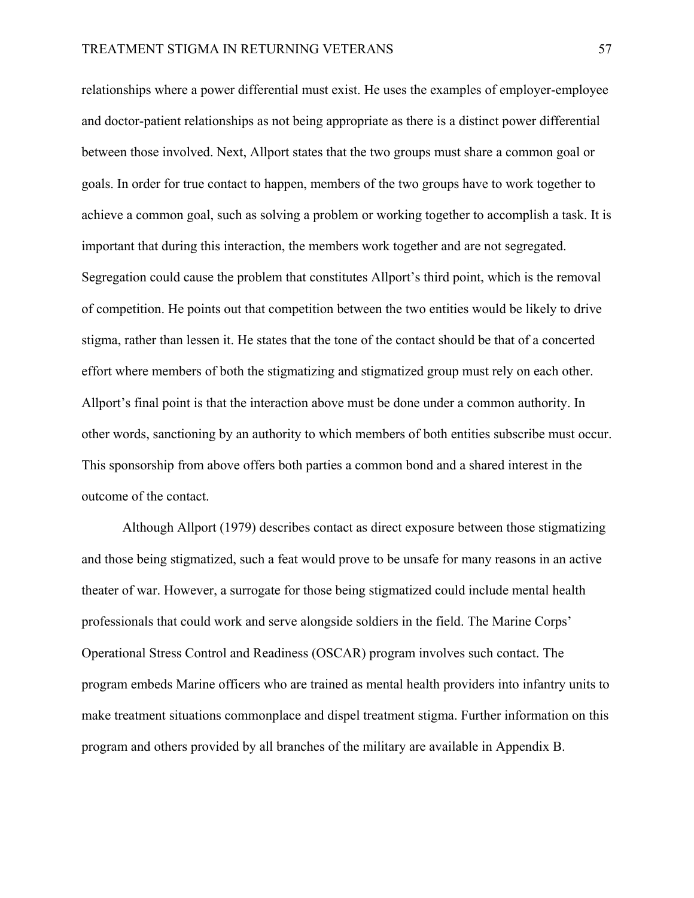relationships where a power differential must exist. He uses the examples of employer-employee and doctor-patient relationships as not being appropriate as there is a distinct power differential between those involved. Next, Allport states that the two groups must share a common goal or goals. In order for true contact to happen, members of the two groups have to work together to achieve a common goal, such as solving a problem or working together to accomplish a task. It is important that during this interaction, the members work together and are not segregated. Segregation could cause the problem that constitutes Allport's third point, which is the removal of competition. He points out that competition between the two entities would be likely to drive stigma, rather than lessen it. He states that the tone of the contact should be that of a concerted effort where members of both the stigmatizing and stigmatized group must rely on each other. Allport's final point is that the interaction above must be done under a common authority. In other words, sanctioning by an authority to which members of both entities subscribe must occur. This sponsorship from above offers both parties a common bond and a shared interest in the outcome of the contact.

Although Allport (1979) describes contact as direct exposure between those stigmatizing and those being stigmatized, such a feat would prove to be unsafe for many reasons in an active theater of war. However, a surrogate for those being stigmatized could include mental health professionals that could work and serve alongside soldiers in the field. The Marine Corps' Operational Stress Control and Readiness (OSCAR) program involves such contact. The program embeds Marine officers who are trained as mental health providers into infantry units to make treatment situations commonplace and dispel treatment stigma. Further information on this program and others provided by all branches of the military are available in Appendix B.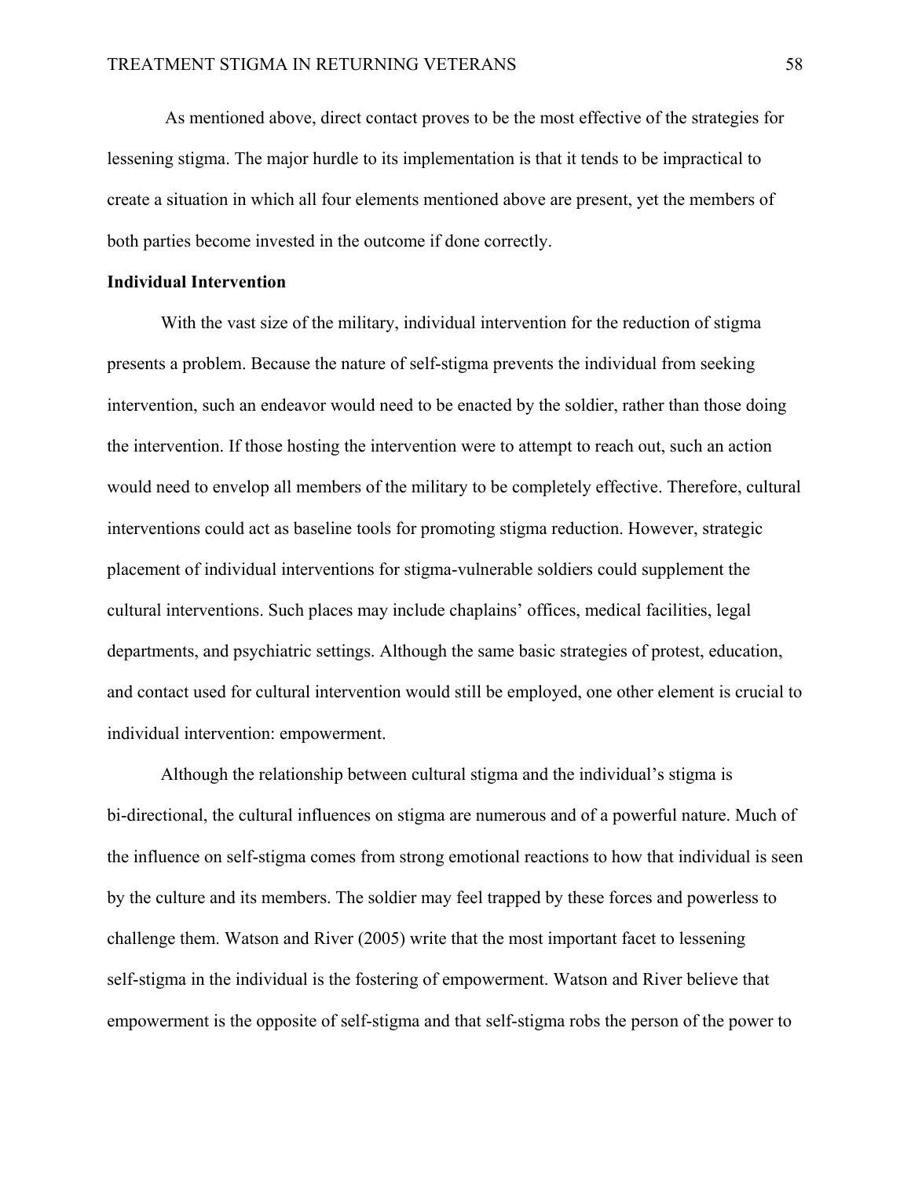As mentioned above, direct contact proves to be the most effective of the strategies for lessening stigma. The major hurdle to its implementation is that it tends to be impractical to create a situation in which all four elements mentioned above are present, yet the members of both parties become invested in the outcome if done correctly.

**Individual Intervention**

With the vast size of the military, individual intervention for the reduction of stigma presents a problem. Because the nature of self-stigma prevents the individual from seeking intervention, such an endeavor would need to be enacted by the soldier, rather than those doing the intervention. If those hosting the intervention were to attempt to reach out, such an action would need to envelop all members of the military to be completely effective. Therefore, cultural interventions could act as baseline tools for promoting stigma reduction. However, strategic placement of individual interventions for stigma-vulnerable soldiers could supplement the cultural interventions. Such places may include chaplains' offices, medical facilities, legal departments, and psychiatric settings. Although the same basic strategies of protest, education, and contact used for cultural intervention would still be employed, one other element is crucial to individual intervention: empowerment.

Although the relationship between cultural stigma and the individual's stigma is bi-directional, the cultural influences on stigma are numerous and of a powerful nature. Much of the influence on self-stigma comes from strong emotional reactions to how that individual is seen by the culture and its members. The soldier may feel trapped by these forces and powerless to challenge them. Watson and River (2005) write that the most important facet to lessening self-stigma in the individual is the fostering of empowerment. Watson and River believe that empowerment is the opposite of self-stigma and that self-stigma robs the person of the power to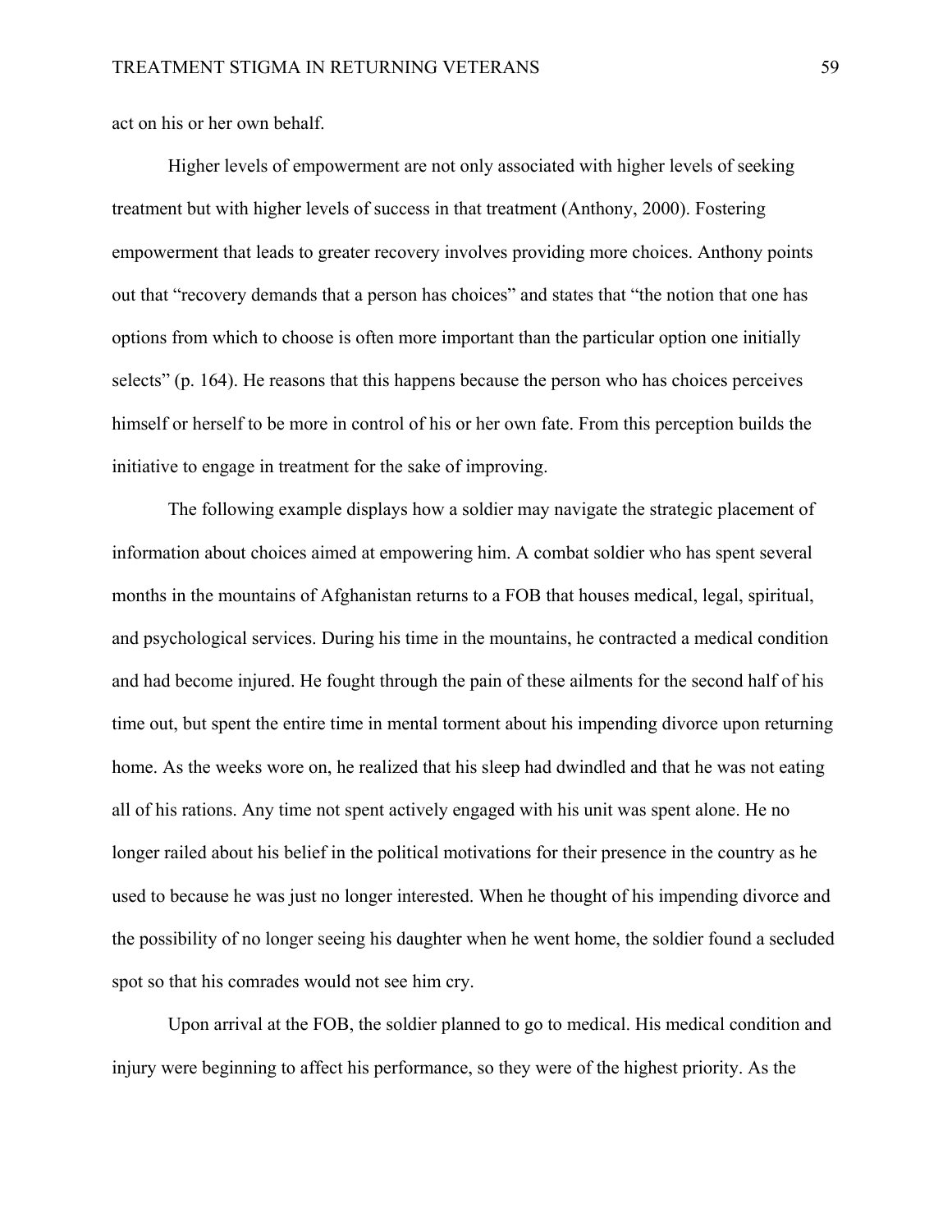act on his or her own behalf.

Higher levels of empowerment are not only associated with higher levels of seeking treatment but with higher levels of success in that treatment (Anthony, 2000). Fostering empowerment that leads to greater recovery involves providing more choices. Anthony points out that "recovery demands that a person has choices" and states that "the notion that one has options from which to choose is often more important than the particular option one initially selects" (p. 164). He reasons that this happens because the person who has choices perceives himself or herself to be more in control of his or her own fate. From this perception builds the initiative to engage in treatment for the sake of improving.

The following example displays how a soldier may navigate the strategic placement of information about choices aimed at empowering him. A combat soldier who has spent several months in the mountains of Afghanistan returns to a FOB that houses medical, legal, spiritual, and psychological services. During his time in the mountains, he contracted a medical condition and had become injured. He fought through the pain of these ailments for the second half of his time out, but spent the entire time in mental torment about his impending divorce upon returning home. As the weeks wore on, he realized that his sleep had dwindled and that he was not eating all of his rations. Any time not spent actively engaged with his unit was spent alone. He no longer railed about his belief in the political motivations for their presence in the country as he used to because he was just no longer interested. When he thought of his impending divorce and the possibility of no longer seeing his daughter when he went home, the soldier found a secluded spot so that his comrades would not see him cry.

Upon arrival at the FOB, the soldier planned to go to medical. His medical condition and injury were beginning to affect his performance, so they were of the highest priority. As the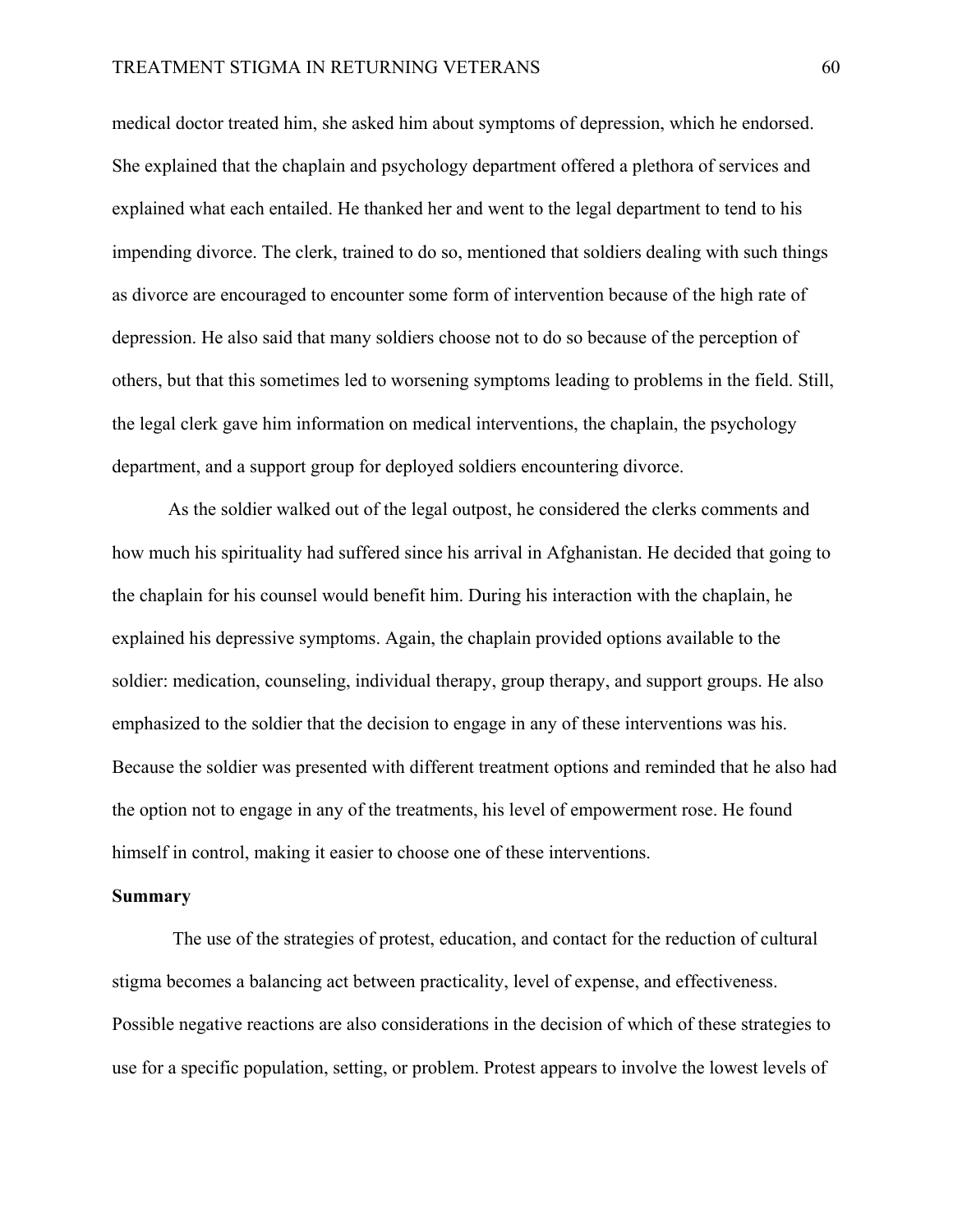medical doctor treated him, she asked him about symptoms of depression, which he endorsed. She explained that the chaplain and psychology department offered a plethora of services and explained what each entailed. He thanked her and went to the legal department to tend to his impending divorce. The clerk, trained to do so, mentioned that soldiers dealing with such things as divorce are encouraged to encounter some form of intervention because of the high rate of depression. He also said that many soldiers choose not to do so because of the perception of others, but that this sometimes led to worsening symptoms leading to problems in the field. Still, the legal clerk gave him information on medical interventions, the chaplain, the psychology department, and a support group for deployed soldiers encountering divorce.

As the soldier walked out of the legal outpost, he considered the clerks comments and how much his spirituality had suffered since his arrival in Afghanistan. He decided that going to the chaplain for his counsel would benefit him. During his interaction with the chaplain, he explained his depressive symptoms. Again, the chaplain provided options available to the soldier: medication, counseling, individual therapy, group therapy, and support groups. He also emphasized to the soldier that the decision to engage in any of these interventions was his. Because the soldier was presented with different treatment options and reminded that he also had the option not to engage in any of the treatments, his level of empowerment rose. He found himself in control, making it easier to choose one of these interventions.

**Summary**

The use of the strategies of protest, education, and contact for the reduction of cultural stigma becomes a balancing act between practicality, level of expense, and effectiveness. Possible negative reactions are also considerations in the decision of which of these strategies to use for a specific population, setting, or problem. Protest appears to involve the lowest levels of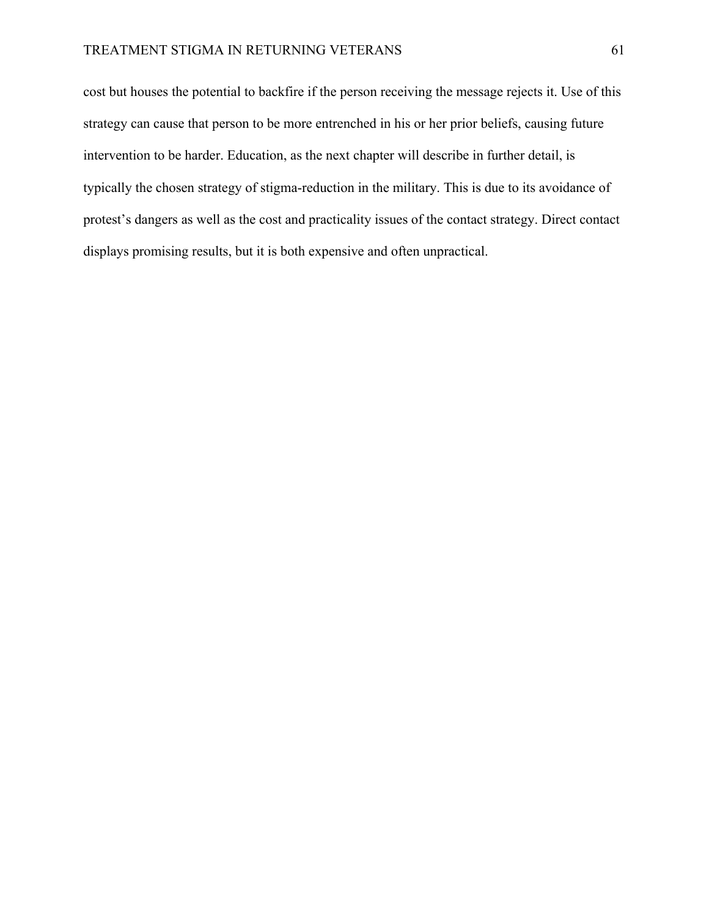cost but houses the potential to backfire if the person receiving the message rejects it. Use of this strategy can cause that person to be more entrenched in his or her prior beliefs, causing future intervention to be harder. Education, as the next chapter will describe in further detail, is typically the chosen strategy of stigma-reduction in the military. This is due to its avoidance of protest's dangers as well as the cost and practicality issues of the contact strategy. Direct contact displays promising results, but it is both expensive and often unpractical.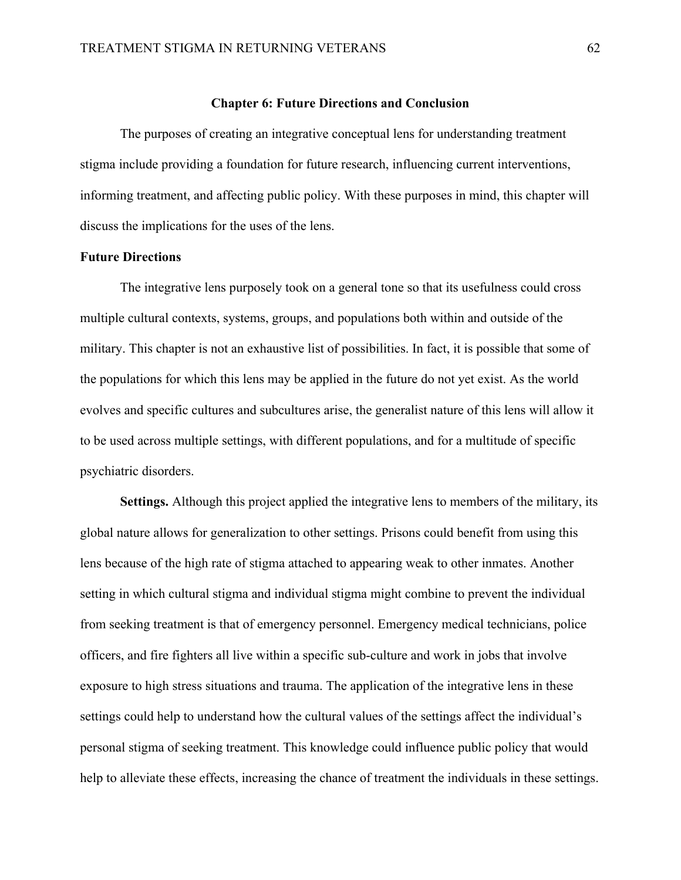# Chapter 6: Future Directions and Conclusion

The purposes of creating an integrative conceptual lens for understanding treatment stigma include providing a foundation for future research, influencing current interventions, informing treatment, and affecting public policy. With these purposes in mind, this chapter will discuss the implications for the uses of the lens.

## Future Directions

The integrative lens purposely took on a general tone so that its usefulness could cross multiple cultural contexts, systems, groups, and populations both within and outside of the military. This chapter is not an exhaustive list of possibilities. In fact, it is possible that some of the populations for which this lens may be applied in the future do not yet exist. As the world evolves and specific cultures and subcultures arise, the generalist nature of this lens will allow it to be used across multiple settings, with different populations, and for a multitude of specific psychiatric disorders.

**Settings.** Although this project applied the integrative lens to members of the military, its global nature allows for generalization to other settings. Prisons could benefit from using this lens because of the high rate of stigma attached to appearing weak to other inmates. Another setting in which cultural stigma and individual stigma might combine to prevent the individual from seeking treatment is that of emergency personnel. Emergency medical technicians, police officers, and fire fighters all live within a specific sub-culture and work in jobs that involve exposure to high stress situations and trauma. The application of the integrative lens in these settings could help to understand how the cultural values of the settings affect the individual's personal stigma of seeking treatment. This knowledge could influence public policy that would help to alleviate these effects, increasing the chance of treatment the individuals in these settings.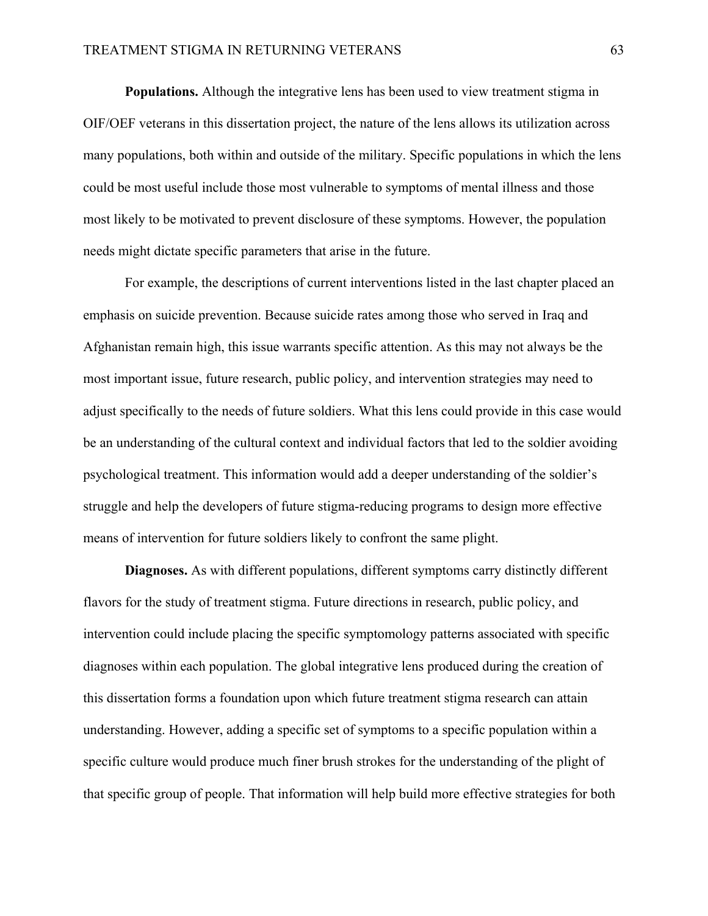**Populations.** Although the integrative lens has been used to view treatment stigma in OIF/OEF veterans in this dissertation project, the nature of the lens allows its utilization across many populations, both within and outside of the military. Specific populations in which the lens could be most useful include those most vulnerable to symptoms of mental illness and those most likely to be motivated to prevent disclosure of these symptoms. However, the population needs might dictate specific parameters that arise in the future.

For example, the descriptions of current interventions listed in the last chapter placed an emphasis on suicide prevention. Because suicide rates among those who served in Iraq and Afghanistan remain high, this issue warrants specific attention. As this may not always be the most important issue, future research, public policy, and intervention strategies may need to adjust specifically to the needs of future soldiers. What this lens could provide in this case would be an understanding of the cultural context and individual factors that led to the soldier avoiding psychological treatment. This information would add a deeper understanding of the soldier's struggle and help the developers of future stigma-reducing programs to design more effective means of intervention for future soldiers likely to confront the same plight.

**Diagnoses.** As with different populations, different symptoms carry distinctly different flavors for the study of treatment stigma. Future directions in research, public policy, and intervention could include placing the specific symptomology patterns associated with specific diagnoses within each population. The global integrative lens produced during the creation of this dissertation forms a foundation upon which future treatment stigma research can attain understanding. However, adding a specific set of symptoms to a specific population within a specific culture would produce much finer brush strokes for the understanding of the plight of that specific group of people. That information will help build more effective strategies for both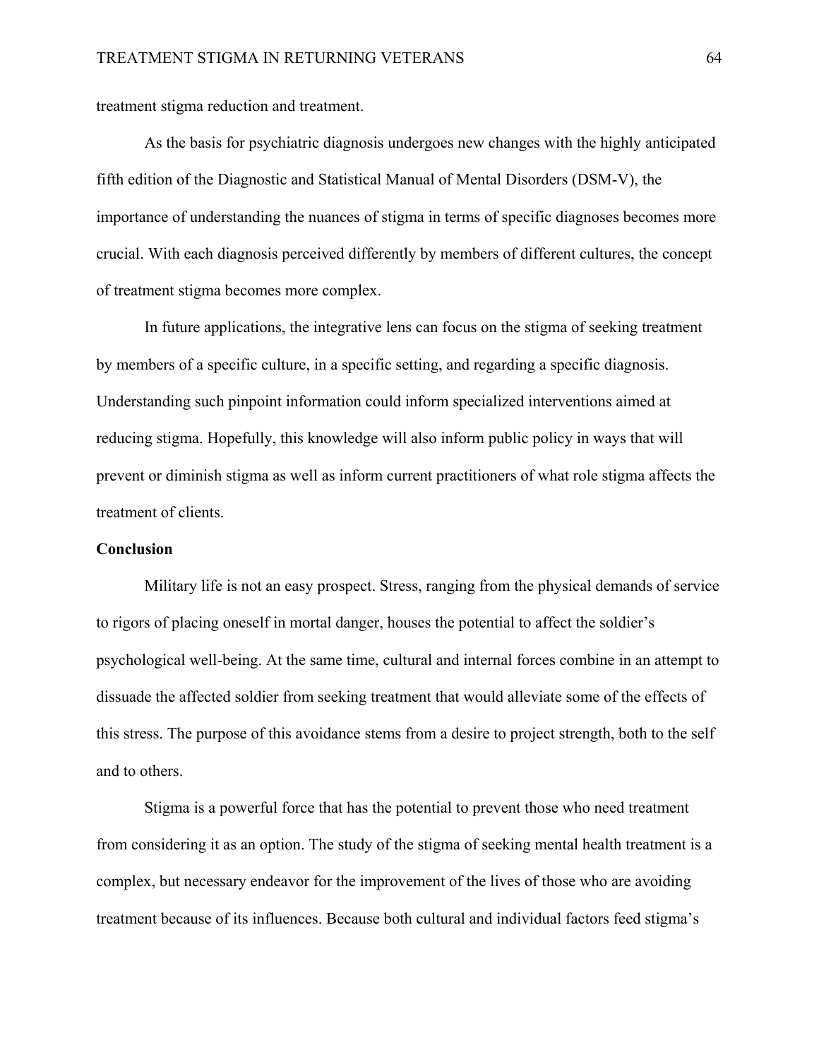treatment stigma reduction and treatment.

As the basis for psychiatric diagnosis undergoes new changes with the highly anticipated fifth edition of the Diagnostic and Statistical Manual of Mental Disorders (DSM-V), the importance of understanding the nuances of stigma in terms of specific diagnoses becomes more crucial. With each diagnosis perceived differently by members of different cultures, the concept of treatment stigma becomes more complex.

In future applications, the integrative lens can focus on the stigma of seeking treatment by members of a specific culture, in a specific setting, and regarding a specific diagnosis. Understanding such pinpoint information could inform specialized interventions aimed at reducing stigma. Hopefully, this knowledge will also inform public policy in ways that will prevent or diminish stigma as well as inform current practitioners of what role stigma affects the treatment of clients.

**Conclusion**

Military life is not an easy prospect. Stress, ranging from the physical demands of service to rigors of placing oneself in mortal danger, houses the potential to affect the soldier's psychological well-being. At the same time, cultural and internal forces combine in an attempt to dissuade the affected soldier from seeking treatment that would alleviate some of the effects of this stress. The purpose of this avoidance stems from a desire to project strength, both to the self and to others.

Stigma is a powerful force that has the potential to prevent those who need treatment from considering it as an option. The study of the stigma of seeking mental health treatment is a complex, but necessary endeavor for the improvement of the lives of those who are avoiding treatment because of its influences. Because both cultural and individual factors feed stigma's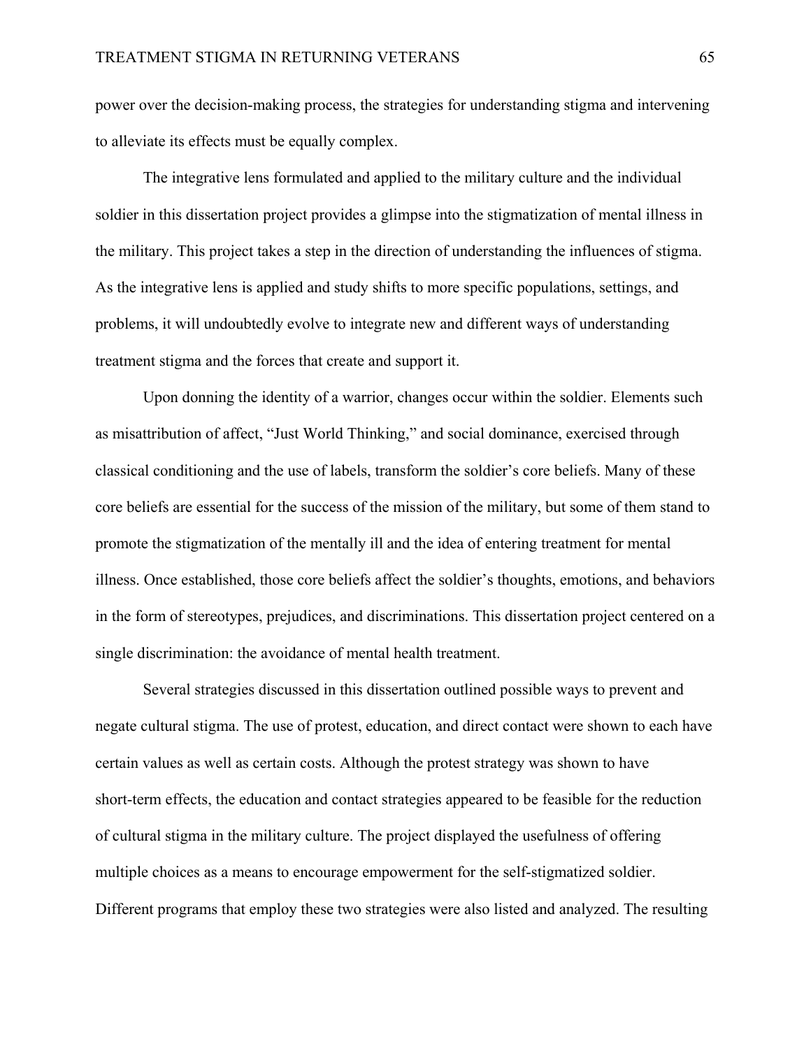power over the decision-making process, the strategies for understanding stigma and intervening to alleviate its effects must be equally complex.

The integrative lens formulated and applied to the military culture and the individual soldier in this dissertation project provides a glimpse into the stigmatization of mental illness in the military. This project takes a step in the direction of understanding the influences of stigma. As the integrative lens is applied and study shifts to more specific populations, settings, and problems, it will undoubtedly evolve to integrate new and different ways of understanding treatment stigma and the forces that create and support it.

Upon donning the identity of a warrior, changes occur within the soldier. Elements such as misattribution of affect, "Just World Thinking," and social dominance, exercised through classical conditioning and the use of labels, transform the soldier's core beliefs. Many of these core beliefs are essential for the success of the mission of the military, but some of them stand to promote the stigmatization of the mentally ill and the idea of entering treatment for mental illness. Once established, those core beliefs affect the soldier's thoughts, emotions, and behaviors in the form of stereotypes, prejudices, and discriminations. This dissertation project centered on a single discrimination: the avoidance of mental health treatment.

Several strategies discussed in this dissertation outlined possible ways to prevent and negate cultural stigma. The use of protest, education, and direct contact were shown to each have certain values as well as certain costs. Although the protest strategy was shown to have short-term effects, the education and contact strategies appeared to be feasible for the reduction of cultural stigma in the military culture. The project displayed the usefulness of offering multiple choices as a means to encourage empowerment for the self-stigmatized soldier. Different programs that employ these two strategies were also listed and analyzed. The resulting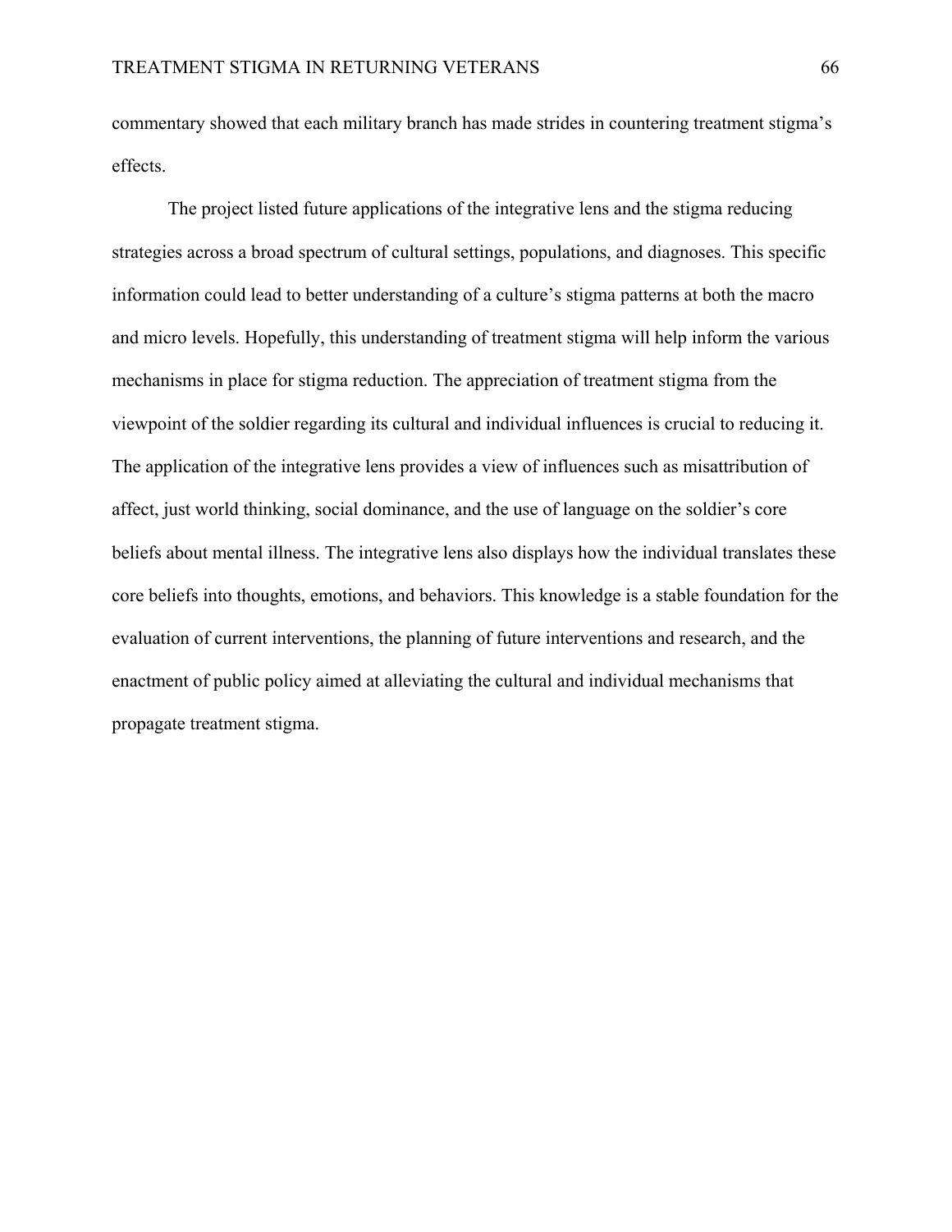commentary showed that each military branch has made strides in countering treatment stigma's effects.

The project listed future applications of the integrative lens and the stigma reducing strategies across a broad spectrum of cultural settings, populations, and diagnoses. This specific information could lead to better understanding of a culture's stigma patterns at both the macro and micro levels. Hopefully, this understanding of treatment stigma will help inform the various mechanisms in place for stigma reduction. The appreciation of treatment stigma from the viewpoint of the soldier regarding its cultural and individual influences is crucial to reducing it. The application of the integrative lens provides a view of influences such as misattribution of affect, just world thinking, social dominance, and the use of language on the soldier's core beliefs about mental illness. The integrative lens also displays how the individual translates these core beliefs into thoughts, emotions, and behaviors. This knowledge is a stable foundation for the evaluation of current interventions, the planning of future interventions and research, and the enactment of public policy aimed at alleviating the cultural and individual mechanisms that propagate treatment stigma.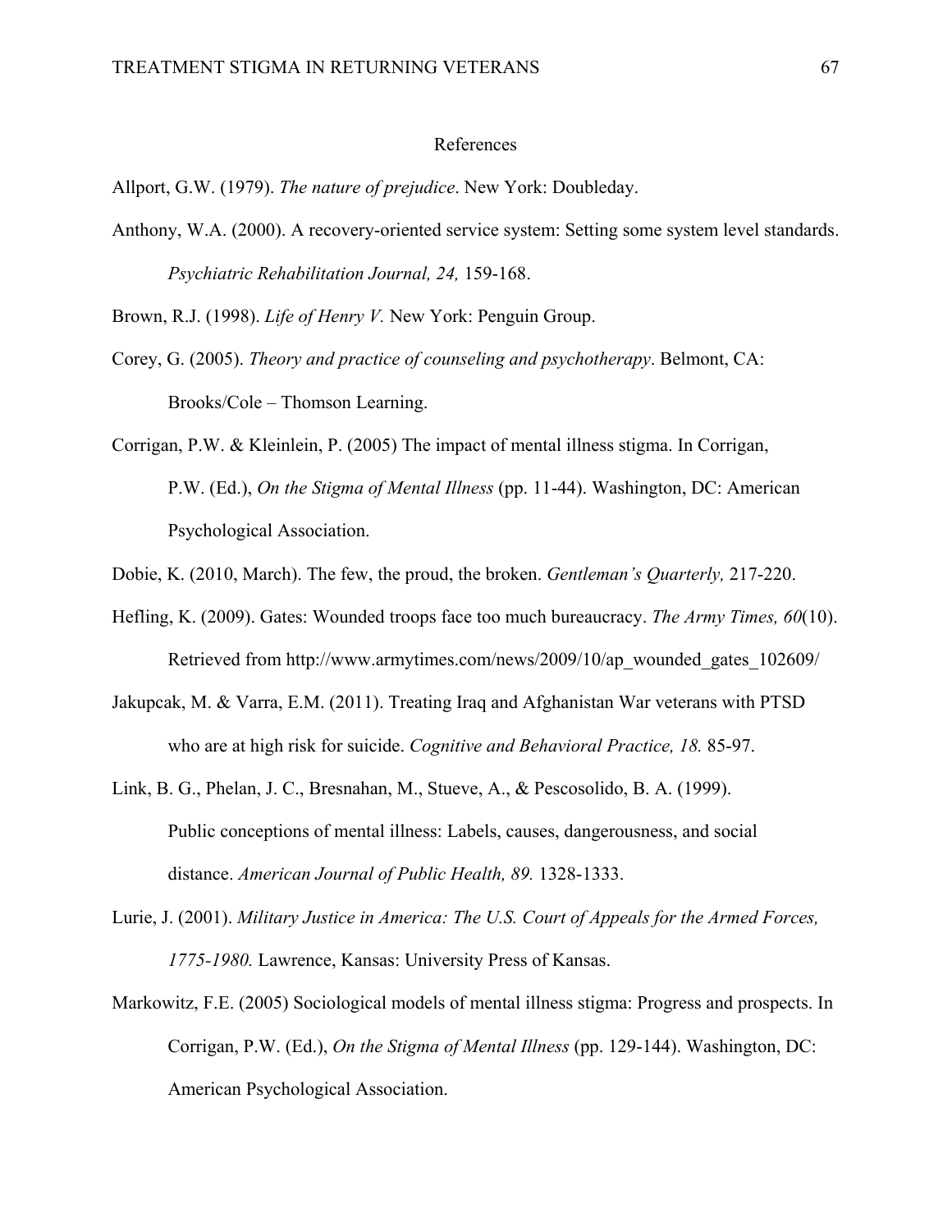## References

Allport, G.W. (1979). *The nature of prejudice*. New York: Doubleday.

Anthony, W.A. (2000). A recovery-oriented service system: Setting some system level standards. *Psychiatric Rehabilitation Journal, 24,* 159-168.

Brown, R.J. (1998). *Life of Henry V.* New York: Penguin Group.

Corey, G. (2005). *Theory and practice of counseling and psychotherapy*. Belmont, CA: Brooks/Cole – Thomson Learning.

Corrigan, P.W. & Kleinlein, P. (2005) The impact of mental illness stigma. In Corrigan, P.W. (Ed.), *On the Stigma of Mental Illness* (pp. 11-44). Washington, DC: American Psychological Association.

Dobie, K. (2010, March). The few, the proud, the broken. *Gentleman's Quarterly,* 217-220.

Hefling, K. (2009). Gates: Wounded troops face too much bureaucracy. *The Army Times, 60*(10). Retrieved from http://www.armytimes.com/news/2009/10/ap_wounded_gates_102609/

Jakupcak, M. & Varra, E.M. (2011). Treating Iraq and Afghanistan War veterans with PTSD who are at high risk for suicide. *Cognitive and Behavioral Practice, 18.* 85-97.

Link, B. G., Phelan, J. C., Bresnahan, M., Stueve, A., & Pescosolido, B. A. (1999). Public conceptions of mental illness: Labels, causes, dangerousness, and social distance. *American Journal of Public Health, 89.* 1328-1333.

Lurie, J. (2001). *Military Justice in America: The U.S. Court of Appeals for the Armed Forces, 1775-1980.* Lawrence, Kansas: University Press of Kansas.

Markowitz, F.E. (2005) Sociological models of mental illness stigma: Progress and prospects. In Corrigan, P.W. (Ed.), *On the Stigma of Mental Illness* (pp. 129-144). Washington, DC: American Psychological Association.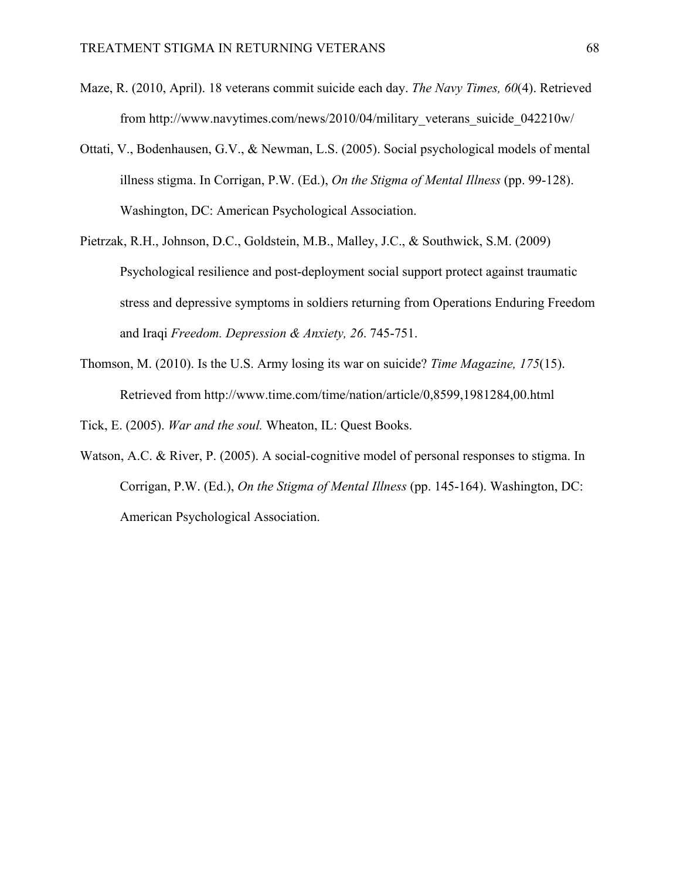Maze, R. (2010, April). 18 veterans commit suicide each day. *The Navy Times, 60*(4). Retrieved from http://www.navytimes.com/news/2010/04/military_veterans_suicide_042210w/

Ottati, V., Bodenhausen, G.V., & Newman, L.S. (2005). Social psychological models of mental illness stigma. In Corrigan, P.W. (Ed.), *On the Stigma of Mental Illness* (pp. 99-128). Washington, DC: American Psychological Association.

Pietrzak, R.H., Johnson, D.C., Goldstein, M.B., Malley, J.C., & Southwick, S.M. (2009) Psychological resilience and post-deployment social support protect against traumatic stress and depressive symptoms in soldiers returning from Operations Enduring Freedom and Iraqi *Freedom. Depression & Anxiety, 26*. 745-751.

Thomson, M. (2010). Is the U.S. Army losing its war on suicide? *Time Magazine, 175*(15). Retrieved from http://www.time.com/time/nation/article/0,8599,1981284,00.html

Tick, E. (2005). *War and the soul.* Wheaton, IL: Quest Books.

Watson, A.C. & River, P. (2005). A social-cognitive model of personal responses to stigma. In Corrigan, P.W. (Ed.), *On the Stigma of Mental Illness* (pp. 145-164). Washington, DC: American Psychological Association.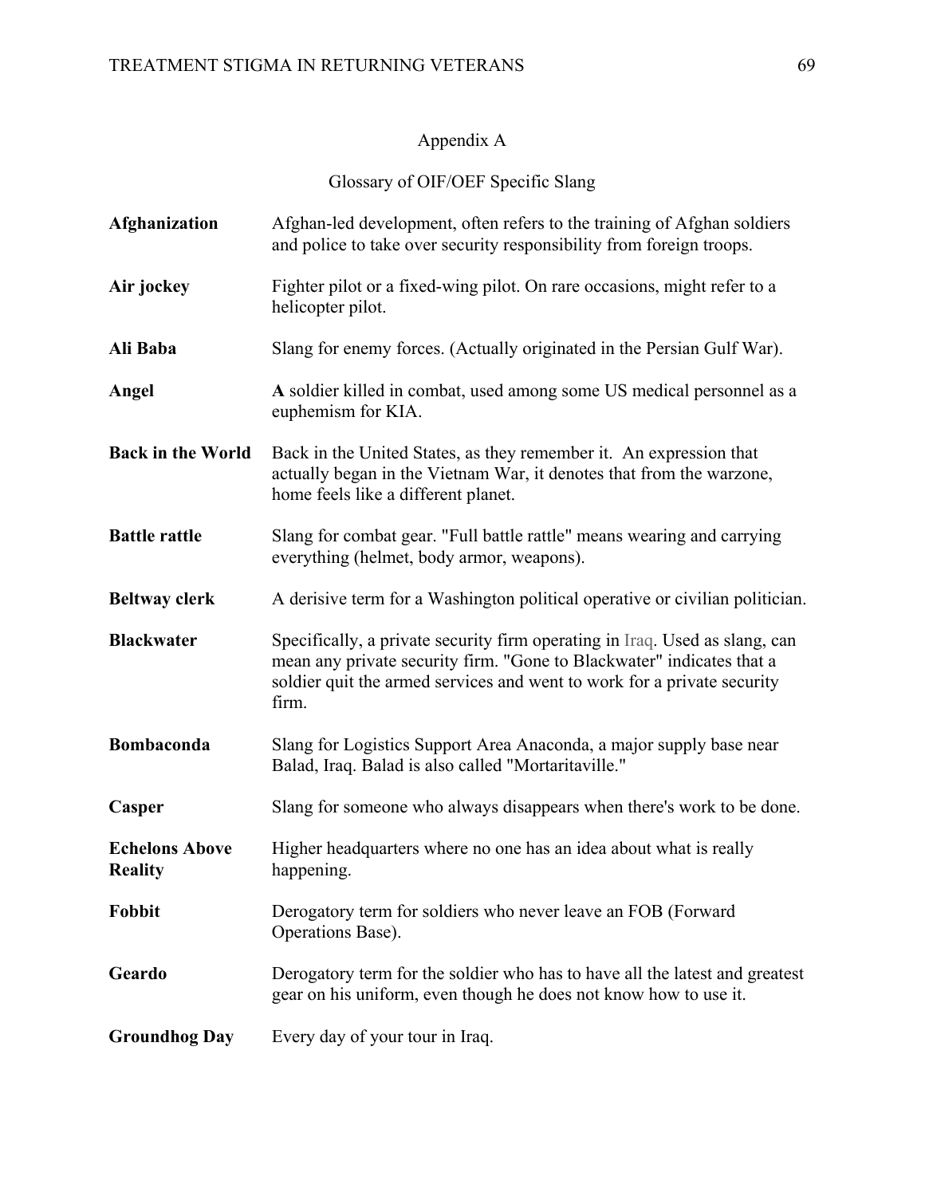# Appendix A

## Glossary of OIF/OEF Specific Slang

**Afghanization** Afghan-led development, often refers to the training of Afghan soldiers and police to take over security responsibility from foreign troops.

**Air jockey** Fighter pilot or a fixed-wing pilot. On rare occasions, might refer to a helicopter pilot.

**Ali Baba** Slang for enemy forces. (Actually originated in the Persian Gulf War).

**Angel** **A** soldier killed in combat, used among some US medical personnel as a euphemism for KIA.

**Back in the World** Back in the United States, as they remember it. An expression that actually began in the Vietnam War, it denotes that from the warzone, home feels like a different planet.

**Battle rattle** Slang for combat gear. "Full battle rattle" means wearing and carrying everything (helmet, body armor, weapons).

**Beltway clerk** A derisive term for a Washington political operative or civilian politician.

**Blackwater** Specifically, a private security firm operating in Iraq. Used as slang, can mean any private security firm. "Gone to Blackwater" indicates that a soldier quit the armed services and went to work for a private security firm.

**Bombaconda** Slang for Logistics Support Area Anaconda, a major supply base near Balad, Iraq. Balad is also called "Mortaritaville."

**Casper** Slang for someone who always disappears when there's work to be done.

**Echelons Above Reality** Higher headquarters where no one has an idea about what is really happening.

**Fobbit** Derogatory term for soldiers who never leave an FOB (Forward Operations Base).

**Geardo** Derogatory term for the soldier who has to have all the latest and greatest gear on his uniform, even though he does not know how to use it.

**Groundhog Day** Every day of your tour in Iraq.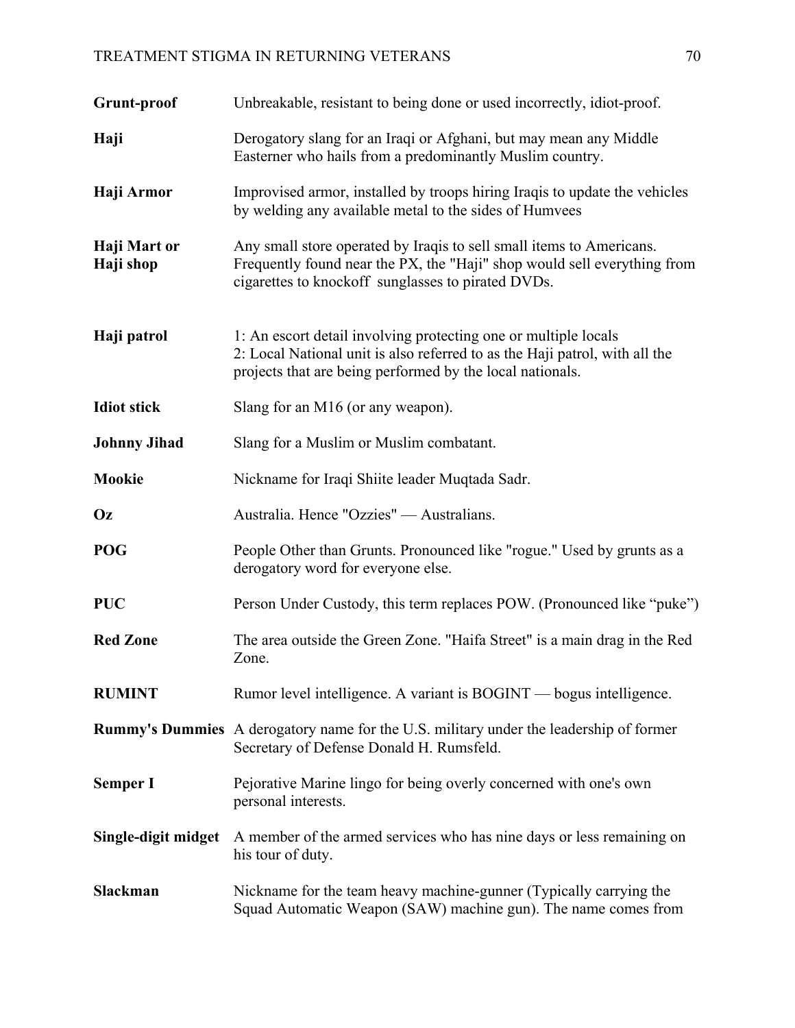| | |
|---|---|
| **Grunt-proof** | Unbreakable, resistant to being done or used incorrectly, idiot-proof. |
| **Haji** | Derogatory slang for an Iraqi or Afghani, but may mean any Middle Easterner who hails from a predominantly Muslim country. |
| **Haji Armor** | Improvised armor, installed by troops hiring Iraqis to update the vehicles by welding any available metal to the sides of Humvees |
| **Haji Mart or Haji shop** | Any small store operated by Iraqis to sell small items to Americans. Frequently found near the PX, the "Haji" shop would sell everything from cigarettes to knockoff sunglasses to pirated DVDs. |
| **Haji patrol** | 1: An escort detail involving protecting one or multiple locals<br>2: Local National unit is also referred to as the Haji patrol, with all the projects that are being performed by the local nationals. |
| **Idiot stick** | Slang for an M16 (or any weapon). |
| **Johnny Jihad** | Slang for a Muslim or Muslim combatant. |
| **Mookie** | Nickname for Iraqi Shiite leader Muqtada Sadr. |
| **Oz** | Australia. Hence "Ozzies" — Australians. |
| **POG** | People Other than Grunts. Pronounced like "rogue." Used by grunts as a derogatory word for everyone else. |
| **PUC** | Person Under Custody, this term replaces POW. (Pronounced like "puke") |
| **Red Zone** | The area outside the Green Zone. "Haifa Street" is a main drag in the Red Zone. |
| **RUMINT** | Rumor level intelligence. A variant is BOGINT — bogus intelligence. |
| **Rummy's Dummies** | A derogatory name for the U.S. military under the leadership of former Secretary of Defense Donald H. Rumsfeld. |
| **Semper I** | Pejorative Marine lingo for being overly concerned with one's own personal interests. |
| **Single-digit midget** | A member of the armed services who has nine days or less remaining on his tour of duty. |
| **Slackman** | Nickname for the team heavy machine-gunner (Typically carrying the Squad Automatic Weapon (SAW) machine gun). The name comes from |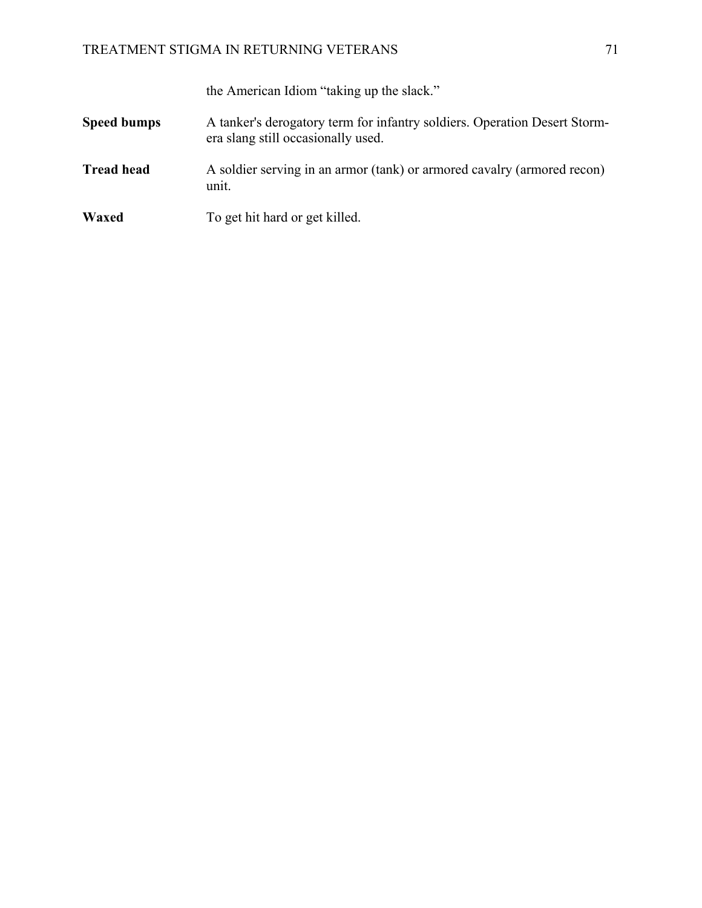the American Idiom “taking up the slack.”

**Speed bumps** A tanker's derogatory term for infantry soldiers. Operation Desert Storm-era slang still occasionally used.

**Tread head** A soldier serving in an armor (tank) or armored cavalry (armored recon) unit.

**Waxed** To get hit hard or get killed.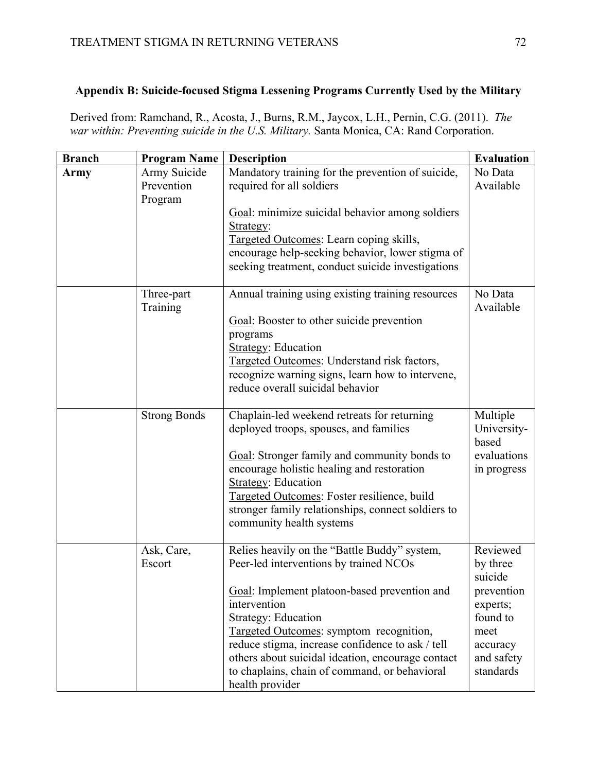## Appendix B: Suicide-focused Stigma Lessening Programs Currently Used by the Military

Derived from: Ramchand, R., Acosta, J., Burns, R.M., Jaycox, L.H., Pernin, C.G. (2011). *The war within: Preventing suicide in the U.S. Military.* Santa Monica, CA: Rand Corporation.

| Branch | Program Name | Description | Evaluation |
|---|---|---|---|
| **Army** | Army Suicide Prevention Program | Mandatory training for the prevention of suicide, required for all soldiers<br><br>Goal: minimize suicidal behavior among soldiers<br>Strategy:<br>Targeted Outcomes: Learn coping skills, encourage help-seeking behavior, lower stigma of seeking treatment, conduct suicide investigations | No Data Available |
| | Three-part Training | Annual training using existing training resources<br><br>Goal: Booster to other suicide prevention programs<br>Strategy: Education<br>Targeted Outcomes: Understand risk factors, recognize warning signs, learn how to intervene, reduce overall suicidal behavior | No Data Available |
| | Strong Bonds | Chaplain-led weekend retreats for returning deployed troops, spouses, and families<br><br>Goal: Stronger family and community bonds to encourage holistic healing and restoration<br>Strategy: Education<br>Targeted Outcomes: Foster resilience, build stronger family relationships, connect soldiers to community health systems | Multiple University-based evaluations in progress |
| | Ask, Care, Escort | Relies heavily on the "Battle Buddy" system, Peer-led interventions by trained NCOs<br><br>Goal: Implement platoon-based prevention and intervention<br>Strategy: Education<br>Targeted Outcomes: symptom recognition, reduce stigma, increase confidence to ask / tell others about suicidal ideation, encourage contact to chaplains, chain of command, or behavioral health provider | Reviewed by three suicide prevention experts; found to meet accuracy and safety standards |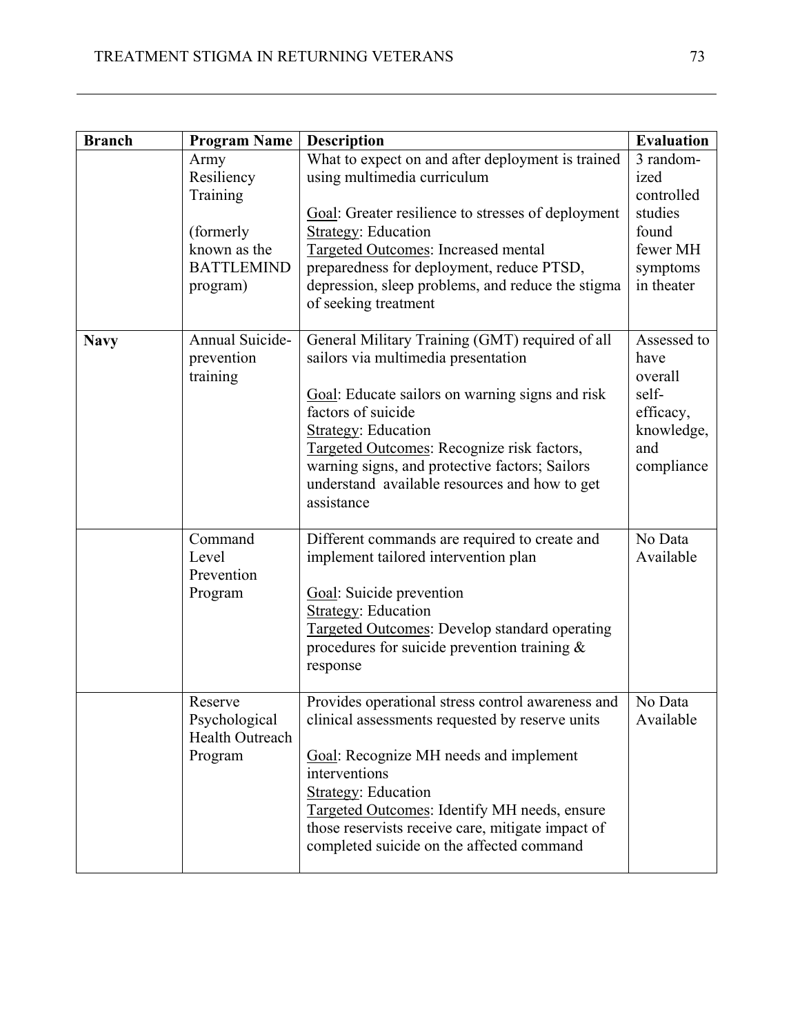| **Branch** | **Program Name** | **Description** | **Evaluation** |
|---|---|---|---|
| | Army Resiliency Training (formerly known as the BATTLEMIND program) | What to expect on and after deployment is trained using multimedia curriculum<br><br>Goal: Greater resilience to stresses of deployment<br>Strategy: Education<br>Targeted Outcomes: Increased mental preparedness for deployment, reduce PTSD, depression, sleep problems, and reduce the stigma of seeking treatment | 3 randomized controlled studies found fewer MH symptoms in theater |
| **Navy** | Annual Suicide-prevention training | General Military Training (GMT) required of all sailors via multimedia presentation<br><br>Goal: Educate sailors on warning signs and risk factors of suicide<br>Strategy: Education<br>Targeted Outcomes: Recognize risk factors, warning signs, and protective factors; Sailors understand available resources and how to get assistance | Assessed to have overall self-efficacy, knowledge, and compliance |
| | Command Level Prevention Program | Different commands are required to create and implement tailored intervention plan<br><br>Goal: Suicide prevention<br>Strategy: Education<br>Targeted Outcomes: Develop standard operating procedures for suicide prevention training & response | No Data Available |
| | Reserve Psychological Health Outreach Program | Provides operational stress control awareness and clinical assessments requested by reserve units<br><br>Goal: Recognize MH needs and implement interventions<br>Strategy: Education<br>Targeted Outcomes: Identify MH needs, ensure those reservists receive care, mitigate impact of completed suicide on the affected command | No Data Available |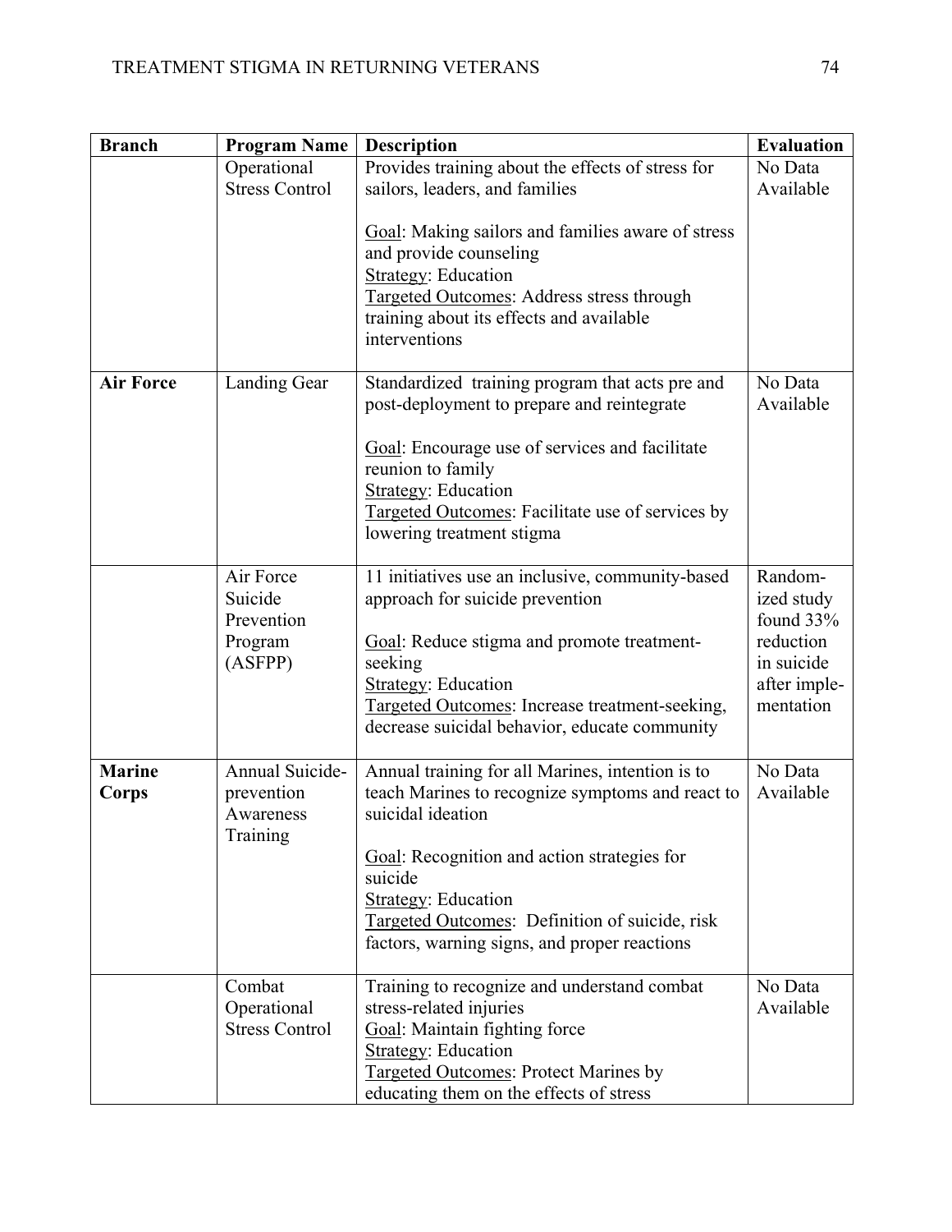| Branch | Program Name | Description | Evaluation |
|---|---|---|---|
| | Operational Stress Control | Provides training about the effects of stress for sailors, leaders, and families<br><br><u>Goal</u>: Making sailors and families aware of stress and provide counseling<br><u>Strategy</u>: Education<br><u>Targeted Outcomes</u>: Address stress through training about its effects and available interventions | No Data Available |
| **Air Force** | Landing Gear | Standardized training program that acts pre and post-deployment to prepare and reintegrate<br><br><u>Goal</u>: Encourage use of services and facilitate reunion to family<br><u>Strategy</u>: Education<br><u>Targeted Outcomes</u>: Facilitate use of services by lowering treatment stigma | No Data Available |
| | Air Force Suicide Prevention Program (ASFPP) | 11 initiatives use an inclusive, community-based approach for suicide prevention<br><br><u>Goal</u>: Reduce stigma and promote treatment-seeking<br><u>Strategy</u>: Education<br><u>Targeted Outcomes</u>: Increase treatment-seeking, decrease suicidal behavior, educate community | Randomized study found 33% reduction in suicide after implementation |
| **Marine Corps** | Annual Suicide-prevention Awareness Training | Annual training for all Marines, intention is to teach Marines to recognize symptoms and react to suicidal ideation<br><br><u>Goal</u>: Recognition and action strategies for suicide<br><u>Strategy</u>: Education<br><u>Targeted Outcomes</u>: Definition of suicide, risk factors, warning signs, and proper reactions | No Data Available |
| | Combat Operational Stress Control | Training to recognize and understand combat stress-related injuries<br><u>Goal</u>: Maintain fighting force<br><u>Strategy</u>: Education<br><u>Targeted Outcomes</u>: Protect Marines by educating them on the effects of stress | No Data Available |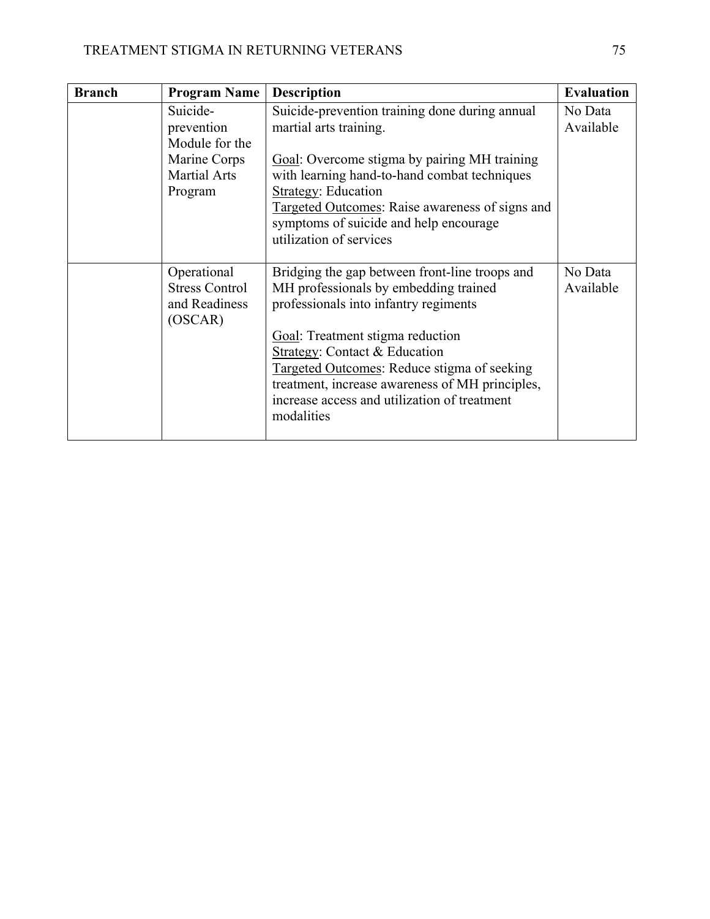| Branch | Program Name | Description | Evaluation |
|---|---|---|---|
| | Suicide-prevention Module for the Marine Corps Martial Arts Program | Suicide-prevention training done during annual martial arts training.<br><br>Goal: Overcome stigma by pairing MH training with learning hand-to-hand combat techniques<br>Strategy: Education<br>Targeted Outcomes: Raise awareness of signs and symptoms of suicide and help encourage utilization of services | No Data Available |
| | Operational Stress Control and Readiness (OSCAR) | Bridging the gap between front-line troops and MH professionals by embedding trained professionals into infantry regiments<br><br>Goal: Treatment stigma reduction<br>Strategy: Contact & Education<br>Targeted Outcomes: Reduce stigma of seeking treatment, increase awareness of MH principles, increase access and utilization of treatment modalities | No Data Available |